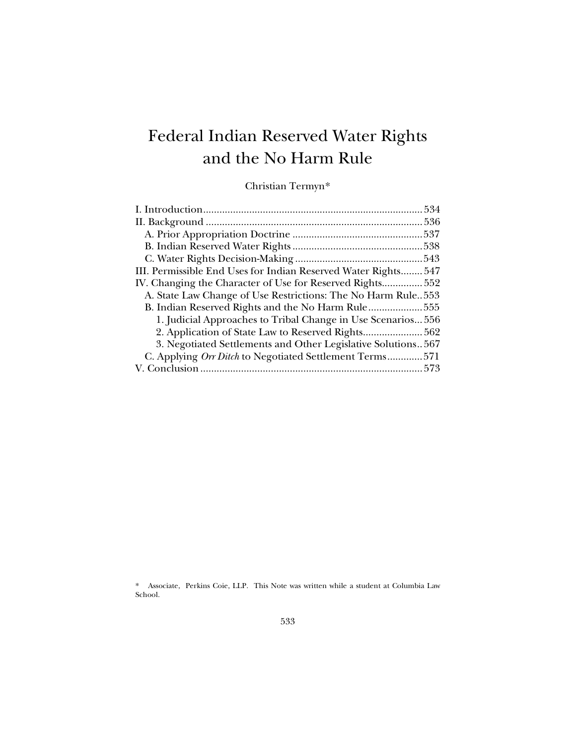# Federal Indian Reserved Water Rights and the No Harm Rule

Christian Termyn*

I. Introduction ............................................................................ 534
II. Background ............................................................................ 536
  A. Prior Appropriation Doctrine ............................................ 537
  B. Indian Reserved Water Rights ............................................ 538
  C. Water Rights Decision-Making ........................................... 543
III. Permissible End Uses for Indian Reserved Water Rights........ 547
IV. Changing the Character of Use for Reserved Rights............... 552
  A. State Law Change of Use Restrictions: The No Harm Rule.. 553
  B. Indian Reserved Rights and the No Harm Rule .................... 555
    1. Judicial Approaches to Tribal Change in Use Scenarios... 556
    2. Application of State Law to Reserved Rights..................... 562
    3. Negotiated Settlements and Other Legislative Solutions.. 567
  C. Applying *Orr Ditch* to Negotiated Settlement Terms............ 571
V. Conclusion ............................................................................ 573

\* Associate, Perkins Coie, LLP. This Note was written while a student at Columbia Law School.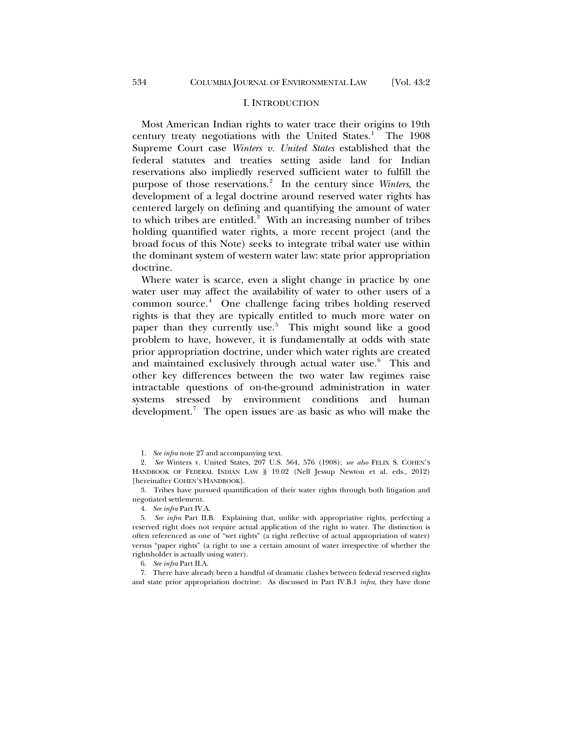## I. INTRODUCTION

Most American Indian rights to water trace their origins to 19th century treaty negotiations with the United States.[1] The 1908 Supreme Court case *Winters v. United States* established that the federal statutes and treaties setting aside land for Indian reservations also impliedly reserved sufficient water to fulfill the purpose of those reservations.[2] In the century since *Winters,* the development of a legal doctrine around reserved water rights has centered largely on defining and quantifying the amount of water to which tribes are entitled.[3] With an increasing number of tribes holding quantified water rights, a more recent project (and the broad focus of this Note) seeks to integrate tribal water use within the dominant system of western water law: state prior appropriation doctrine.

Where water is scarce, even a slight change in practice by one water user may affect the availability of water to other users of a common source.[4] One challenge facing tribes holding reserved rights is that they are typically entitled to much more water on paper than they currently use.[5] This might sound like a good problem to have, however, it is fundamentally at odds with state prior appropriation doctrine, under which water rights are created and maintained exclusively through actual water use.[6] This and other key differences between the two water law regimes raise intractable questions of on-the-ground administration in water systems stressed by environment conditions and human development.[7] The open issues are as basic as who will make the

1. *See infra* note 27 and accompanying text.

2. *See* Winters v. United States, 207 U.S. 564, 576 (1908); *see also* FELIX S. COHEN'S HANDBOOK OF FEDERAL INDIAN LAW § 19.02 (Nell Jessup Newton et al. eds., 2012) [hereinafter COHEN'S HANDBOOK].

3. Tribes have pursued quantification of their water rights through both litigation and negotiated settlement.

4. *See infra* Part IV.A.

5. *See infra* Part II.B. Explaining that, unlike with appropriative rights, perfecting a reserved right does not require actual application of the right to water. The distinction is often referenced as one of "wet rights" (a right reflective of actual appropriation of water) versus "paper rights" (a right to use a certain amount of water irrespective of whether the rightsholder is actually using water).

6. *See infra* Part II.A.

7. There have already been a handful of dramatic clashes between federal reserved rights and state prior appropriation doctrine. As discussed in Part IV.B.1 *infra*, they have done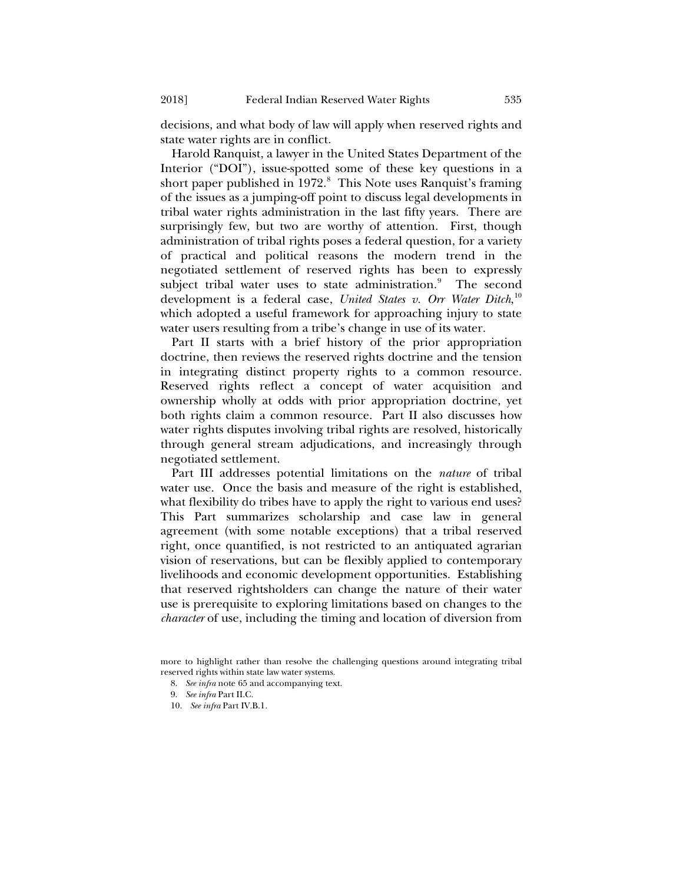decisions, and what body of law will apply when reserved rights and state water rights are in conflict.

Harold Ranquist, a lawyer in the United States Department of the Interior ("DOI"), issue-spotted some of these key questions in a short paper published in 1972.[8] This Note uses Ranquist's framing of the issues as a jumping-off point to discuss legal developments in tribal water rights administration in the last fifty years. There are surprisingly few, but two are worthy of attention. First, though administration of tribal rights poses a federal question, for a variety of practical and political reasons the modern trend in the negotiated settlement of reserved rights has been to expressly subject tribal water uses to state administration.[9] The second development is a federal case, *United States v. Orr Water Ditch*,[10] which adopted a useful framework for approaching injury to state water users resulting from a tribe's change in use of its water.

Part II starts with a brief history of the prior appropriation doctrine, then reviews the reserved rights doctrine and the tension in integrating distinct property rights to a common resource. Reserved rights reflect a concept of water acquisition and ownership wholly at odds with prior appropriation doctrine, yet both rights claim a common resource. Part II also discusses how water rights disputes involving tribal rights are resolved, historically through general stream adjudications, and increasingly through negotiated settlement.

Part III addresses potential limitations on the *nature* of tribal water use. Once the basis and measure of the right is established, what flexibility do tribes have to apply the right to various end uses? This Part summarizes scholarship and case law in general agreement (with some notable exceptions) that a tribal reserved right, once quantified, is not restricted to an antiquated agrarian vision of reservations, but can be flexibly applied to contemporary livelihoods and economic development opportunities. Establishing that reserved rightsholders can change the nature of their water use is prerequisite to exploring limitations based on changes to the *character* of use, including the timing and location of diversion from

more to highlight rather than resolve the challenging questions around integrating tribal reserved rights within state law water systems.

8. *See infra* note 65 and accompanying text.

9. *See infra* Part II.C.

10. *See infra* Part IV.B.1.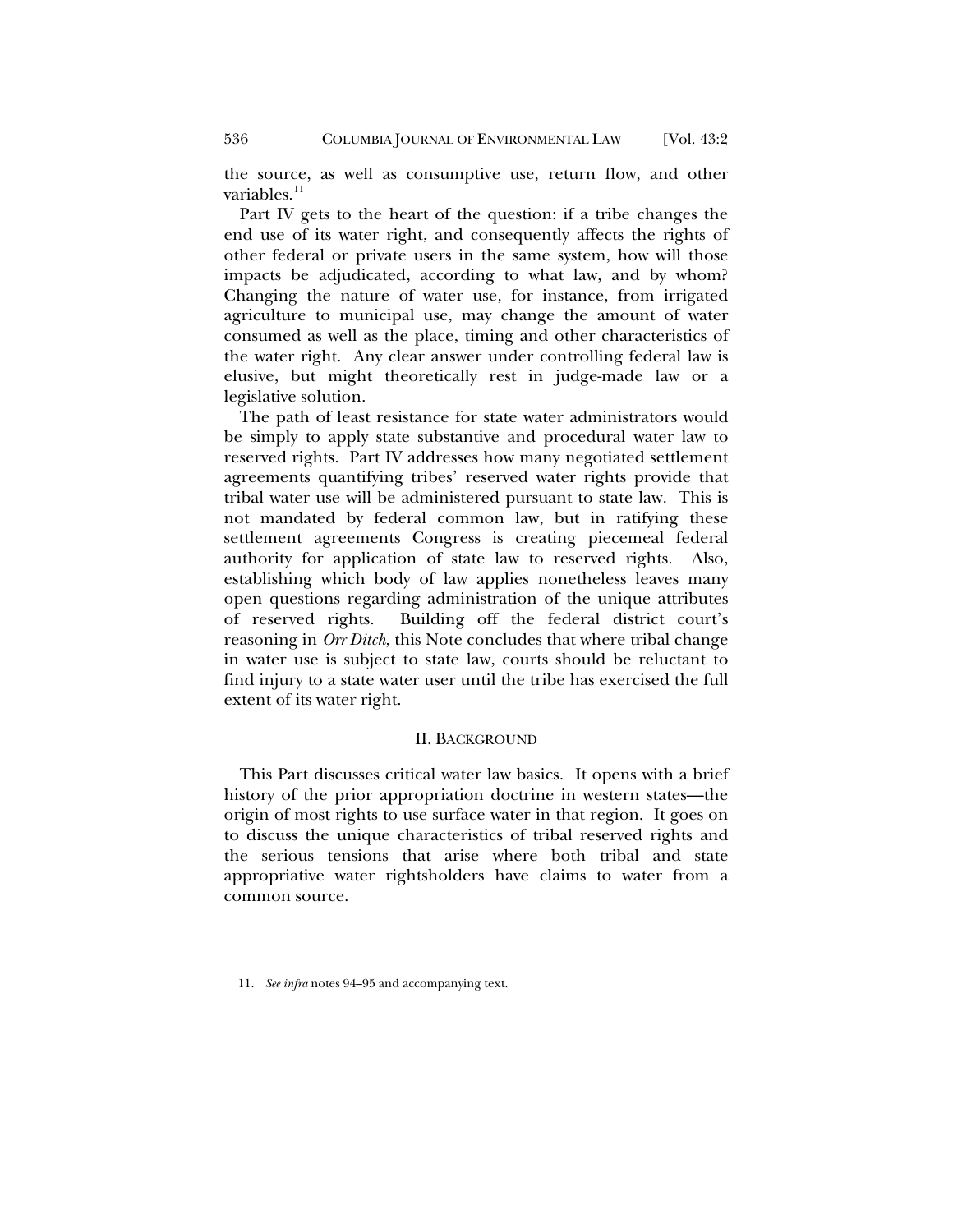the source, as well as consumptive use, return flow, and other variables.[11]

Part IV gets to the heart of the question: if a tribe changes the end use of its water right, and consequently affects the rights of other federal or private users in the same system, how will those impacts be adjudicated, according to what law, and by whom? Changing the nature of water use, for instance, from irrigated agriculture to municipal use, may change the amount of water consumed as well as the place, timing and other characteristics of the water right. Any clear answer under controlling federal law is elusive, but might theoretically rest in judge-made law or a legislative solution.

The path of least resistance for state water administrators would be simply to apply state substantive and procedural water law to reserved rights. Part IV addresses how many negotiated settlement agreements quantifying tribes' reserved water rights provide that tribal water use will be administered pursuant to state law. This is not mandated by federal common law, but in ratifying these settlement agreements Congress is creating piecemeal federal authority for application of state law to reserved rights. Also, establishing which body of law applies nonetheless leaves many open questions regarding administration of the unique attributes of reserved rights. Building off the federal district court's reasoning in *Orr Ditch*, this Note concludes that where tribal change in water use is subject to state law, courts should be reluctant to find injury to a state water user until the tribe has exercised the full extent of its water right.

## II. BACKGROUND

This Part discusses critical water law basics. It opens with a brief history of the prior appropriation doctrine in western states—the origin of most rights to use surface water in that region. It goes on to discuss the unique characteristics of tribal reserved rights and the serious tensions that arise where both tribal and state appropriative water rightsholders have claims to water from a common source.

11. *See infra* notes 94–95 and accompanying text.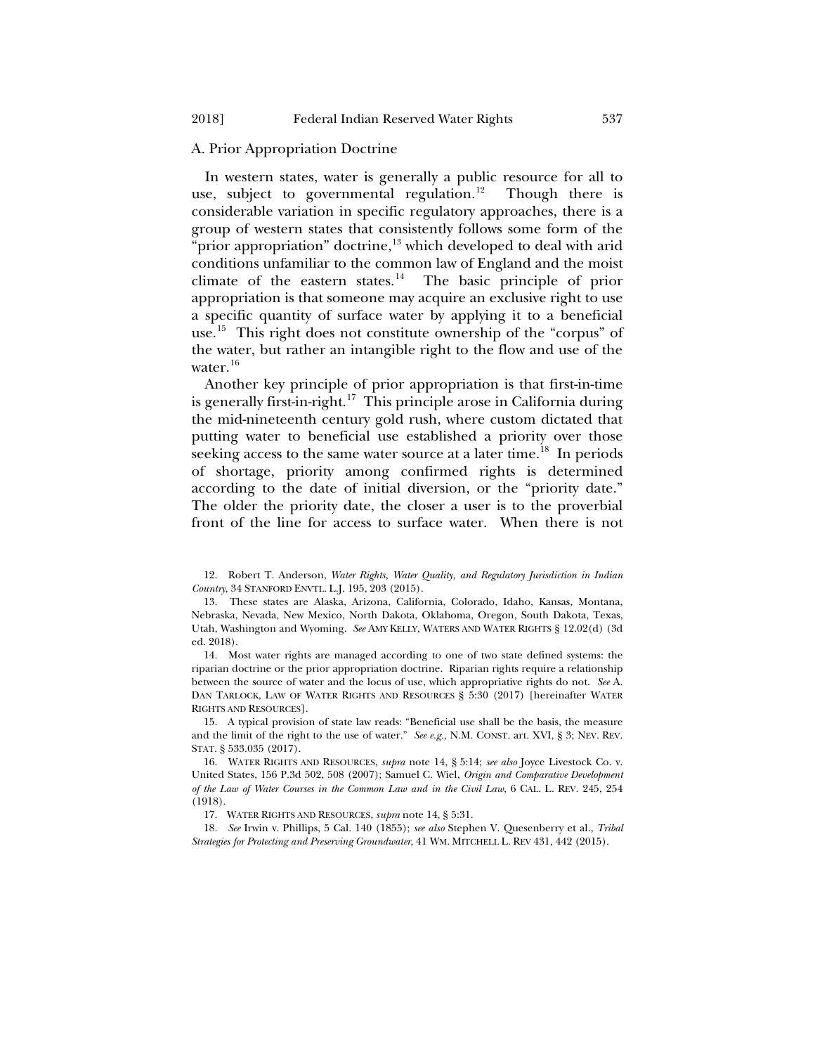### A. Prior Appropriation Doctrine

In western states, water is generally a public resource for all to use, subject to governmental regulation.[12] Though there is considerable variation in specific regulatory approaches, there is a group of western states that consistently follows some form of the "prior appropriation" doctrine,[13] which developed to deal with arid conditions unfamiliar to the common law of England and the moist climate of the eastern states.[14] The basic principle of prior appropriation is that someone may acquire an exclusive right to use a specific quantity of surface water by applying it to a beneficial use.[15] This right does not constitute ownership of the "corpus" of the water, but rather an intangible right to the flow and use of the water.[16]

Another key principle of prior appropriation is that first-in-time is generally first-in-right.[17] This principle arose in California during the mid-nineteenth century gold rush, where custom dictated that putting water to beneficial use established a priority over those seeking access to the same water source at a later time.[18] In periods of shortage, priority among confirmed rights is determined according to the date of initial diversion, or the "priority date." The older the priority date, the closer a user is to the proverbial front of the line for access to surface water. When there is not

---

12. Robert T. Anderson, *Water Rights, Water Quality, and Regulatory Jurisdiction in Indian Country*, 34 STANFORD ENVTL. L.J. 195, 203 (2015).

13. These states are Alaska, Arizona, California, Colorado, Idaho, Kansas, Montana, Nebraska, Nevada, New Mexico, North Dakota, Oklahoma, Oregon, South Dakota, Texas, Utah, Washington and Wyoming. *See* AMY KELLY, WATERS AND WATER RIGHTS § 12.02(d) (3d ed. 2018).

14. Most water rights are managed according to one of two state defined systems: the riparian doctrine or the prior appropriation doctrine. Riparian rights require a relationship between the source of water and the locus of use, which appropriative rights do not. *See* A. DAN TARLOCK, LAW OF WATER RIGHTS AND RESOURCES § 5:30 (2017) [hereinafter WATER RIGHTS AND RESOURCES].

15. A typical provision of state law reads: "Beneficial use shall be the basis, the measure and the limit of the right to the use of water." *See e.g.,* N.M. CONST. art. XVI, § 3; NEV. REV. STAT. § 533.035 (2017).

16. WATER RIGHTS AND RESOURCES, *supra* note 14, § 5:14; *see also* Joyce Livestock Co. v. United States, 156 P.3d 502, 508 (2007); Samuel C. Wiel, *Origin and Comparative Development of the Law of Water Courses in the Common Law and in the Civil Law*, 6 CAL. L. REV. 245, 254 (1918).

17. WATER RIGHTS AND RESOURCES, *supra* note 14, § 5:31.

18. *See* Irwin v. Phillips, 5 Cal. 140 (1855); *see also* Stephen V. Quesenberry et al., *Tribal Strategies for Protecting and Preserving Groundwater*, 41 WM. MITCHELL L. REV 431, 442 (2015).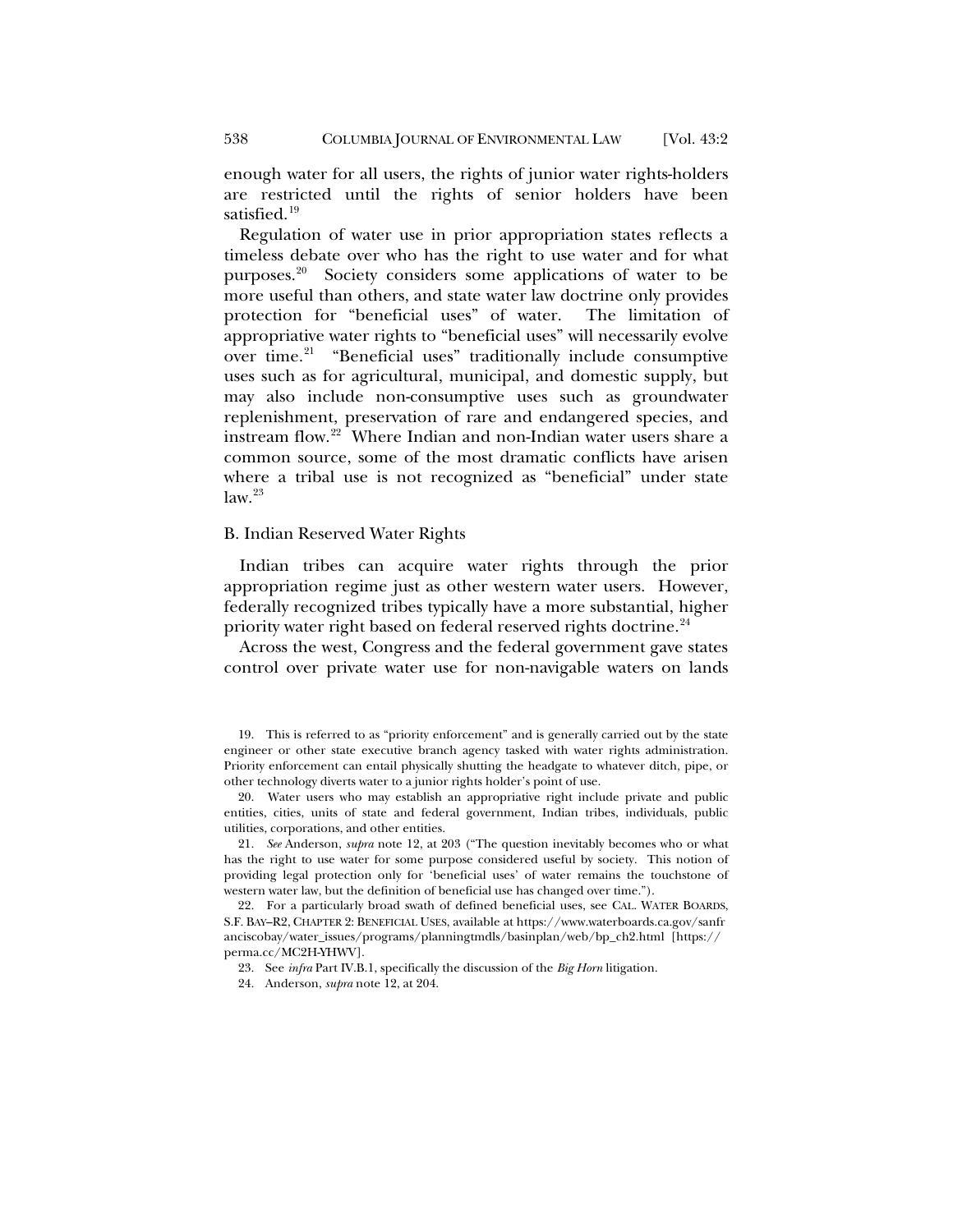enough water for all users, the rights of junior water rights-holders are restricted until the rights of senior holders have been satisfied.[19]

Regulation of water use in prior appropriation states reflects a timeless debate over who has the right to use water and for what purposes.[20] Society considers some applications of water to be more useful than others, and state water law doctrine only provides protection for "beneficial uses" of water. The limitation of appropriative water rights to "beneficial uses" will necessarily evolve over time.[21] "Beneficial uses" traditionally include consumptive uses such as for agricultural, municipal, and domestic supply, but may also include non-consumptive uses such as groundwater replenishment, preservation of rare and endangered species, and instream flow.[22] Where Indian and non-Indian water users share a common source, some of the most dramatic conflicts have arisen where a tribal use is not recognized as "beneficial" under state law.[23]

### B. Indian Reserved Water Rights

Indian tribes can acquire water rights through the prior appropriation regime just as other western water users. However, federally recognized tribes typically have a more substantial, higher priority water right based on federal reserved rights doctrine.[24]

Across the west, Congress and the federal government gave states control over private water use for non-navigable waters on lands

---

19. This is referred to as "priority enforcement" and is generally carried out by the state engineer or other state executive branch agency tasked with water rights administration. Priority enforcement can entail physically shutting the headgate to whatever ditch, pipe, or other technology diverts water to a junior rights holder's point of use.

20. Water users who may establish an appropriative right include private and public entities, cities, units of state and federal government, Indian tribes, individuals, public utilities, corporations, and other entities.

21. *See* Anderson, *supra* note 12, at 203 ("The question inevitably becomes who or what has the right to use water for some purpose considered useful by society. This notion of providing legal protection only for 'beneficial uses' of water remains the touchstone of western water law, but the definition of beneficial use has changed over time.").

22. For a particularly broad swath of defined beneficial uses, see CAL. WATER BOARDS, S.F. BAY–R2, CHAPTER 2: BENEFICIAL USES, available at https://www.waterboards.ca.gov/sanfranciscobay/water_issues/programs/planningtmdls/basinplan/web/bp_ch2.html [https://perma.cc/MC2H-YHWV].

23. See *infra* Part IV.B.1, specifically the discussion of the *Big Horn* litigation.

24. Anderson, *supra* note 12, at 204.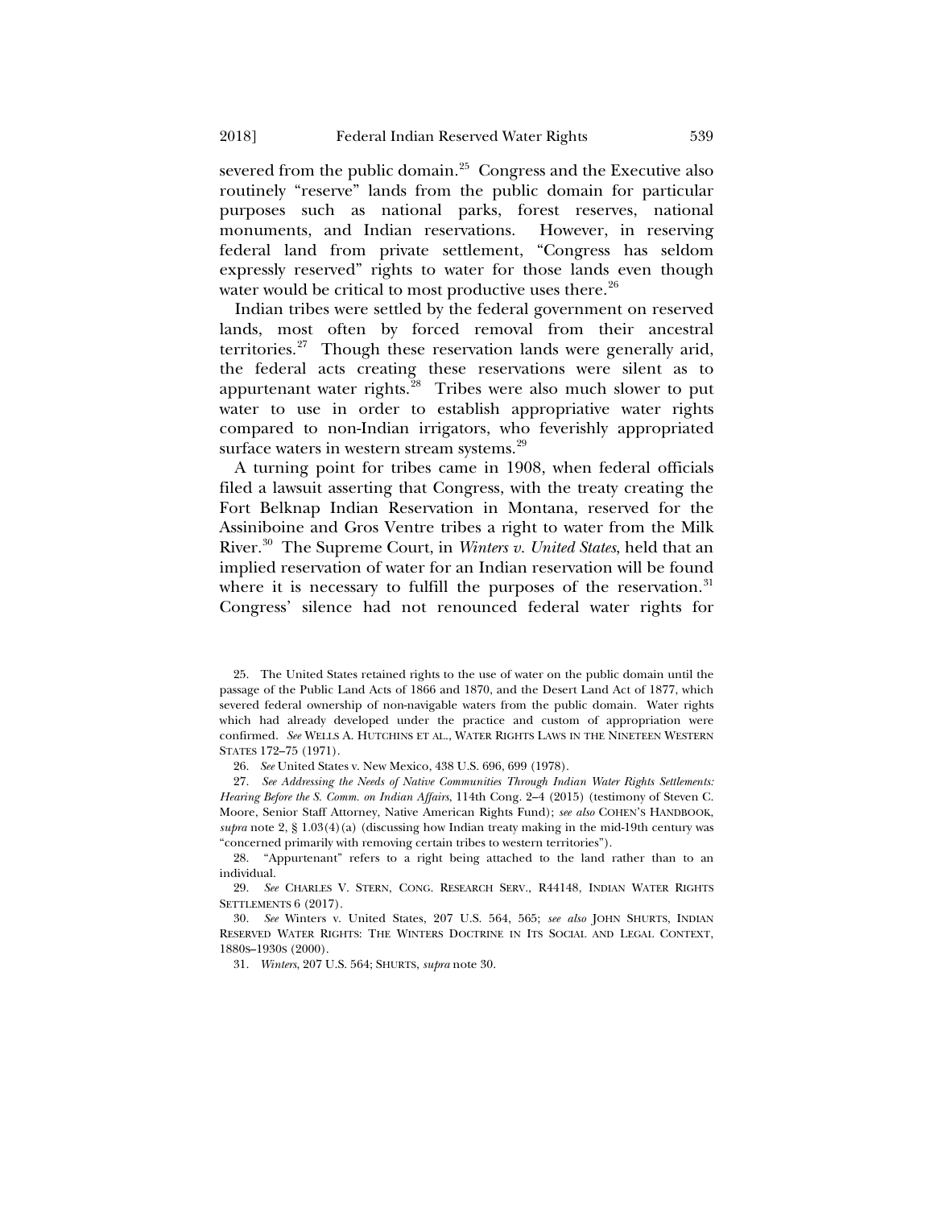severed from the public domain.[25] Congress and the Executive also routinely "reserve" lands from the public domain for particular purposes such as national parks, forest reserves, national monuments, and Indian reservations. However, in reserving federal land from private settlement, "Congress has seldom expressly reserved" rights to water for those lands even though water would be critical to most productive uses there.[26]

Indian tribes were settled by the federal government on reserved lands, most often by forced removal from their ancestral territories.[27] Though these reservation lands were generally arid, the federal acts creating these reservations were silent as to appurtenant water rights.[28] Tribes were also much slower to put water to use in order to establish appropriative water rights compared to non-Indian irrigators, who feverishly appropriated surface waters in western stream systems.[29]

A turning point for tribes came in 1908, when federal officials filed a lawsuit asserting that Congress, with the treaty creating the Fort Belknap Indian Reservation in Montana, reserved for the Assiniboine and Gros Ventre tribes a right to water from the Milk River.[30] The Supreme Court, in *Winters v. United States*, held that an implied reservation of water for an Indian reservation will be found where it is necessary to fulfill the purposes of the reservation.[31] Congress' silence had not renounced federal water rights for

---

25. The United States retained rights to the use of water on the public domain until the passage of the Public Land Acts of 1866 and 1870, and the Desert Land Act of 1877, which severed federal ownership of non-navigable waters from the public domain. Water rights which had already developed under the practice and custom of appropriation were confirmed. *See* WELLS A. HUTCHINS ET AL., WATER RIGHTS LAWS IN THE NINETEEN WESTERN STATES 172–75 (1971).

26. *See* United States v. New Mexico, 438 U.S. 696, 699 (1978).

27. *See Addressing the Needs of Native Communities Through Indian Water Rights Settlements: Hearing Before the S. Comm. on Indian Affairs*, 114th Cong. 2–4 (2015) (testimony of Steven C. Moore, Senior Staff Attorney, Native American Rights Fund); *see also* COHEN'S HANDBOOK, *supra* note 2, § 1.03(4)(a) (discussing how Indian treaty making in the mid-19th century was "concerned primarily with removing certain tribes to western territories").

28. "Appurtenant" refers to a right being attached to the land rather than to an individual.

29. *See* CHARLES V. STERN, CONG. RESEARCH SERV., R44148, INDIAN WATER RIGHTS SETTLEMENTS 6 (2017).

30. *See* Winters v. United States, 207 U.S. 564, 565; *see also* JOHN SHURTS, INDIAN RESERVED WATER RIGHTS: THE WINTERS DOCTRINE IN ITS SOCIAL AND LEGAL CONTEXT, 1880S–1930S (2000).

31. *Winters*, 207 U.S. 564; SHURTS, *supra* note 30.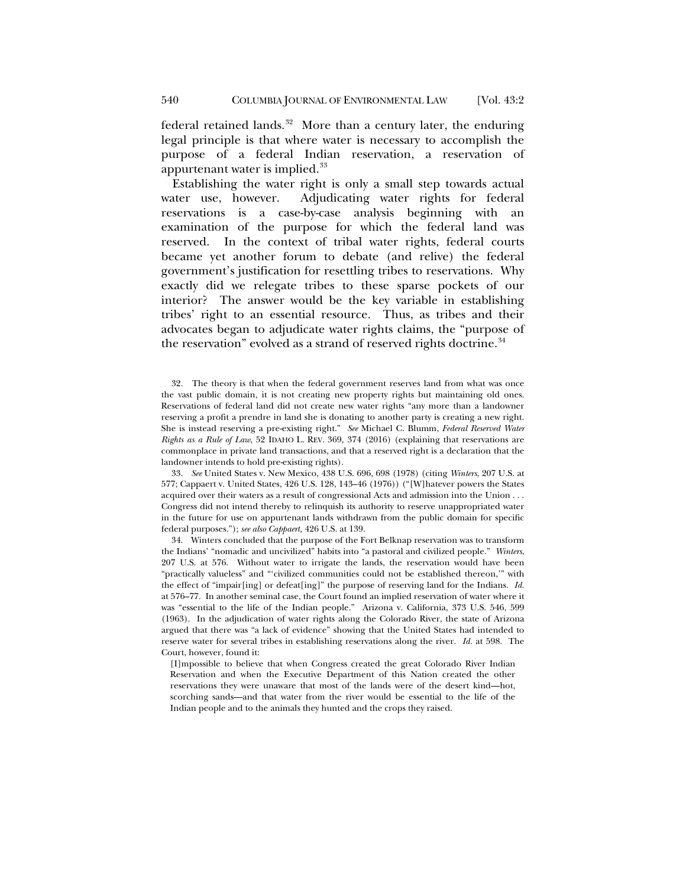federal retained lands.[32] More than a century later, the enduring legal principle is that where water is necessary to accomplish the purpose of a federal Indian reservation, a reservation of appurtenant water is implied.[33]

Establishing the water right is only a small step towards actual water use, however. Adjudicating water rights for federal reservations is a case-by-case analysis beginning with an examination of the purpose for which the federal land was reserved. In the context of tribal water rights, federal courts became yet another forum to debate (and relive) the federal government's justification for resettling tribes to reservations. Why exactly did we relegate tribes to these sparse pockets of our interior? The answer would be the key variable in establishing tribes' right to an essential resource. Thus, as tribes and their advocates began to adjudicate water rights claims, the "purpose of the reservation" evolved as a strand of reserved rights doctrine.[34]

---

32. The theory is that when the federal government reserves land from what was once the vast public domain, it is not creating new property rights but maintaining old ones. Reservations of federal land did not create new water rights "any more than a landowner reserving a profit a prendre in land she is donating to another party is creating a new right. She is instead reserving a pre-existing right." *See* Michael C. Blumm, *Federal Reserved Water Rights as a Rule of Law*, 52 IDAHO L. REV. 369, 374 (2016) (explaining that reservations are commonplace in private land transactions, and that a reserved right is a declaration that the landowner intends to hold pre-existing rights).

33. *See* United States v. New Mexico, 438 U.S. 696, 698 (1978) (citing *Winters*, 207 U.S. at 577; Cappaert v. United States, 426 U.S. 128, 143–46 (1976)) ("[W]hatever powers the States acquired over their waters as a result of congressional Acts and admission into the Union . . . Congress did not intend thereby to relinquish its authority to reserve unappropriated water in the future for use on appurtenant lands withdrawn from the public domain for specific federal purposes."); *see also Cappaert*, 426 U.S. at 139.

34. Winters concluded that the purpose of the Fort Belknap reservation was to transform the Indians' "nomadic and uncivilized" habits into "a pastoral and civilized people." *Winters*, 207 U.S. at 576. Without water to irrigate the lands, the reservation would have been "practically valueless" and "'civilized communities could not be established thereon,'" with the effect of "impair[ing] or defeat[ing]" the purpose of reserving land for the Indians. *Id.* at 576–77. In another seminal case, the Court found an implied reservation of water where it was "essential to the life of the Indian people." Arizona v. California, 373 U.S. 546, 599 (1963). In the adjudication of water rights along the Colorado River, the state of Arizona argued that there was "a lack of evidence" showing that the United States had intended to reserve water for several tribes in establishing reservations along the river. *Id.* at 598. The Court, however, found it:

> [I]mpossible to believe that when Congress created the great Colorado River Indian Reservation and when the Executive Department of this Nation created the other reservations they were unaware that most of the lands were of the desert kind—hot, scorching sands—and that water from the river would be essential to the life of the Indian people and to the animals they hunted and the crops they raised.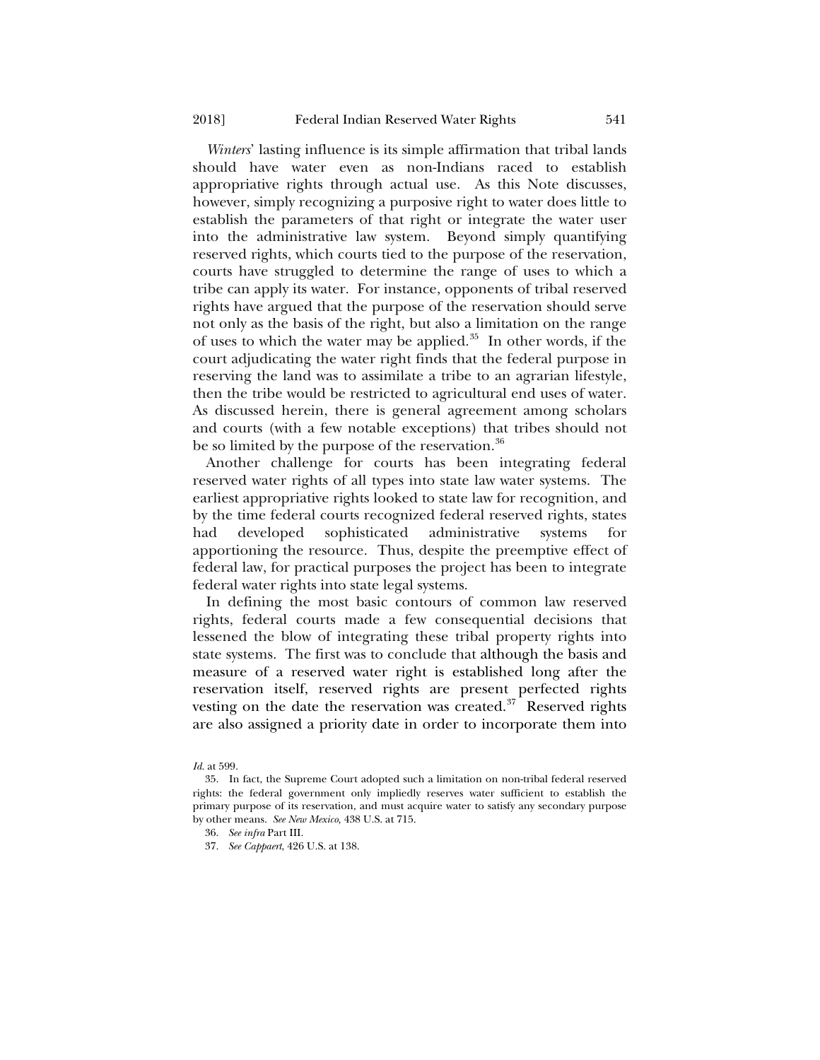*Winters*' lasting influence is its simple affirmation that tribal lands should have water even as non-Indians raced to establish appropriative rights through actual use. As this Note discusses, however, simply recognizing a purposive right to water does little to establish the parameters of that right or integrate the water user into the administrative law system. Beyond simply quantifying reserved rights, which courts tied to the purpose of the reservation, courts have struggled to determine the range of uses to which a tribe can apply its water. For instance, opponents of tribal reserved rights have argued that the purpose of the reservation should serve not only as the basis of the right, but also a limitation on the range of uses to which the water may be applied.[35] In other words, if the court adjudicating the water right finds that the federal purpose in reserving the land was to assimilate a tribe to an agrarian lifestyle, then the tribe would be restricted to agricultural end uses of water. As discussed herein, there is general agreement among scholars and courts (with a few notable exceptions) that tribes should not be so limited by the purpose of the reservation.[36]

Another challenge for courts has been integrating federal reserved water rights of all types into state law water systems. The earliest appropriative rights looked to state law for recognition, and by the time federal courts recognized federal reserved rights, states had developed sophisticated administrative systems for apportioning the resource. Thus, despite the preemptive effect of federal law, for practical purposes the project has been to integrate federal water rights into state legal systems.

In defining the most basic contours of common law reserved rights, federal courts made a few consequential decisions that lessened the blow of integrating these tribal property rights into state systems. The first was to conclude that although the basis and measure of a reserved water right is established long after the reservation itself, reserved rights are present perfected rights vesting on the date the reservation was created.[37] Reserved rights are also assigned a priority date in order to incorporate them into

*Id.* at 599.

35. In fact, the Supreme Court adopted such a limitation on non-tribal federal reserved rights: the federal government only impliedly reserves water sufficient to establish the primary purpose of its reservation, and must acquire water to satisfy any secondary purpose by other means. *See New Mexico,* 438 U.S. at 715.

36. *See infra* Part III.

37. *See Cappaert*, 426 U.S. at 138.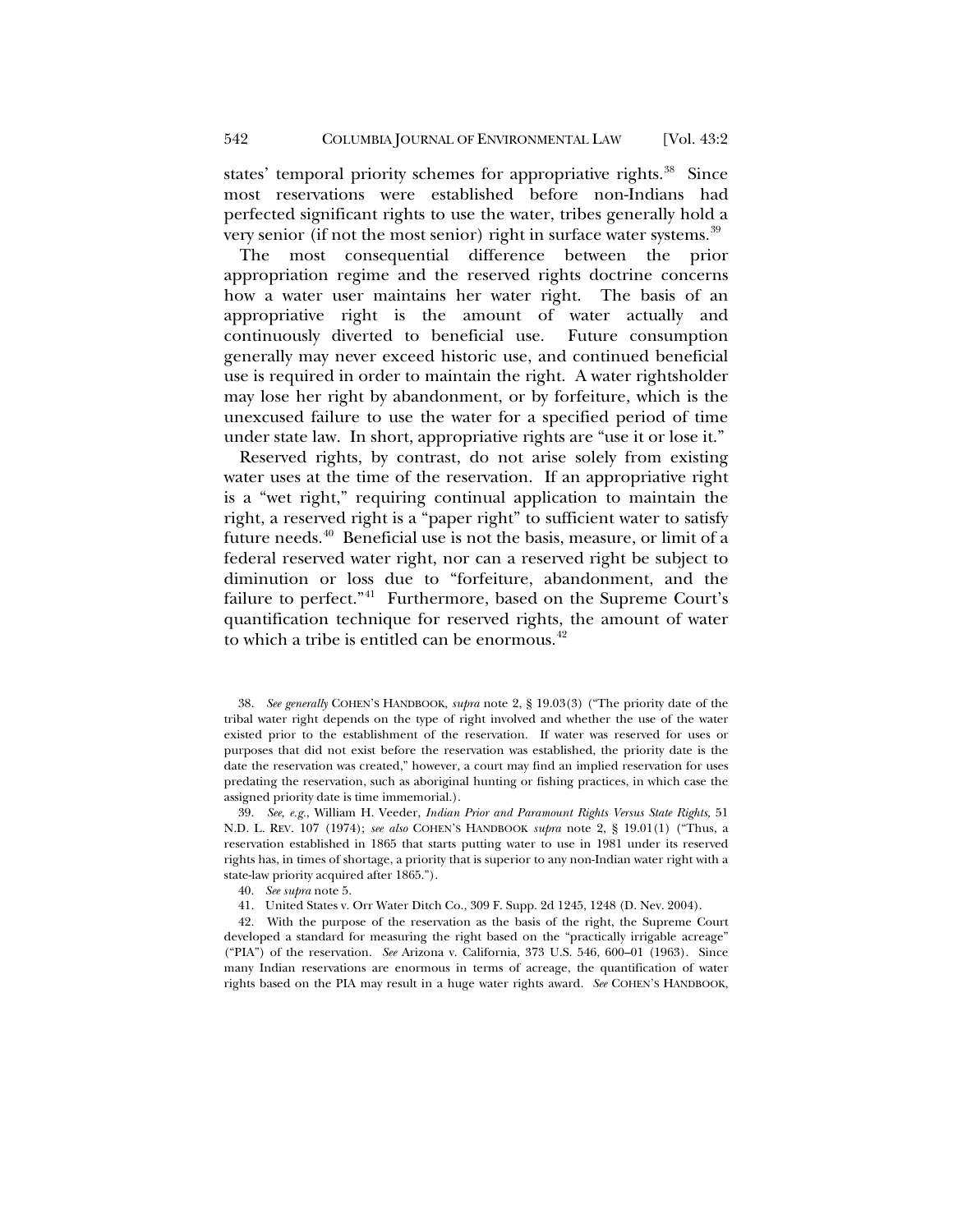states' temporal priority schemes for appropriative rights.[38] Since most reservations were established before non-Indians had perfected significant rights to use the water, tribes generally hold a very senior (if not the most senior) right in surface water systems.[39]

The most consequential difference between the prior appropriation regime and the reserved rights doctrine concerns how a water user maintains her water right. The basis of an appropriative right is the amount of water actually and continuously diverted to beneficial use. Future consumption generally may never exceed historic use, and continued beneficial use is required in order to maintain the right. A water rightsholder may lose her right by abandonment, or by forfeiture, which is the unexcused failure to use the water for a specified period of time under state law. In short, appropriative rights are "use it or lose it."

Reserved rights, by contrast, do not arise solely from existing water uses at the time of the reservation. If an appropriative right is a "wet right," requiring continual application to maintain the right, a reserved right is a "paper right" to sufficient water to satisfy future needs.[40] Beneficial use is not the basis, measure, or limit of a federal reserved water right, nor can a reserved right be subject to diminution or loss due to "forfeiture, abandonment, and the failure to perfect."[41] Furthermore, based on the Supreme Court's quantification technique for reserved rights, the amount of water to which a tribe is entitled can be enormous.[42]

38. *See generally* COHEN'S HANDBOOK, *supra* note 2, § 19.03(3) ("The priority date of the tribal water right depends on the type of right involved and whether the use of the water existed prior to the establishment of the reservation. If water was reserved for uses or purposes that did not exist before the reservation was established, the priority date is the date the reservation was created," however, a court may find an implied reservation for uses predating the reservation, such as aboriginal hunting or fishing practices, in which case the assigned priority date is time immemorial.).

39. *See, e.g.*, William H. Veeder, *Indian Prior and Paramount Rights Versus State Rights*, 51 N.D. L. REV. 107 (1974); *see also* COHEN'S HANDBOOK *supra* note 2, § 19.01(1) ("Thus, a reservation established in 1865 that starts putting water to use in 1981 under its reserved rights has, in times of shortage, a priority that is superior to any non-Indian water right with a state-law priority acquired after 1865.").

40. *See supra* note 5.

41. United States v. Orr Water Ditch Co., 309 F. Supp. 2d 1245, 1248 (D. Nev. 2004).

42. With the purpose of the reservation as the basis of the right, the Supreme Court developed a standard for measuring the right based on the "practically irrigable acreage" ("PIA") of the reservation. *See* Arizona v. California, 373 U.S. 546, 600–01 (1963). Since many Indian reservations are enormous in terms of acreage, the quantification of water rights based on the PIA may result in a huge water rights award. *See* COHEN'S HANDBOOK,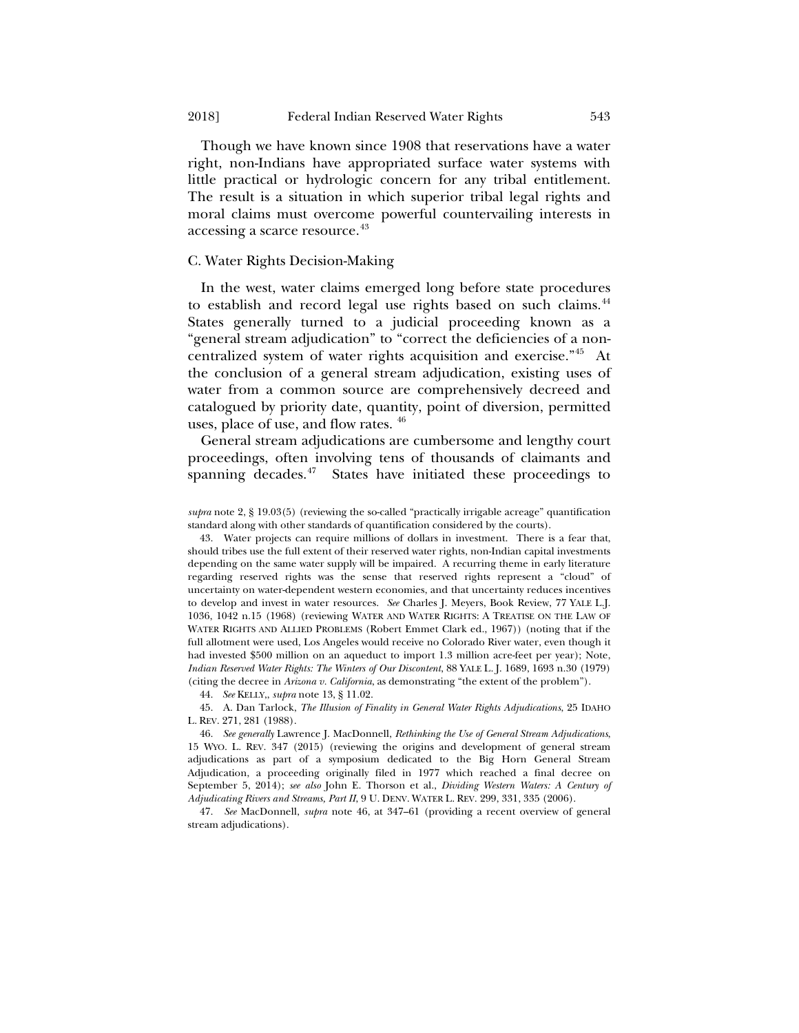Though we have known since 1908 that reservations have a water right, non-Indians have appropriated surface water systems with little practical or hydrologic concern for any tribal entitlement. The result is a situation in which superior tribal legal rights and moral claims must overcome powerful countervailing interests in accessing a scarce resource.[43]

### C. Water Rights Decision-Making

In the west, water claims emerged long before state procedures to establish and record legal use rights based on such claims.[44] States generally turned to a judicial proceeding known as a "general stream adjudication" to "correct the deficiencies of a non-centralized system of water rights acquisition and exercise."[45] At the conclusion of a general stream adjudication, existing uses of water from a common source are comprehensively decreed and catalogued by priority date, quantity, point of diversion, permitted uses, place of use, and flow rates.[46]

General stream adjudications are cumbersome and lengthy court proceedings, often involving tens of thousands of claimants and spanning decades.[47] States have initiated these proceedings to

---

*supra* note 2, § 19.03(5) (reviewing the so-called "practically irrigable acreage" quantification standard along with other standards of quantification considered by the courts).

43. Water projects can require millions of dollars in investment. There is a fear that, should tribes use the full extent of their reserved water rights, non-Indian capital investments depending on the same water supply will be impaired. A recurring theme in early literature regarding reserved rights was the sense that reserved rights represent a "cloud" of uncertainty on water-dependent western economies, and that uncertainty reduces incentives to develop and invest in water resources. *See* Charles J. Meyers, Book Review, 77 YALE L.J. 1036, 1042 n.15 (1968) (reviewing WATER AND WATER RIGHTS: A TREATISE ON THE LAW OF WATER RIGHTS AND ALLIED PROBLEMS (Robert Emmet Clark ed., 1967)) (noting that if the full allotment were used, Los Angeles would receive no Colorado River water, even though it had invested $500 million on an aqueduct to import 1.3 million acre-feet per year); Note, *Indian Reserved Water Rights: The Winters of Our Discontent*, 88 YALE L. J. 1689, 1693 n.30 (1979) (citing the decree in *Arizona v. California*, as demonstrating "the extent of the problem").

44. *See* KELLY,, *supra* note 13, § 11.02.

45. A. Dan Tarlock, *The Illusion of Finality in General Water Rights Adjudications*, 25 IDAHO L. REV. 271, 281 (1988).

46. *See generally* Lawrence J. MacDonnell, *Rethinking the Use of General Stream Adjudications*, 15 WYO. L. REV. 347 (2015) (reviewing the origins and development of general stream adjudications as part of a symposium dedicated to the Big Horn General Stream Adjudication, a proceeding originally filed in 1977 which reached a final decree on September 5, 2014); *see also* John E. Thorson et al., *Dividing Western Waters: A Century of Adjudicating Rivers and Streams, Part II*, 9 U. DENV. WATER L. REV. 299, 331, 335 (2006).

47. *See* MacDonnell, *supra* note 46, at 347–61 (providing a recent overview of general stream adjudications).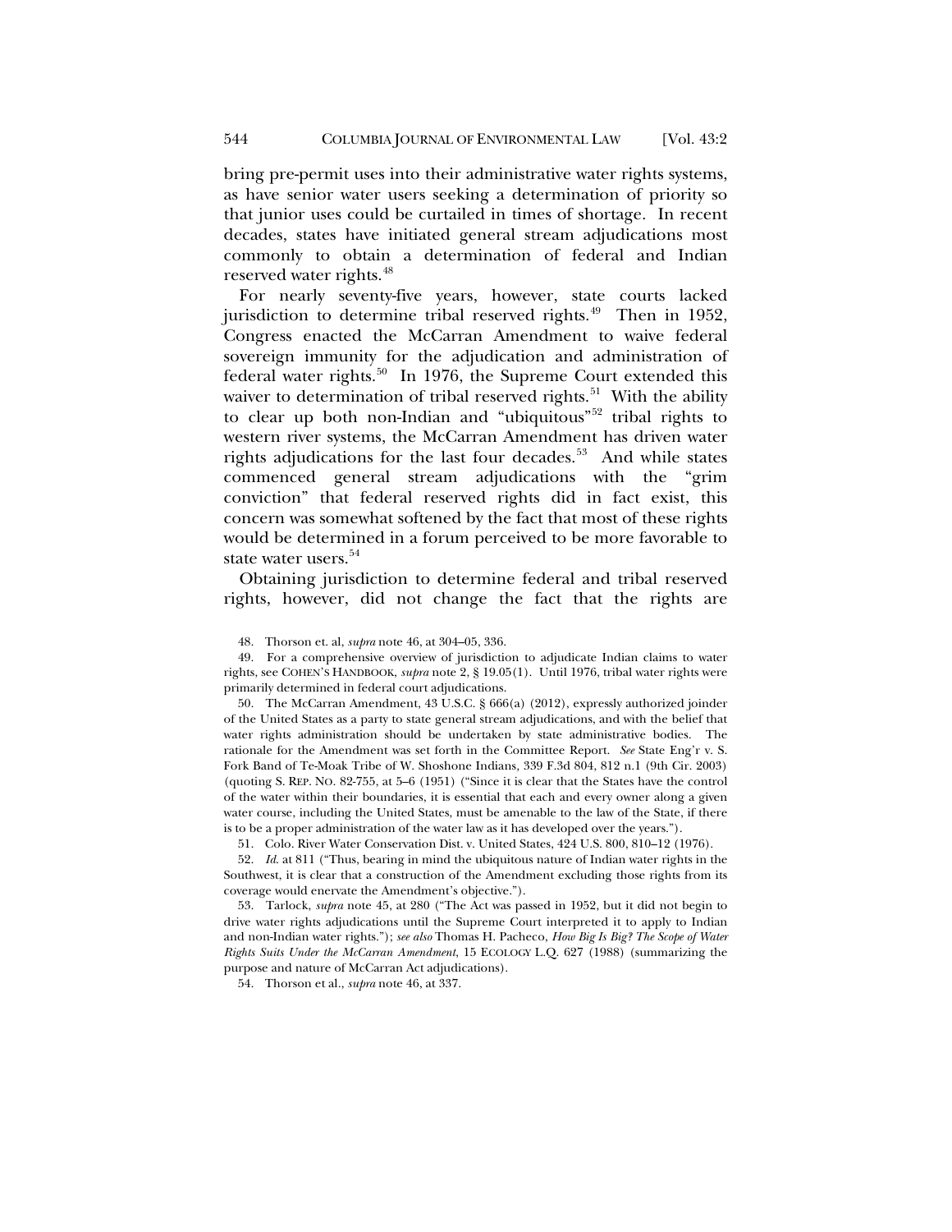bring pre-permit uses into their administrative water rights systems, as have senior water users seeking a determination of priority so that junior uses could be curtailed in times of shortage. In recent decades, states have initiated general stream adjudications most commonly to obtain a determination of federal and Indian reserved water rights.[48]

For nearly seventy-five years, however, state courts lacked jurisdiction to determine tribal reserved rights.[49] Then in 1952, Congress enacted the McCarran Amendment to waive federal sovereign immunity for the adjudication and administration of federal water rights.[50] In 1976, the Supreme Court extended this waiver to determination of tribal reserved rights.[51] With the ability to clear up both non-Indian and "ubiquitous"[52] tribal rights to western river systems, the McCarran Amendment has driven water rights adjudications for the last four decades.[53] And while states commenced general stream adjudications with the "grim conviction" that federal reserved rights did in fact exist, this concern was somewhat softened by the fact that most of these rights would be determined in a forum perceived to be more favorable to state water users.[54]

Obtaining jurisdiction to determine federal and tribal reserved rights, however, did not change the fact that the rights are

48. Thorson et. al, *supra* note 46, at 304–05, 336.

49. For a comprehensive overview of jurisdiction to adjudicate Indian claims to water rights, see COHEN'S HANDBOOK, *supra* note 2, § 19.05(1). Until 1976, tribal water rights were primarily determined in federal court adjudications.

50. The McCarran Amendment, 43 U.S.C. § 666(a) (2012), expressly authorized joinder of the United States as a party to state general stream adjudications, and with the belief that water rights administration should be undertaken by state administrative bodies. The rationale for the Amendment was set forth in the Committee Report. *See* State Eng'r v. S. Fork Band of Te-Moak Tribe of W. Shoshone Indians, 339 F.3d 804, 812 n.1 (9th Cir. 2003) (quoting S. REP. NO. 82-755, at 5–6 (1951) ("Since it is clear that the States have the control of the water within their boundaries, it is essential that each and every owner along a given water course, including the United States, must be amenable to the law of the State, if there is to be a proper administration of the water law as it has developed over the years.").

51. Colo. River Water Conservation Dist. v. United States, 424 U.S. 800, 810–12 (1976).

52. *Id.* at 811 ("Thus, bearing in mind the ubiquitous nature of Indian water rights in the Southwest, it is clear that a construction of the Amendment excluding those rights from its coverage would enervate the Amendment's objective.").

53. Tarlock, *supra* note 45, at 280 ("The Act was passed in 1952, but it did not begin to drive water rights adjudications until the Supreme Court interpreted it to apply to Indian and non-Indian water rights."); *see also* Thomas H. Pacheco, *How Big Is Big? The Scope of Water Rights Suits Under the McCarran Amendment*, 15 ECOLOGY L.Q. 627 (1988) (summarizing the purpose and nature of McCarran Act adjudications).

54. Thorson et al., *supra* note 46, at 337.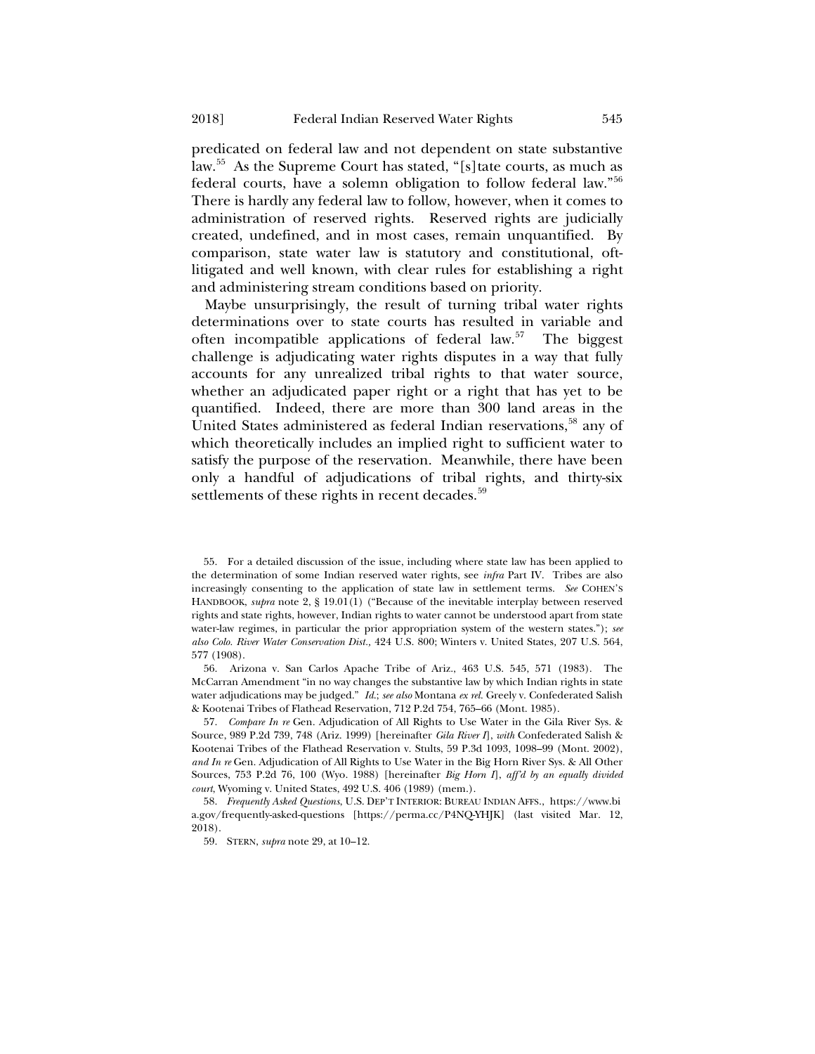predicated on federal law and not dependent on state substantive law.[55] As the Supreme Court has stated, "[s]tate courts, as much as federal courts, have a solemn obligation to follow federal law."[56] There is hardly any federal law to follow, however, when it comes to administration of reserved rights. Reserved rights are judicially created, undefined, and in most cases, remain unquantified. By comparison, state water law is statutory and constitutional, oft-litigated and well known, with clear rules for establishing a right and administering stream conditions based on priority.

Maybe unsurprisingly, the result of turning tribal water rights determinations over to state courts has resulted in variable and often incompatible applications of federal law.[57] The biggest challenge is adjudicating water rights disputes in a way that fully accounts for any unrealized tribal rights to that water source, whether an adjudicated paper right or a right that has yet to be quantified. Indeed, there are more than 300 land areas in the United States administered as federal Indian reservations,[58] any of which theoretically includes an implied right to sufficient water to satisfy the purpose of the reservation. Meanwhile, there have been only a handful of adjudications of tribal rights, and thirty-six settlements of these rights in recent decades.[59]

---

55. For a detailed discussion of the issue, including where state law has been applied to the determination of some Indian reserved water rights, see *infra* Part IV. Tribes are also increasingly consenting to the application of state law in settlement terms. *See* COHEN'S HANDBOOK, *supra* note 2, § 19.01(1) ("Because of the inevitable interplay between reserved rights and state rights, however, Indian rights to water cannot be understood apart from state water-law regimes, in particular the prior appropriation system of the western states."); *see also Colo. River Water Conservation Dist.*, 424 U.S. 800; Winters v. United States, 207 U.S. 564, 577 (1908).

56. Arizona v. San Carlos Apache Tribe of Ariz., 463 U.S. 545, 571 (1983). The McCarran Amendment "in no way changes the substantive law by which Indian rights in state water adjudications may be judged." *Id.*; *see also* Montana *ex rel.* Greely v. Confederated Salish & Kootenai Tribes of Flathead Reservation, 712 P.2d 754, 765–66 (Mont. 1985).

57. *Compare In re* Gen. Adjudication of All Rights to Use Water in the Gila River Sys. & Source, 989 P.2d 739, 748 (Ariz. 1999) [hereinafter *Gila River I*], *with* Confederated Salish & Kootenai Tribes of the Flathead Reservation v. Stults, 59 P.3d 1093, 1098–99 (Mont. 2002), *and In re* Gen. Adjudication of All Rights to Use Water in the Big Horn River Sys. & All Other Sources, 753 P.2d 76, 100 (Wyo. 1988) [hereinafter *Big Horn I*], *aff'd by an equally divided court*, Wyoming v. United States, 492 U.S. 406 (1989) (mem.).

58. *Frequently Asked Questions*, U.S. DEP'T INTERIOR: BUREAU INDIAN AFFS., https://www.bia.gov/frequently-asked-questions [https://perma.cc/P4NQ-YHJK] (last visited Mar. 12, 2018).

59. STERN, *supra* note 29, at 10–12.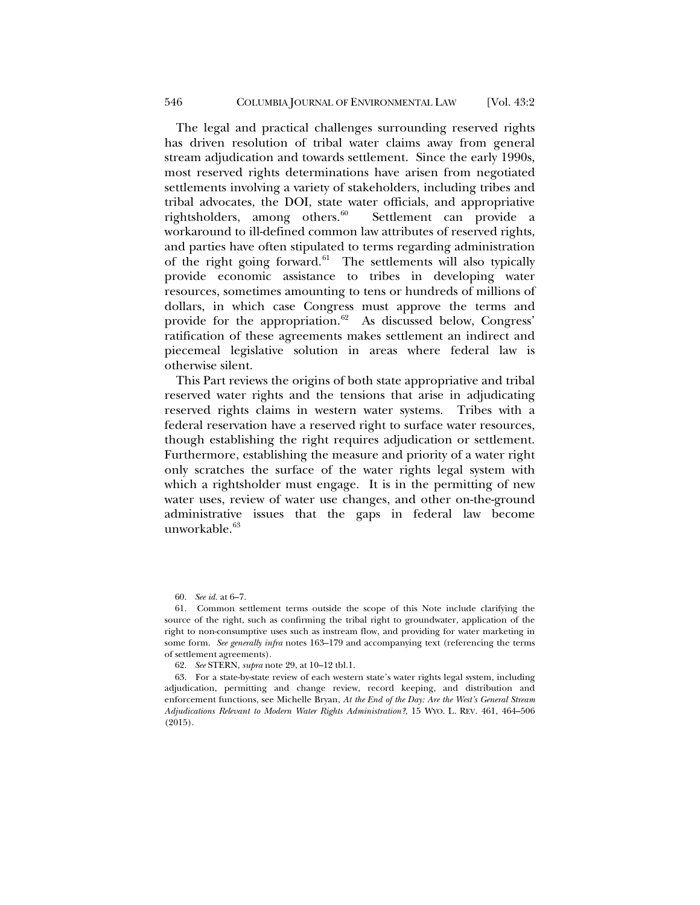The legal and practical challenges surrounding reserved rights has driven resolution of tribal water claims away from general stream adjudication and towards settlement. Since the early 1990s, most reserved rights determinations have arisen from negotiated settlements involving a variety of stakeholders, including tribes and tribal advocates, the DOI, state water officials, and appropriative rightsholders, among others.[60] Settlement can provide a workaround to ill-defined common law attributes of reserved rights, and parties have often stipulated to terms regarding administration of the right going forward.[61] The settlements will also typically provide economic assistance to tribes in developing water resources, sometimes amounting to tens or hundreds of millions of dollars, in which case Congress must approve the terms and provide for the appropriation.[62] As discussed below, Congress' ratification of these agreements makes settlement an indirect and piecemeal legislative solution in areas where federal law is otherwise silent.

This Part reviews the origins of both state appropriative and tribal reserved water rights and the tensions that arise in adjudicating reserved rights claims in western water systems. Tribes with a federal reservation have a reserved right to surface water resources, though establishing the right requires adjudication or settlement. Furthermore, establishing the measure and priority of a water right only scratches the surface of the water rights legal system with which a rightsholder must engage. It is in the permitting of new water uses, review of water use changes, and other on-the-ground administrative issues that the gaps in federal law become unworkable.[63]

---

60. *See id.* at 6–7.

61. Common settlement terms outside the scope of this Note include clarifying the source of the right, such as confirming the tribal right to groundwater, application of the right to non-consumptive uses such as instream flow, and providing for water marketing in some form. *See generally infra* notes 163–179 and accompanying text (referencing the terms of settlement agreements).

62. *See* STERN, *supra* note 29, at 10–12 tbl.1.

63. For a state-by-state review of each western state's water rights legal system, including adjudication, permitting and change review, record keeping, and distribution and enforcement functions, see Michelle Bryan, *At the End of the Day: Are the West's General Stream Adjudications Relevant to Modern Water Rights Administration?*, 15 WYO. L. REV. 461, 464–506 (2015).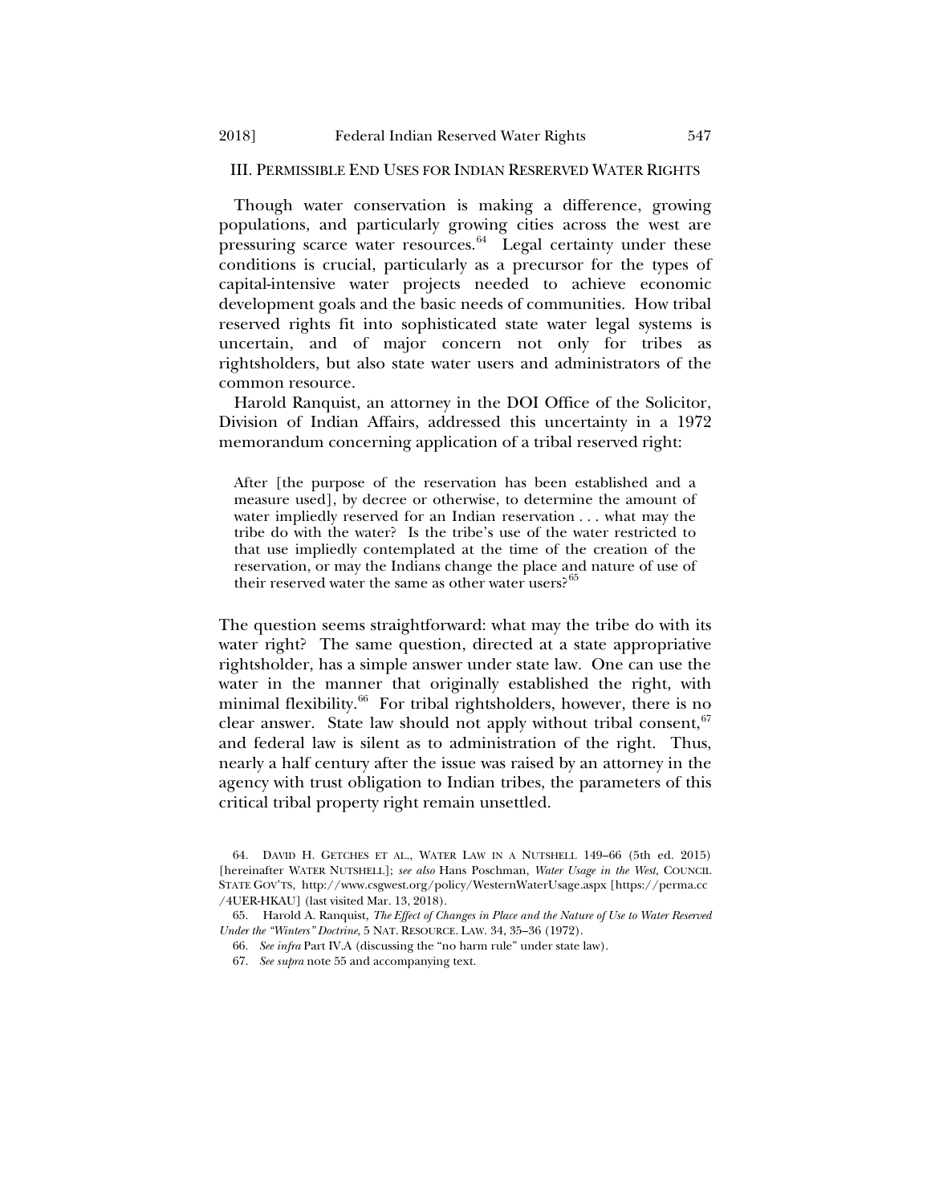## III. PERMISSIBLE END USES FOR INDIAN RESRERVED WATER RIGHTS

Though water conservation is making a difference, growing populations, and particularly growing cities across the west are pressuring scarce water resources.[64] Legal certainty under these conditions is crucial, particularly as a precursor for the types of capital-intensive water projects needed to achieve economic development goals and the basic needs of communities. How tribal reserved rights fit into sophisticated state water legal systems is uncertain, and of major concern not only for tribes as rightsholders, but also state water users and administrators of the common resource.

Harold Ranquist, an attorney in the DOI Office of the Solicitor, Division of Indian Affairs, addressed this uncertainty in a 1972 memorandum concerning application of a tribal reserved right:

> After [the purpose of the reservation has been established and a measure used], by decree or otherwise, to determine the amount of water impliedly reserved for an Indian reservation . . . what may the tribe do with the water? Is the tribe's use of the water restricted to that use impliedly contemplated at the time of the creation of the reservation, or may the Indians change the place and nature of use of their reserved water the same as other water users?[65]

The question seems straightforward: what may the tribe do with its water right? The same question, directed at a state appropriative rightsholder, has a simple answer under state law. One can use the water in the manner that originally established the right, with minimal flexibility.[66] For tribal rightsholders, however, there is no clear answer. State law should not apply without tribal consent,[67] and federal law is silent as to administration of the right. Thus, nearly a half century after the issue was raised by an attorney in the agency with trust obligation to Indian tribes, the parameters of this critical tribal property right remain unsettled.

---

64. DAVID H. GETCHES ET AL., WATER LAW IN A NUTSHELL 149–66 (5th ed. 2015) [hereinafter WATER NUTSHELL]; *see also* Hans Poschman, *Water Usage in the West*, COUNCIL STATE GOV'TS, http://www.csgwest.org/policy/WesternWaterUsage.aspx [https://perma.cc/4UER-HKAU] (last visited Mar. 13, 2018).

65. Harold A. Ranquist, *The Effect of Changes in Place and the Nature of Use to Water Reserved Under the "Winters" Doctrine*, 5 NAT. RESOURCE. LAW. 34, 35–36 (1972).

66. *See infra* Part IV.A (discussing the "no harm rule" under state law).

67. *See supra* note 55 and accompanying text.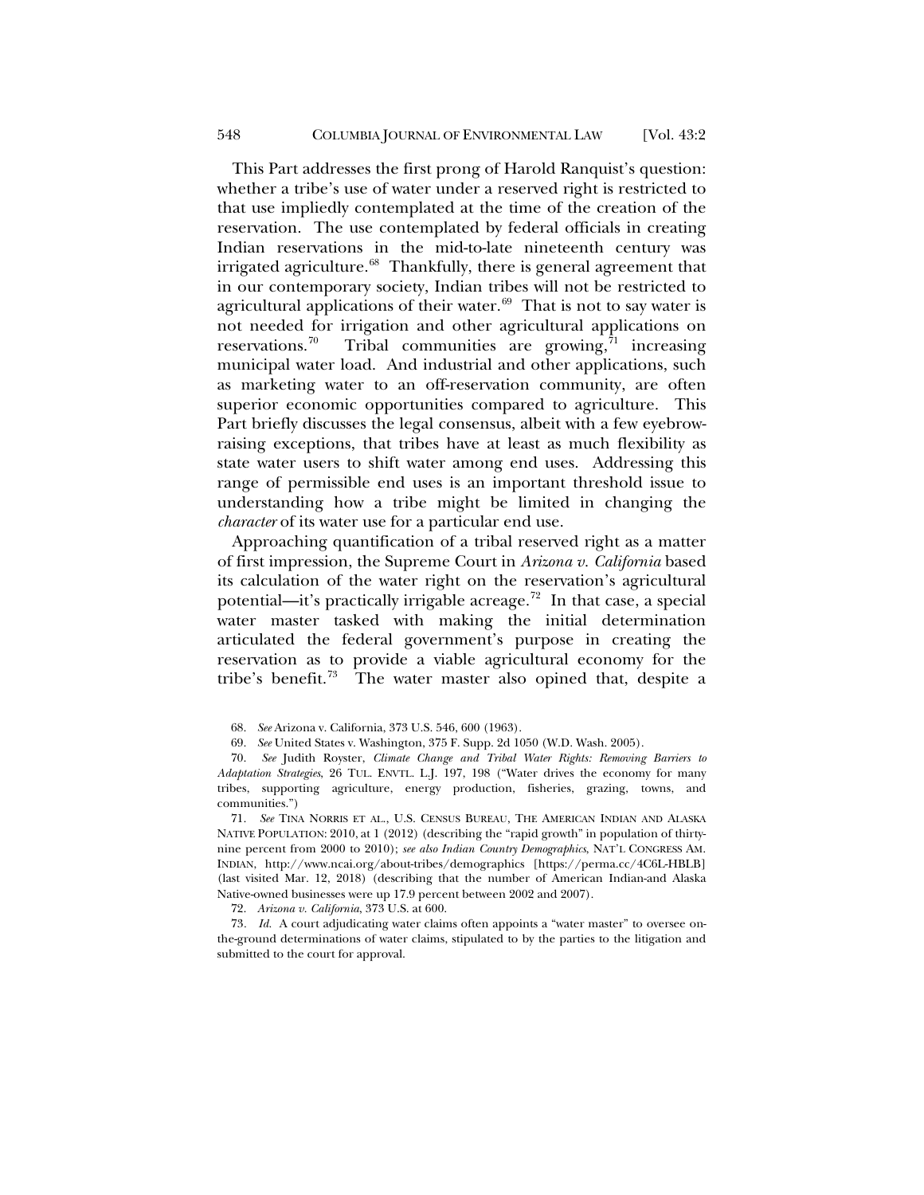This Part addresses the first prong of Harold Ranquist's question: whether a tribe's use of water under a reserved right is restricted to that use impliedly contemplated at the time of the creation of the reservation. The use contemplated by federal officials in creating Indian reservations in the mid-to-late nineteenth century was irrigated agriculture.[68] Thankfully, there is general agreement that in our contemporary society, Indian tribes will not be restricted to agricultural applications of their water.[69] That is not to say water is not needed for irrigation and other agricultural applications on reservations.[70] Tribal communities are growing,[71] increasing municipal water load. And industrial and other applications, such as marketing water to an off-reservation community, are often superior economic opportunities compared to agriculture. This Part briefly discusses the legal consensus, albeit with a few eyebrow-raising exceptions, that tribes have at least as much flexibility as state water users to shift water among end uses. Addressing this range of permissible end uses is an important threshold issue to understanding how a tribe might be limited in changing the *character* of its water use for a particular end use.

Approaching quantification of a tribal reserved right as a matter of first impression, the Supreme Court in *Arizona v. California* based its calculation of the water right on the reservation's agricultural potential—it's practically irrigable acreage.[72] In that case, a special water master tasked with making the initial determination articulated the federal government's purpose in creating the reservation as to provide a viable agricultural economy for the tribe's benefit.[73] The water master also opined that, despite a

---

68. *See* Arizona v. California, 373 U.S. 546, 600 (1963).

69. *See* United States v. Washington, 375 F. Supp. 2d 1050 (W.D. Wash. 2005).

70. *See* Judith Royster, *Climate Change and Tribal Water Rights: Removing Barriers to Adaptation Strategies*, 26 TUL. ENVTL. L.J. 197, 198 ("Water drives the economy for many tribes, supporting agriculture, energy production, fisheries, grazing, towns, and communities.")

71. *See* TINA NORRIS ET AL., U.S. CENSUS BUREAU, THE AMERICAN INDIAN AND ALASKA NATIVE POPULATION: 2010, at 1 (2012) (describing the "rapid growth" in population of thirty-nine percent from 2000 to 2010); *see also Indian Country Demographics*, NAT'L CONGRESS AM. INDIAN, http://www.ncai.org/about-tribes/demographics [https://perma.cc/4C6L-HBLB] (last visited Mar. 12, 2018) (describing that the number of American Indian-and Alaska Native-owned businesses were up 17.9 percent between 2002 and 2007).

72. *Arizona v. California*, 373 U.S. at 600.

73. *Id.* A court adjudicating water claims often appoints a "water master" to oversee on-the-ground determinations of water claims, stipulated to by the parties to the litigation and submitted to the court for approval.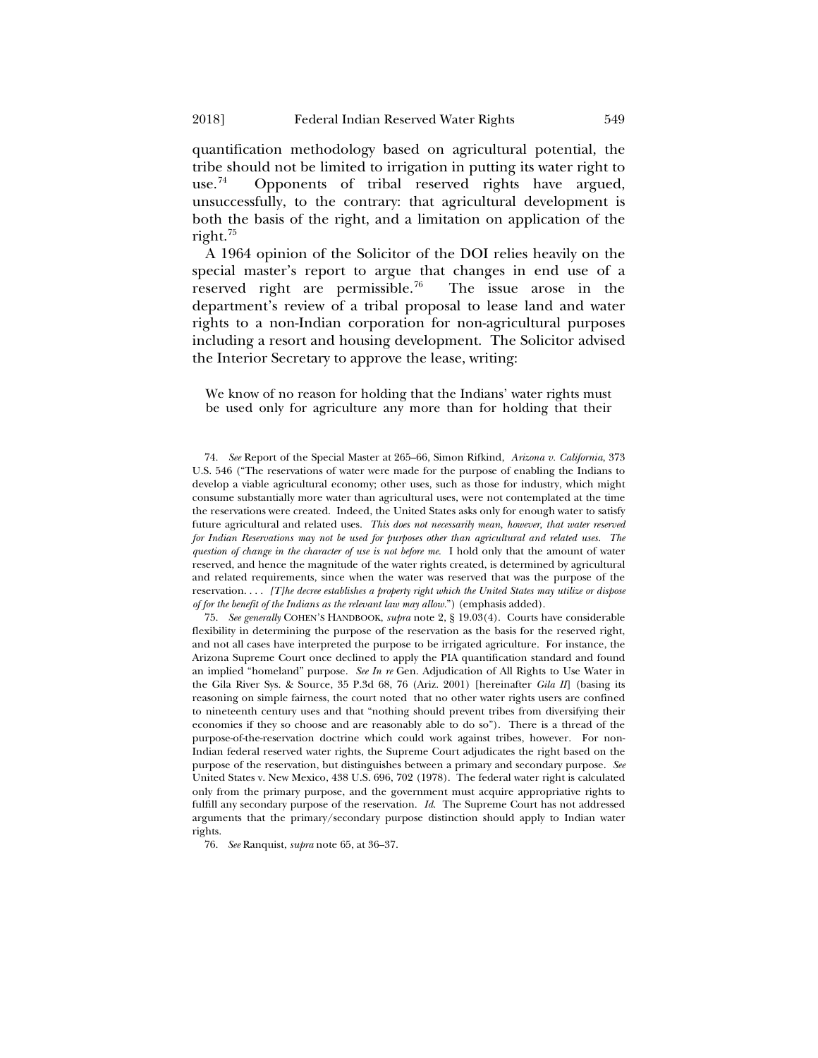quantification methodology based on agricultural potential, the tribe should not be limited to irrigation in putting its water right to use.[74] Opponents of tribal reserved rights have argued, unsuccessfully, to the contrary: that agricultural development is both the basis of the right, and a limitation on application of the right.[75]

A 1964 opinion of the Solicitor of the DOI relies heavily on the special master's report to argue that changes in end use of a reserved right are permissible.[76] The issue arose in the department's review of a tribal proposal to lease land and water rights to a non-Indian corporation for non-agricultural purposes including a resort and housing development. The Solicitor advised the Interior Secretary to approve the lease, writing:

> We know of no reason for holding that the Indians' water rights must be used only for agriculture any more than for holding that their

---

74. *See* Report of the Special Master at 265–66, Simon Rifkind, *Arizona v. California*, 373 U.S. 546 ("The reservations of water were made for the purpose of enabling the Indians to develop a viable agricultural economy; other uses, such as those for industry, which might consume substantially more water than agricultural uses, were not contemplated at the time the reservations were created. Indeed, the United States asks only for enough water to satisfy future agricultural and related uses. *This does not necessarily mean, however, that water reserved for Indian Reservations may not be used for purposes other than agricultural and related uses. The question of change in the character of use is not before me.* I hold only that the amount of water reserved, and hence the magnitude of the water rights created, is determined by agricultural and related requirements, since when the water was reserved that was the purpose of the reservation. . . . *[T]he decree establishes a property right which the United States may utilize or dispose of for the benefit of the Indians as the relevant law may allow.*") (emphasis added).

75. *See generally* COHEN'S HANDBOOK, *supra* note 2, § 19.03(4). Courts have considerable flexibility in determining the purpose of the reservation as the basis for the reserved right, and not all cases have interpreted the purpose to be irrigated agriculture. For instance, the Arizona Supreme Court once declined to apply the PIA quantification standard and found an implied "homeland" purpose. *See In re* Gen. Adjudication of All Rights to Use Water in the Gila River Sys. & Source, 35 P.3d 68, 76 (Ariz. 2001) [hereinafter *Gila II*] (basing its reasoning on simple fairness, the court noted that no other water rights users are confined to nineteenth century uses and that "nothing should prevent tribes from diversifying their economies if they so choose and are reasonably able to do so"). There is a thread of the purpose-of-the-reservation doctrine which could work against tribes, however. For non-Indian federal reserved water rights, the Supreme Court adjudicates the right based on the purpose of the reservation, but distinguishes between a primary and secondary purpose. *See* United States v. New Mexico, 438 U.S. 696, 702 (1978). The federal water right is calculated only from the primary purpose, and the government must acquire appropriative rights to fulfill any secondary purpose of the reservation. *Id.* The Supreme Court has not addressed arguments that the primary/secondary purpose distinction should apply to Indian water rights.

76. *See* Ranquist, *supra* note 65, at 36–37.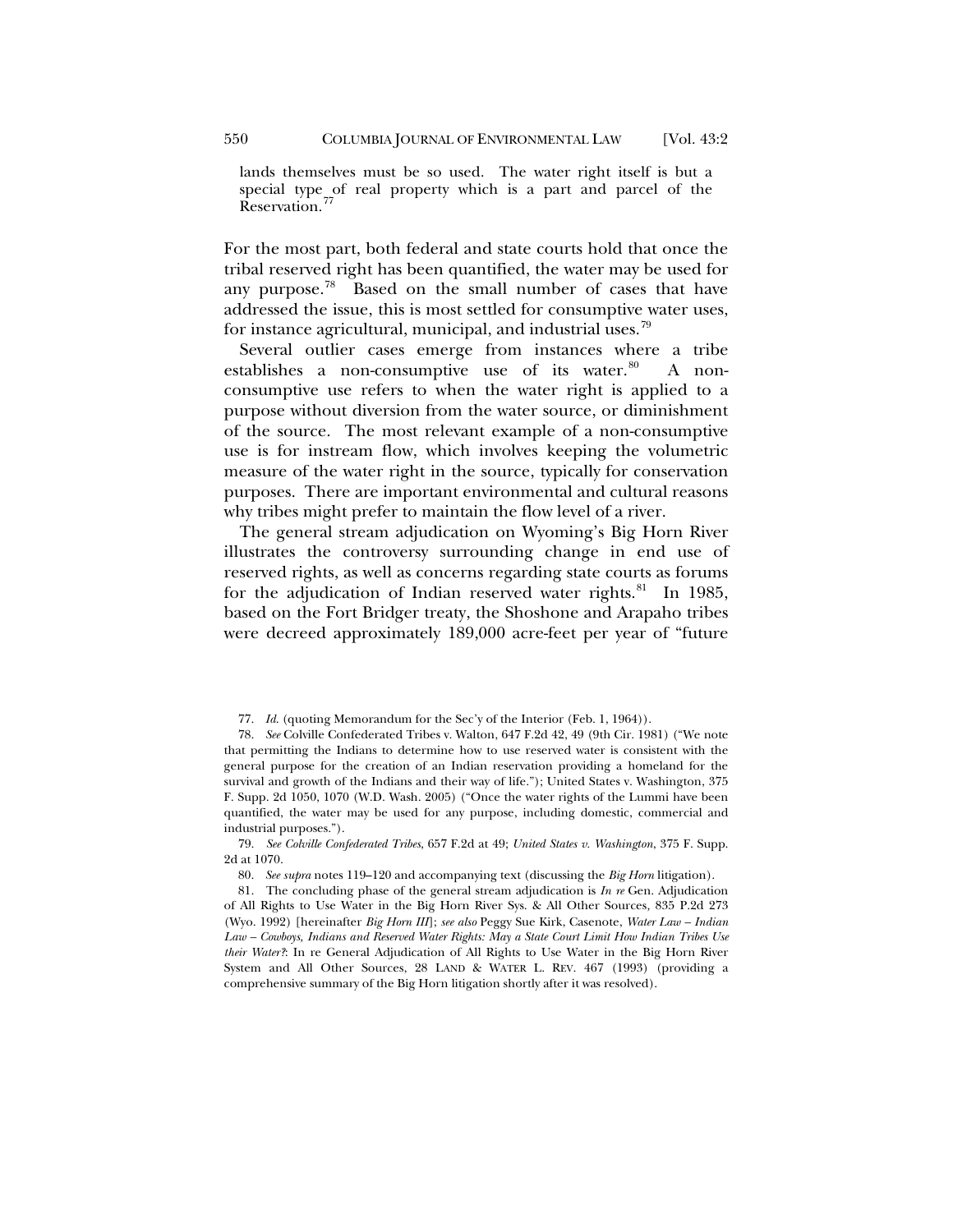lands themselves must be so used. The water right itself is but a special type of real property which is a part and parcel of the Reservation.[77]

For the most part, both federal and state courts hold that once the tribal reserved right has been quantified, the water may be used for any purpose.[78] Based on the small number of cases that have addressed the issue, this is most settled for consumptive water uses, for instance agricultural, municipal, and industrial uses.[79]

Several outlier cases emerge from instances where a tribe establishes a non-consumptive use of its water.[80] A non-consumptive use refers to when the water right is applied to a purpose without diversion from the water source, or diminishment of the source. The most relevant example of a non-consumptive use is for instream flow, which involves keeping the volumetric measure of the water right in the source, typically for conservation purposes. There are important environmental and cultural reasons why tribes might prefer to maintain the flow level of a river.

The general stream adjudication on Wyoming's Big Horn River illustrates the controversy surrounding change in end use of reserved rights, as well as concerns regarding state courts as forums for the adjudication of Indian reserved water rights.[81] In 1985, based on the Fort Bridger treaty, the Shoshone and Arapaho tribes were decreed approximately 189,000 acre-feet per year of "future

77. *Id.* (quoting Memorandum for the Sec'y of the Interior (Feb. 1, 1964)).

78. *See* Colville Confederated Tribes v. Walton, 647 F.2d 42, 49 (9th Cir. 1981) ("We note that permitting the Indians to determine how to use reserved water is consistent with the general purpose for the creation of an Indian reservation providing a homeland for the survival and growth of the Indians and their way of life."); United States v. Washington, 375 F. Supp. 2d 1050, 1070 (W.D. Wash. 2005) ("Once the water rights of the Lummi have been quantified, the water may be used for any purpose, including domestic, commercial and industrial purposes.").

79. *See Colville Confederated Tribes*, 657 F.2d at 49; *United States v. Washington*, 375 F. Supp. 2d at 1070.

80. *See supra* notes 119–120 and accompanying text (discussing the *Big Horn* litigation).

81. The concluding phase of the general stream adjudication is *In re* Gen. Adjudication of All Rights to Use Water in the Big Horn River Sys. & All Other Sources, 835 P.2d 273 (Wyo. 1992) [hereinafter *Big Horn III*]; *see also* Peggy Sue Kirk, Casenote, *Water Law – Indian Law – Cowboys, Indians and Reserved Water Rights: May a State Court Limit How Indian Tribes Use their Water?*: In re General Adjudication of All Rights to Use Water in the Big Horn River System and All Other Sources, 28 LAND & WATER L. REV. 467 (1993) (providing a comprehensive summary of the Big Horn litigation shortly after it was resolved).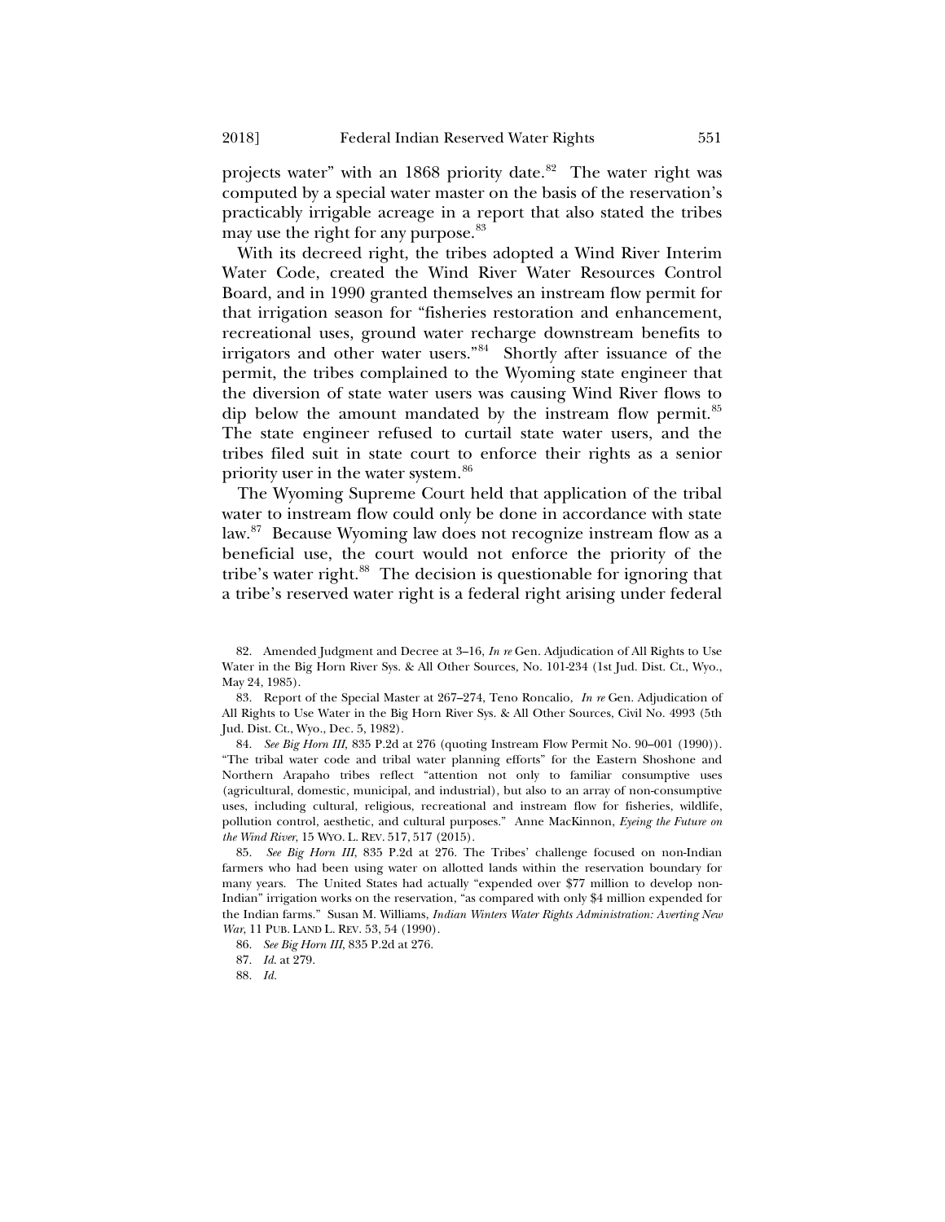projects water" with an 1868 priority date.[82] The water right was computed by a special water master on the basis of the reservation's practicably irrigable acreage in a report that also stated the tribes may use the right for any purpose.[83]

With its decreed right, the tribes adopted a Wind River Interim Water Code, created the Wind River Water Resources Control Board, and in 1990 granted themselves an instream flow permit for that irrigation season for "fisheries restoration and enhancement, recreational uses, ground water recharge downstream benefits to irrigators and other water users."[84] Shortly after issuance of the permit, the tribes complained to the Wyoming state engineer that the diversion of state water users was causing Wind River flows to dip below the amount mandated by the instream flow permit.[85] The state engineer refused to curtail state water users, and the tribes filed suit in state court to enforce their rights as a senior priority user in the water system.[86]

The Wyoming Supreme Court held that application of the tribal water to instream flow could only be done in accordance with state law.[87] Because Wyoming law does not recognize instream flow as a beneficial use, the court would not enforce the priority of the tribe's water right.[88] The decision is questionable for ignoring that a tribe's reserved water right is a federal right arising under federal

---

82. Amended Judgment and Decree at 3–16, *In re* Gen. Adjudication of All Rights to Use Water in the Big Horn River Sys. & All Other Sources, No. 101-234 (1st Jud. Dist. Ct., Wyo., May 24, 1985).

83. Report of the Special Master at 267–274, Teno Roncalio, *In re* Gen. Adjudication of All Rights to Use Water in the Big Horn River Sys. & All Other Sources, Civil No. 4993 (5th Jud. Dist. Ct., Wyo., Dec. 5, 1982).

84. *See Big Horn III*, 835 P.2d at 276 (quoting Instream Flow Permit No. 90–001 (1990)). "The tribal water code and tribal water planning efforts" for the Eastern Shoshone and Northern Arapaho tribes reflect "attention not only to familiar consumptive uses (agricultural, domestic, municipal, and industrial), but also to an array of non-consumptive uses, including cultural, religious, recreational and instream flow for fisheries, wildlife, pollution control, aesthetic, and cultural purposes." Anne MacKinnon, *Eyeing the Future on the Wind River*, 15 WYO. L. REV. 517, 517 (2015).

85. *See Big Horn III*, 835 P.2d at 276. The Tribes' challenge focused on non-Indian farmers who had been using water on allotted lands within the reservation boundary for many years. The United States had actually "expended over $77 million to develop non-Indian" irrigation works on the reservation, "as compared with only $4 million expended for the Indian farms." Susan M. Williams, *Indian Winters Water Rights Administration: Averting New War*, 11 PUB. LAND L. REV. 53, 54 (1990).

86. *See Big Horn III*, 835 P.2d at 276.

87. *Id.* at 279.

88. *Id.*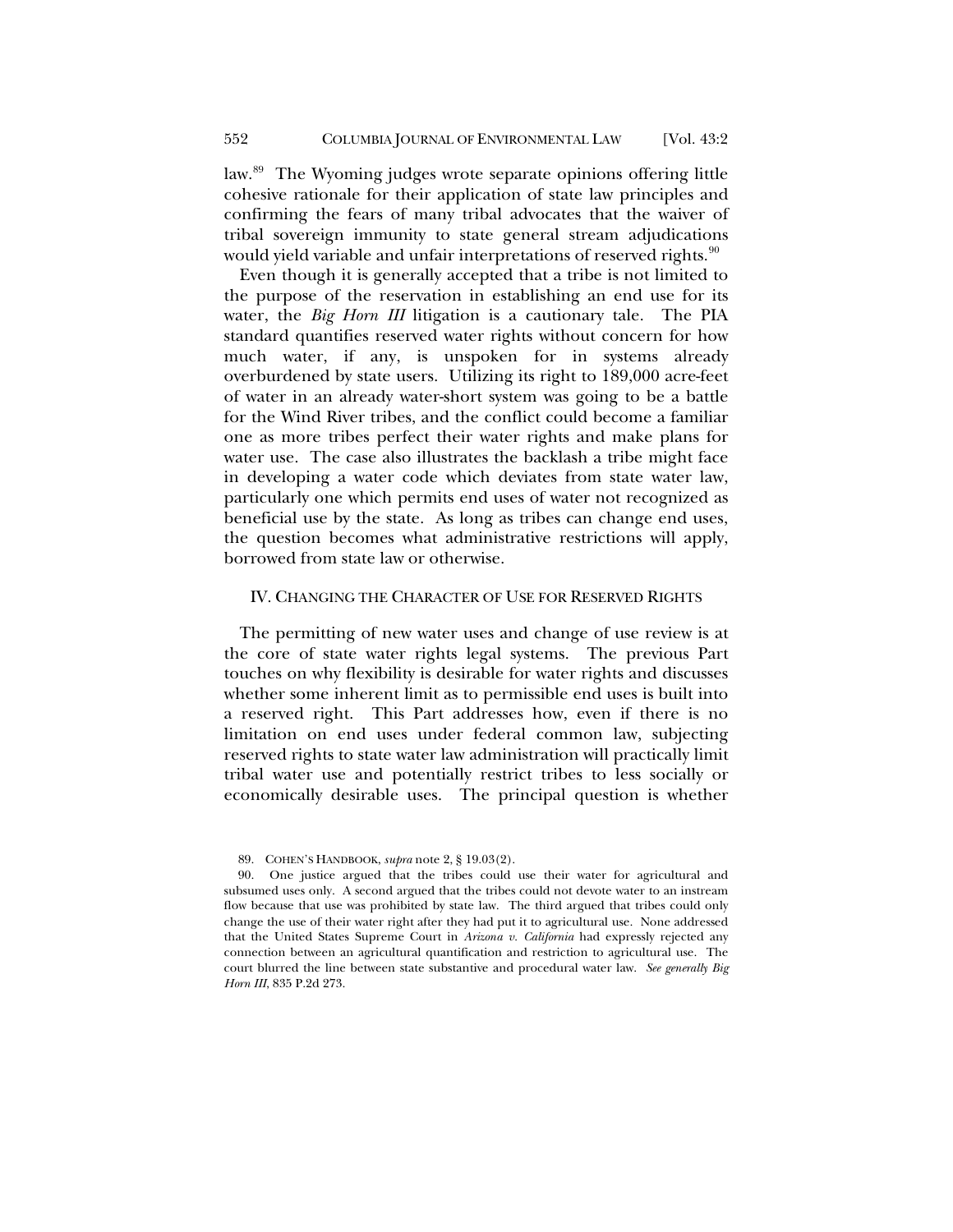law.[89] The Wyoming judges wrote separate opinions offering little cohesive rationale for their application of state law principles and confirming the fears of many tribal advocates that the waiver of tribal sovereign immunity to state general stream adjudications would yield variable and unfair interpretations of reserved rights.[90]

Even though it is generally accepted that a tribe is not limited to the purpose of the reservation in establishing an end use for its water, the *Big Horn III* litigation is a cautionary tale. The PIA standard quantifies reserved water rights without concern for how much water, if any, is unspoken for in systems already overburdened by state users. Utilizing its right to 189,000 acre-feet of water in an already water-short system was going to be a battle for the Wind River tribes, and the conflict could become a familiar one as more tribes perfect their water rights and make plans for water use. The case also illustrates the backlash a tribe might face in developing a water code which deviates from state water law, particularly one which permits end uses of water not recognized as beneficial use by the state. As long as tribes can change end uses, the question becomes what administrative restrictions will apply, borrowed from state law or otherwise.

## IV. Changing the Character of Use for Reserved Rights

The permitting of new water uses and change of use review is at the core of state water rights legal systems. The previous Part touches on why flexibility is desirable for water rights and discusses whether some inherent limit as to permissible end uses is built into a reserved right. This Part addresses how, even if there is no limitation on end uses under federal common law, subjecting reserved rights to state water law administration will practically limit tribal water use and potentially restrict tribes to less socially or economically desirable uses. The principal question is whether

89. Cohen's Handbook, *supra* note 2, § 19.03(2).

90. One justice argued that the tribes could use their water for agricultural and subsumed uses only. A second argued that the tribes could not devote water to an instream flow because that use was prohibited by state law. The third argued that tribes could only change the use of their water right after they had put it to agricultural use. None addressed that the United States Supreme Court in *Arizona v. California* had expressly rejected any connection between an agricultural quantification and restriction to agricultural use. The court blurred the line between state substantive and procedural water law. *See generally Big Horn III*, 835 P.2d 273.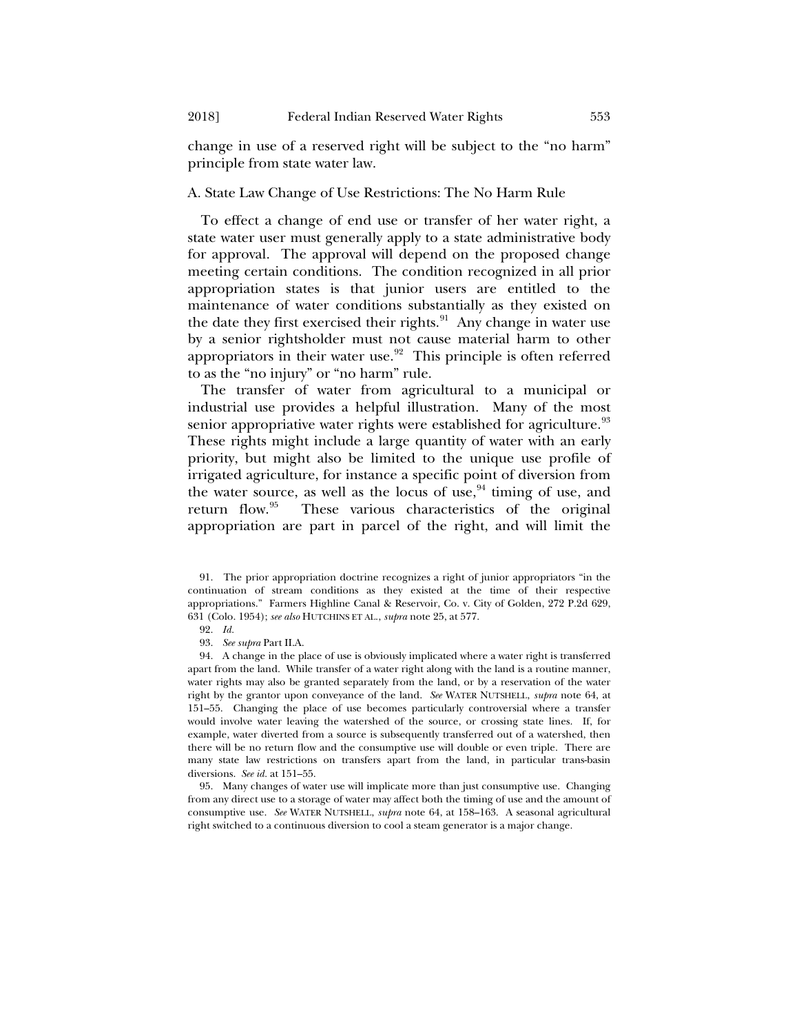change in use of a reserved right will be subject to the "no harm" principle from state water law.

### A. State Law Change of Use Restrictions: The No Harm Rule

To effect a change of end use or transfer of her water right, a state water user must generally apply to a state administrative body for approval. The approval will depend on the proposed change meeting certain conditions. The condition recognized in all prior appropriation states is that junior users are entitled to the maintenance of water conditions substantially as they existed on the date they first exercised their rights.[91] Any change in water use by a senior rightsholder must not cause material harm to other appropriators in their water use.[92] This principle is often referred to as the "no injury" or "no harm" rule.

The transfer of water from agricultural to a municipal or industrial use provides a helpful illustration. Many of the most senior appropriative water rights were established for agriculture.[93] These rights might include a large quantity of water with an early priority, but might also be limited to the unique use profile of irrigated agriculture, for instance a specific point of diversion from the water source, as well as the locus of use,[94] timing of use, and return flow.[95] These various characteristics of the original appropriation are part in parcel of the right, and will limit the

---

91. The prior appropriation doctrine recognizes a right of junior appropriators "in the continuation of stream conditions as they existed at the time of their respective appropriations." Farmers Highline Canal & Reservoir, Co. v. City of Golden, 272 P.2d 629, 631 (Colo. 1954); *see also* HUTCHINS ET AL., *supra* note 25, at 577.

92. *Id.*

93. *See supra* Part II.A.

94. A change in the place of use is obviously implicated where a water right is transferred apart from the land. While transfer of a water right along with the land is a routine manner, water rights may also be granted separately from the land, or by a reservation of the water right by the grantor upon conveyance of the land. *See* WATER NUTSHELL, *supra* note 64, at 151–55. Changing the place of use becomes particularly controversial where a transfer would involve water leaving the watershed of the source, or crossing state lines. If, for example, water diverted from a source is subsequently transferred out of a watershed, then there will be no return flow and the consumptive use will double or even triple. There are many state law restrictions on transfers apart from the land, in particular trans-basin diversions. *See id.* at 151–55.

95. Many changes of water use will implicate more than just consumptive use. Changing from any direct use to a storage of water may affect both the timing of use and the amount of consumptive use. *See* WATER NUTSHELL, *supra* note 64, at 158–163. A seasonal agricultural right switched to a continuous diversion to cool a steam generator is a major change.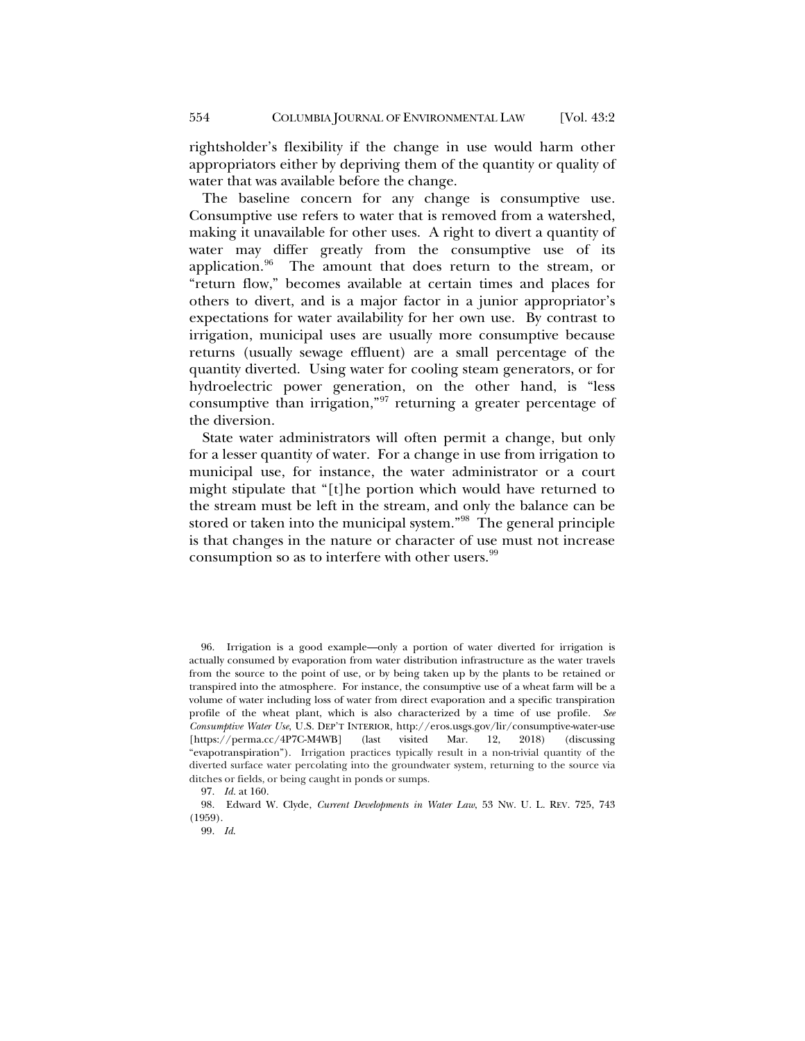rightsholder's flexibility if the change in use would harm other appropriators either by depriving them of the quantity or quality of water that was available before the change.

The baseline concern for any change is consumptive use. Consumptive use refers to water that is removed from a watershed, making it unavailable for other uses. A right to divert a quantity of water may differ greatly from the consumptive use of its application.[96] The amount that does return to the stream, or "return flow," becomes available at certain times and places for others to divert, and is a major factor in a junior appropriator's expectations for water availability for her own use. By contrast to irrigation, municipal uses are usually more consumptive because returns (usually sewage effluent) are a small percentage of the quantity diverted. Using water for cooling steam generators, or for hydroelectric power generation, on the other hand, is "less consumptive than irrigation,"[97] returning a greater percentage of the diversion.

State water administrators will often permit a change, but only for a lesser quantity of water. For a change in use from irrigation to municipal use, for instance, the water administrator or a court might stipulate that "[t]he portion which would have returned to the stream must be left in the stream, and only the balance can be stored or taken into the municipal system."[98] The general principle is that changes in the nature or character of use must not increase consumption so as to interfere with other users.[99]

96. Irrigation is a good example—only a portion of water diverted for irrigation is actually consumed by evaporation from water distribution infrastructure as the water travels from the source to the point of use, or by being taken up by the plants to be retained or transpired into the atmosphere. For instance, the consumptive use of a wheat farm will be a volume of water including loss of water from direct evaporation and a specific transpiration profile of the wheat plant, which is also characterized by a time of use profile. *See Consumptive Water Use*, U.S. DEP'T INTERIOR, http://eros.usgs.gov/lir/consumptive-water-use [https://perma.cc/4P7C-M4WB] (last visited Mar. 12, 2018) (discussing "evapotranspiration"). Irrigation practices typically result in a non-trivial quantity of the diverted surface water percolating into the groundwater system, returning to the source via ditches or fields, or being caught in ponds or sumps.

97. *Id.* at 160.

98. Edward W. Clyde, *Current Developments in Water Law*, 53 NW. U. L. REV. 725, 743 (1959).

99. *Id.*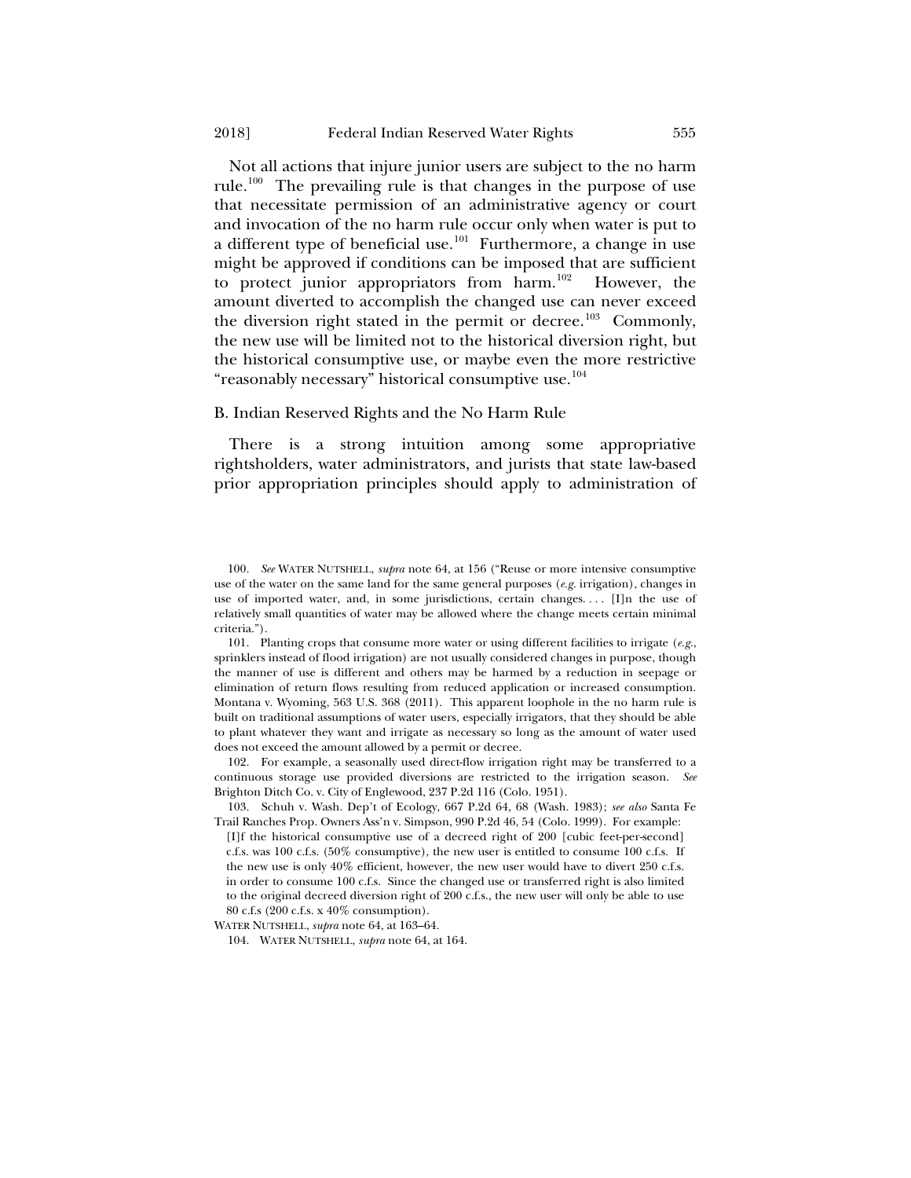Not all actions that injure junior users are subject to the no harm rule.[100] The prevailing rule is that changes in the purpose of use that necessitate permission of an administrative agency or court and invocation of the no harm rule occur only when water is put to a different type of beneficial use.[101] Furthermore, a change in use might be approved if conditions can be imposed that are sufficient to protect junior appropriators from harm.[102] However, the amount diverted to accomplish the changed use can never exceed the diversion right stated in the permit or decree.[103] Commonly, the new use will be limited not to the historical diversion right, but the historical consumptive use, or maybe even the more restrictive "reasonably necessary" historical consumptive use.[104]

### B. Indian Reserved Rights and the No Harm Rule

There is a strong intuition among some appropriative rightsholders, water administrators, and jurists that state law-based prior appropriation principles should apply to administration of

---

100. *See* WATER NUTSHELL, *supra* note 64, at 156 ("Reuse or more intensive consumptive use of the water on the same land for the same general purposes (*e.g.* irrigation), changes in use of imported water, and, in some jurisdictions, certain changes. . . . [I]n the use of relatively small quantities of water may be allowed where the change meets certain minimal criteria.").

101. Planting crops that consume more water or using different facilities to irrigate (*e.g.*, sprinklers instead of flood irrigation) are not usually considered changes in purpose, though the manner of use is different and others may be harmed by a reduction in seepage or elimination of return flows resulting from reduced application or increased consumption. Montana v. Wyoming, 563 U.S. 368 (2011). This apparent loophole in the no harm rule is built on traditional assumptions of water users, especially irrigators, that they should be able to plant whatever they want and irrigate as necessary so long as the amount of water used does not exceed the amount allowed by a permit or decree.

102. For example, a seasonally used direct-flow irrigation right may be transferred to a continuous storage use provided diversions are restricted to the irrigation season. *See* Brighton Ditch Co. v. City of Englewood, 237 P.2d 116 (Colo. 1951).

103. Schuh v. Wash. Dep't of Ecology, 667 P.2d 64, 68 (Wash. 1983); *see also* Santa Fe Trail Ranches Prop. Owners Ass'n v. Simpson, 990 P.2d 46, 54 (Colo. 1999). For example:

> [I]f the historical consumptive use of a decreed right of 200 [cubic feet-per-second] c.f.s. was 100 c.f.s. (50% consumptive), the new user is entitled to consume 100 c.f.s. If the new use is only 40% efficient, however, the new user would have to divert 250 c.f.s. in order to consume 100 c.f.s. Since the changed use or transferred right is also limited to the original decreed diversion right of 200 c.f.s., the new user will only be able to use 80 c.f.s (200 c.f.s. x 40% consumption).

WATER NUTSHELL, *supra* note 64, at 163–64.

104. WATER NUTSHELL, *supra* note 64, at 164.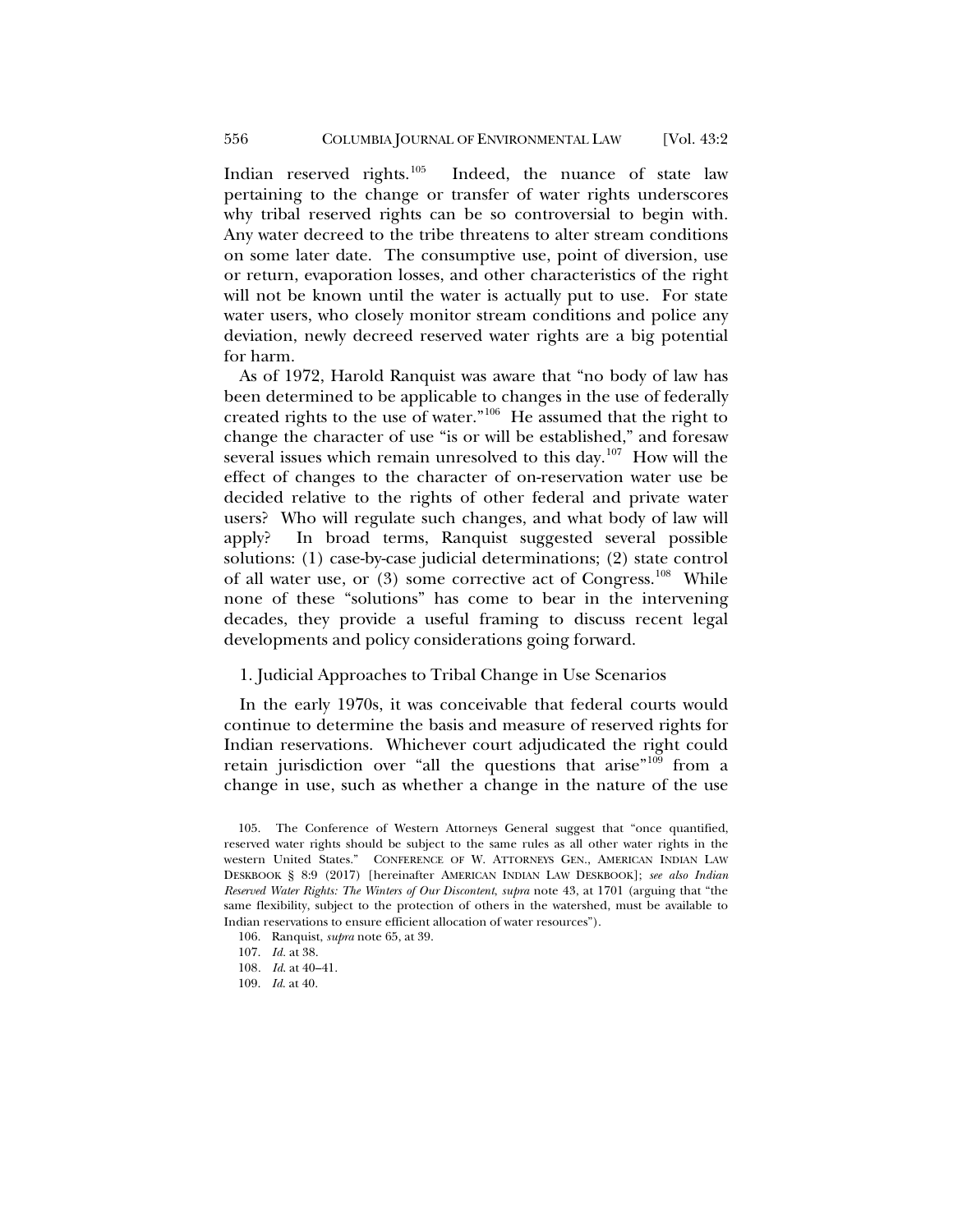Indian reserved rights.[105] Indeed, the nuance of state law pertaining to the change or transfer of water rights underscores why tribal reserved rights can be so controversial to begin with. Any water decreed to the tribe threatens to alter stream conditions on some later date. The consumptive use, point of diversion, use or return, evaporation losses, and other characteristics of the right will not be known until the water is actually put to use. For state water users, who closely monitor stream conditions and police any deviation, newly decreed reserved water rights are a big potential for harm.

As of 1972, Harold Ranquist was aware that "no body of law has been determined to be applicable to changes in the use of federally created rights to the use of water."[106] He assumed that the right to change the character of use "is or will be established," and foresaw several issues which remain unresolved to this day.[107] How will the effect of changes to the character of on-reservation water use be decided relative to the rights of other federal and private water users? Who will regulate such changes, and what body of law will apply? In broad terms, Ranquist suggested several possible solutions: (1) case-by-case judicial determinations; (2) state control of all water use, or (3) some corrective act of Congress.[108] While none of these "solutions" has come to bear in the intervening decades, they provide a useful framing to discuss recent legal developments and policy considerations going forward.

### 1. Judicial Approaches to Tribal Change in Use Scenarios

In the early 1970s, it was conceivable that federal courts would continue to determine the basis and measure of reserved rights for Indian reservations. Whichever court adjudicated the right could retain jurisdiction over "all the questions that arise"[109] from a change in use, such as whether a change in the nature of the use

---

105. The Conference of Western Attorneys General suggest that "once quantified, reserved water rights should be subject to the same rules as all other water rights in the western United States." CONFERENCE OF W. ATTORNEYS GEN., AMERICAN INDIAN LAW DESKBOOK § 8:9 (2017) [hereinafter AMERICAN INDIAN LAW DESKBOOK]; *see also Indian Reserved Water Rights: The Winters of Our Discontent*, *supra* note 43, at 1701 (arguing that "the same flexibility, subject to the protection of others in the watershed, must be available to Indian reservations to ensure efficient allocation of water resources").

106. Ranquist, *supra* note 65, at 39.

107. *Id.* at 38.

108. *Id.* at 40–41.

109. *Id.* at 40.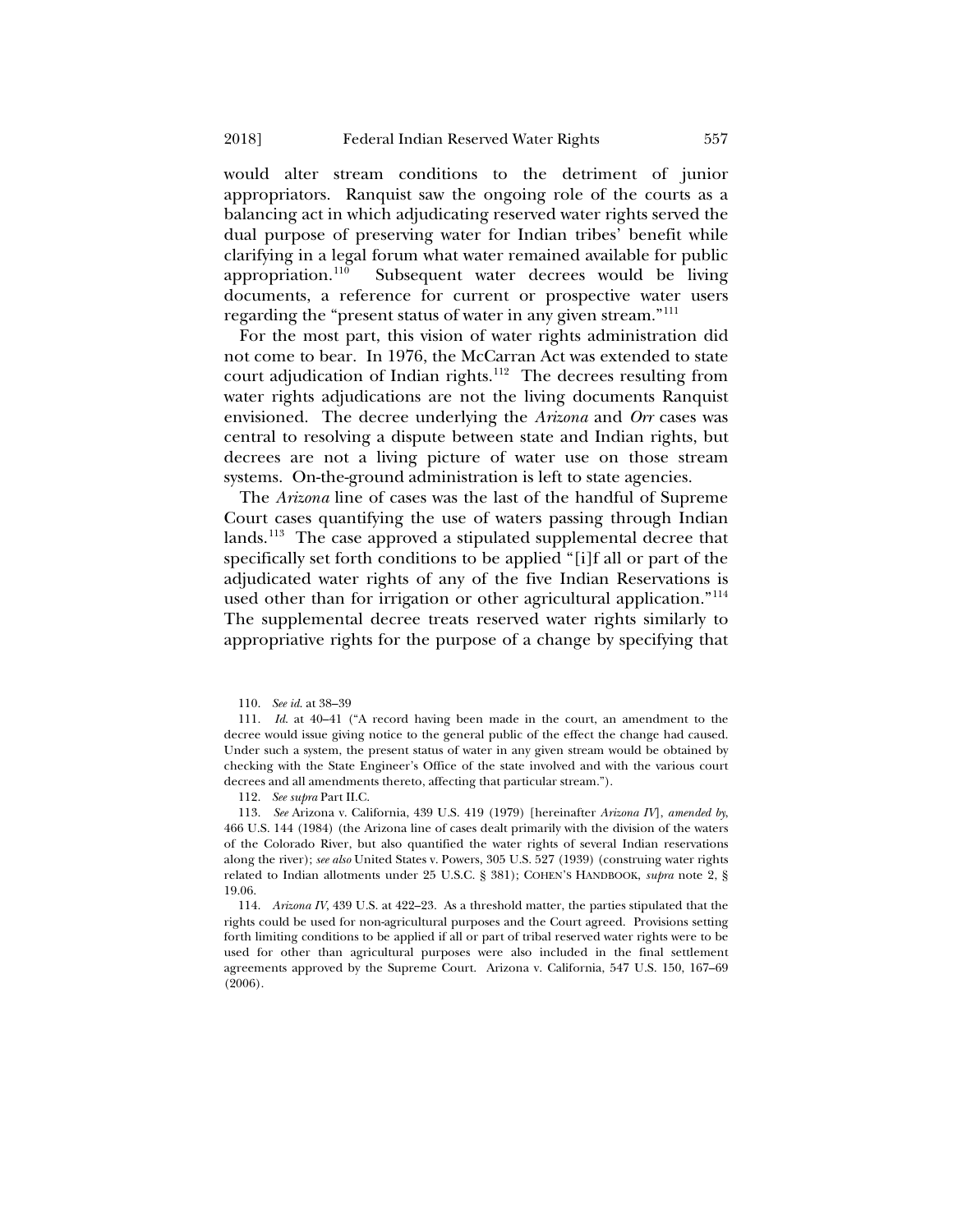would alter stream conditions to the detriment of junior appropriators. Ranquist saw the ongoing role of the courts as a balancing act in which adjudicating reserved water rights served the dual purpose of preserving water for Indian tribes' benefit while clarifying in a legal forum what water remained available for public appropriation.[110] Subsequent water decrees would be living documents, a reference for current or prospective water users regarding the "present status of water in any given stream."[111]

For the most part, this vision of water rights administration did not come to bear. In 1976, the McCarran Act was extended to state court adjudication of Indian rights.[112] The decrees resulting from water rights adjudications are not the living documents Ranquist envisioned. The decree underlying the *Arizona* and *Orr* cases was central to resolving a dispute between state and Indian rights, but decrees are not a living picture of water use on those stream systems. On-the-ground administration is left to state agencies.

The *Arizona* line of cases was the last of the handful of Supreme Court cases quantifying the use of waters passing through Indian lands.[113] The case approved a stipulated supplemental decree that specifically set forth conditions to be applied "[i]f all or part of the adjudicated water rights of any of the five Indian Reservations is used other than for irrigation or other agricultural application."[114] The supplemental decree treats reserved water rights similarly to appropriative rights for the purpose of a change by specifying that

---

110. *See id.* at 38–39

111. *Id.* at 40–41 ("A record having been made in the court, an amendment to the decree would issue giving notice to the general public of the effect the change had caused. Under such a system, the present status of water in any given stream would be obtained by checking with the State Engineer's Office of the state involved and with the various court decrees and all amendments thereto, affecting that particular stream.").

112. *See supra* Part II.C.

113. *See* Arizona v. California, 439 U.S. 419 (1979) [hereinafter *Arizona IV*], *amended by*, 466 U.S. 144 (1984) (the Arizona line of cases dealt primarily with the division of the waters of the Colorado River, but also quantified the water rights of several Indian reservations along the river); *see also* United States v. Powers, 305 U.S. 527 (1939) (construing water rights related to Indian allotments under 25 U.S.C. § 381); COHEN'S HANDBOOK, *supra* note 2, § 19.06.

114. *Arizona IV*, 439 U.S. at 422–23. As a threshold matter, the parties stipulated that the rights could be used for non-agricultural purposes and the Court agreed. Provisions setting forth limiting conditions to be applied if all or part of tribal reserved water rights were to be used for other than agricultural purposes were also included in the final settlement agreements approved by the Supreme Court. Arizona v. California, 547 U.S. 150, 167–69 (2006).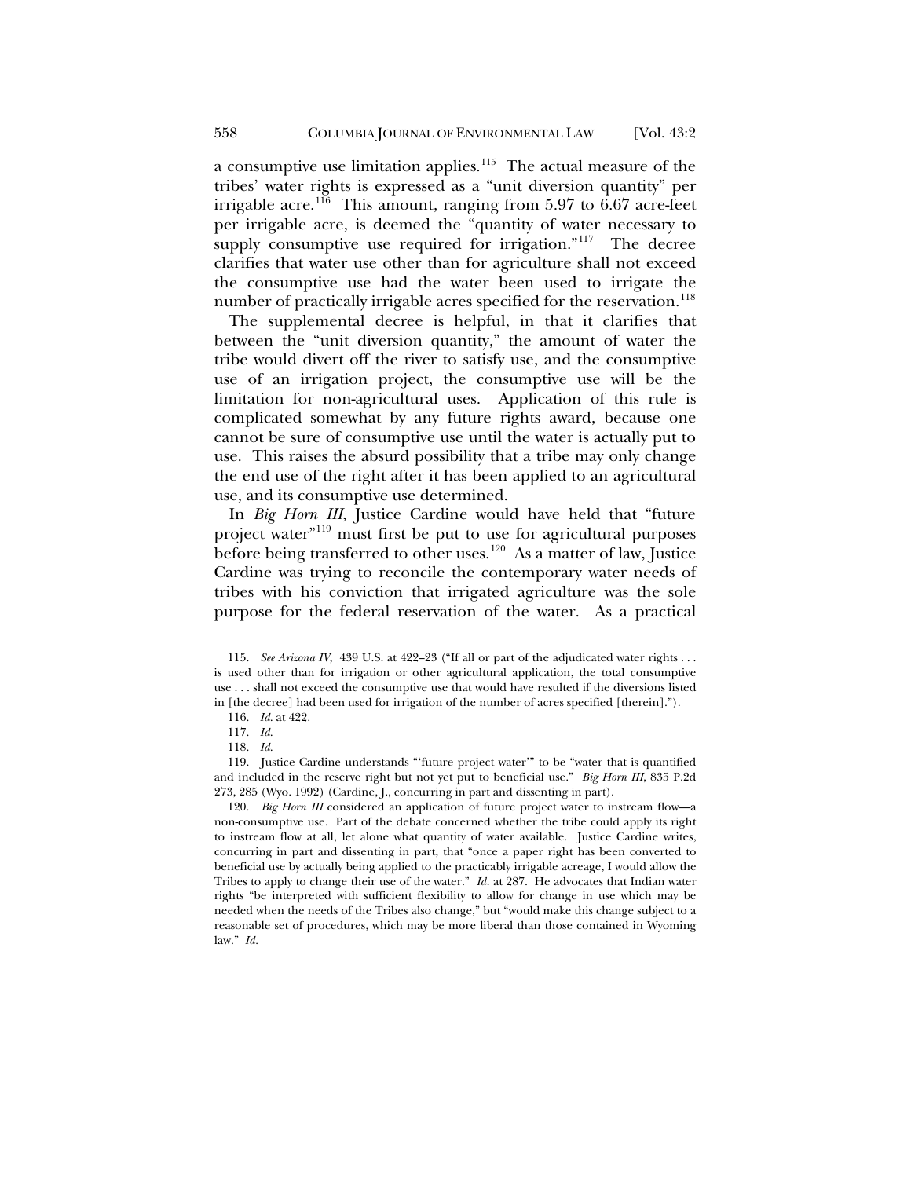a consumptive use limitation applies.[115] The actual measure of the tribes' water rights is expressed as a "unit diversion quantity" per irrigable acre.[116] This amount, ranging from 5.97 to 6.67 acre-feet per irrigable acre, is deemed the "quantity of water necessary to supply consumptive use required for irrigation."[117] The decree clarifies that water use other than for agriculture shall not exceed the consumptive use had the water been used to irrigate the number of practically irrigable acres specified for the reservation.[118]

The supplemental decree is helpful, in that it clarifies that between the "unit diversion quantity," the amount of water the tribe would divert off the river to satisfy use, and the consumptive use of an irrigation project, the consumptive use will be the limitation for non-agricultural uses. Application of this rule is complicated somewhat by any future rights award, because one cannot be sure of consumptive use until the water is actually put to use. This raises the absurd possibility that a tribe may only change the end use of the right after it has been applied to an agricultural use, and its consumptive use determined.

In *Big Horn III*, Justice Cardine would have held that "future project water"[119] must first be put to use for agricultural purposes before being transferred to other uses.[120] As a matter of law, Justice Cardine was trying to reconcile the contemporary water needs of tribes with his conviction that irrigated agriculture was the sole purpose for the federal reservation of the water. As a practical

115. *See Arizona IV*, 439 U.S. at 422–23 ("If all or part of the adjudicated water rights . . . is used other than for irrigation or other agricultural application, the total consumptive use . . . shall not exceed the consumptive use that would have resulted if the diversions listed in [the decree] had been used for irrigation of the number of acres specified [therein].").

116. *Id.* at 422.

117. *Id.*

118. *Id.*

119. Justice Cardine understands "'future project water'" to be "water that is quantified and included in the reserve right but not yet put to beneficial use." *Big Horn III*, 835 P.2d 273, 285 (Wyo. 1992) (Cardine, J., concurring in part and dissenting in part).

120. *Big Horn III* considered an application of future project water to instream flow—a non-consumptive use. Part of the debate concerned whether the tribe could apply its right to instream flow at all, let alone what quantity of water available. Justice Cardine writes, concurring in part and dissenting in part, that "once a paper right has been converted to beneficial use by actually being applied to the practicably irrigable acreage, I would allow the Tribes to apply to change their use of the water." *Id.* at 287. He advocates that Indian water rights "be interpreted with sufficient flexibility to allow for change in use which may be needed when the needs of the Tribes also change," but "would make this change subject to a reasonable set of procedures, which may be more liberal than those contained in Wyoming law." *Id.*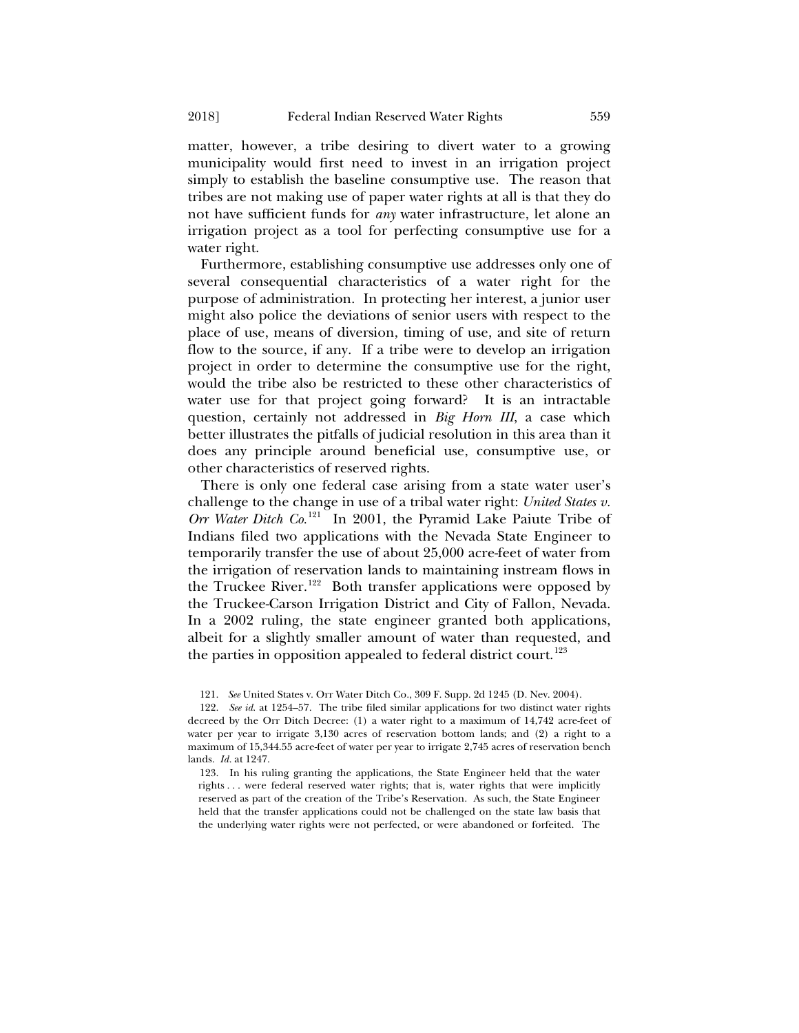matter, however, a tribe desiring to divert water to a growing municipality would first need to invest in an irrigation project simply to establish the baseline consumptive use. The reason that tribes are not making use of paper water rights at all is that they do not have sufficient funds for *any* water infrastructure, let alone an irrigation project as a tool for perfecting consumptive use for a water right.

Furthermore, establishing consumptive use addresses only one of several consequential characteristics of a water right for the purpose of administration. In protecting her interest, a junior user might also police the deviations of senior users with respect to the place of use, means of diversion, timing of use, and site of return flow to the source, if any. If a tribe were to develop an irrigation project in order to determine the consumptive use for the right, would the tribe also be restricted to these other characteristics of water use for that project going forward? It is an intractable question, certainly not addressed in *Big Horn III*, a case which better illustrates the pitfalls of judicial resolution in this area than it does any principle around beneficial use, consumptive use, or other characteristics of reserved rights.

There is only one federal case arising from a state water user's challenge to the change in use of a tribal water right: *United States v. Orr Water Ditch Co.*[121] In 2001, the Pyramid Lake Paiute Tribe of Indians filed two applications with the Nevada State Engineer to temporarily transfer the use of about 25,000 acre-feet of water from the irrigation of reservation lands to maintaining instream flows in the Truckee River.[122] Both transfer applications were opposed by the Truckee-Carson Irrigation District and City of Fallon, Nevada. In a 2002 ruling, the state engineer granted both applications, albeit for a slightly smaller amount of water than requested, and the parties in opposition appealed to federal district court.[123]

121. *See* United States v. Orr Water Ditch Co., 309 F. Supp. 2d 1245 (D. Nev. 2004).

122. *See id.* at 1254–57. The tribe filed similar applications for two distinct water rights decreed by the Orr Ditch Decree: (1) a water right to a maximum of 14,742 acre-feet of water per year to irrigate 3,130 acres of reservation bottom lands; and (2) a right to a maximum of 15,344.55 acre-feet of water per year to irrigate 2,745 acres of reservation bench lands. *Id.* at 1247.

123. In his ruling granting the applications, the State Engineer held that the water rights . . . were federal reserved water rights; that is, water rights that were implicitly reserved as part of the creation of the Tribe's Reservation. As such, the State Engineer held that the transfer applications could not be challenged on the state law basis that the underlying water rights were not perfected, or were abandoned or forfeited. The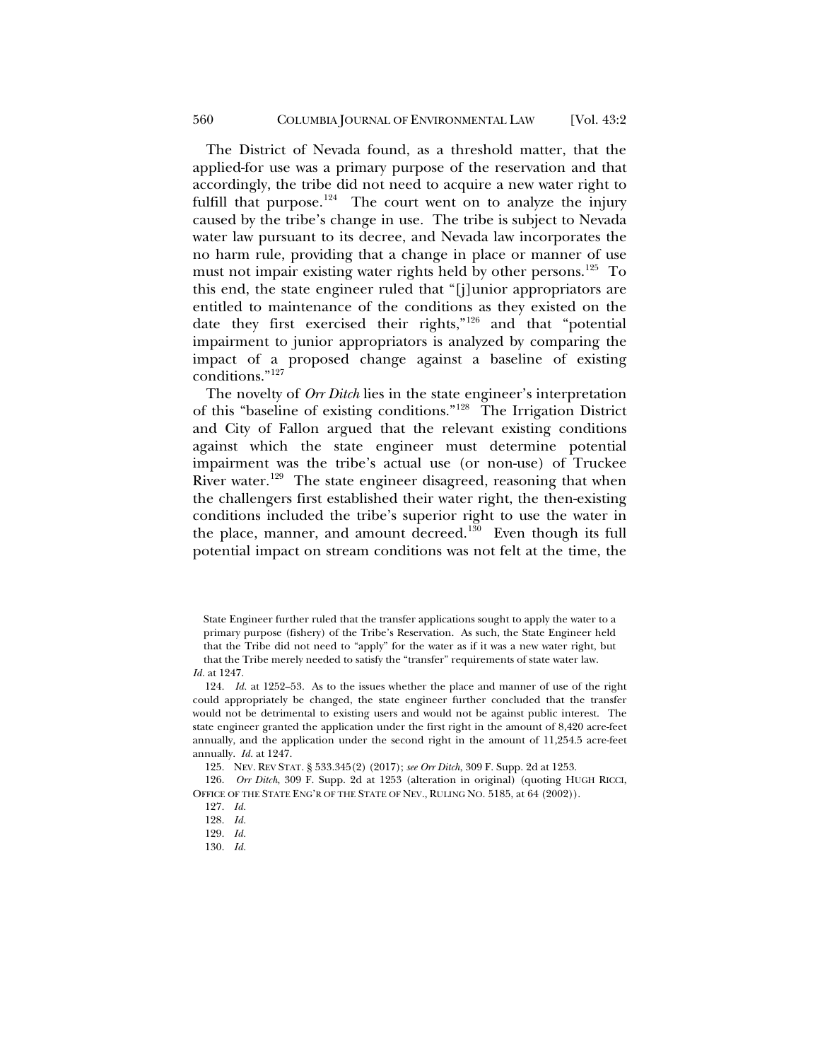The District of Nevada found, as a threshold matter, that the applied-for use was a primary purpose of the reservation and that accordingly, the tribe did not need to acquire a new water right to fulfill that purpose.[124] The court went on to analyze the injury caused by the tribe's change in use. The tribe is subject to Nevada water law pursuant to its decree, and Nevada law incorporates the no harm rule, providing that a change in place or manner of use must not impair existing water rights held by other persons.[125] To this end, the state engineer ruled that "[j]unior appropriators are entitled to maintenance of the conditions as they existed on the date they first exercised their rights,"[126] and that "potential impairment to junior appropriators is analyzed by comparing the impact of a proposed change against a baseline of existing conditions."[127]

The novelty of *Orr Ditch* lies in the state engineer's interpretation of this "baseline of existing conditions."[128] The Irrigation District and City of Fallon argued that the relevant existing conditions against which the state engineer must determine potential impairment was the tribe's actual use (or non-use) of Truckee River water.[129] The state engineer disagreed, reasoning that when the challengers first established their water right, the then-existing conditions included the tribe's superior right to use the water in the place, manner, and amount decreed.[130] Even though its full potential impact on stream conditions was not felt at the time, the

> State Engineer further ruled that the transfer applications sought to apply the water to a primary purpose (fishery) of the Tribe's Reservation. As such, the State Engineer held that the Tribe did not need to "apply" for the water as if it was a new water right, but that the Tribe merely needed to satisfy the "transfer" requirements of state water law.

*Id.* at 1247.

124. *Id.* at 1252–53. As to the issues whether the place and manner of use of the right could appropriately be changed, the state engineer further concluded that the transfer would not be detrimental to existing users and would not be against public interest. The state engineer granted the application under the first right in the amount of 8,420 acre-feet annually, and the application under the second right in the amount of 11,254.5 acre-feet annually. *Id.* at 1247.

125. NEV. REV STAT. § 533.345(2) (2017); *see Orr Ditch*, 309 F. Supp. 2d at 1253.

126. *Orr Ditch*, 309 F. Supp. 2d at 1253 (alteration in original) (quoting HUGH RICCI, OFFICE OF THE STATE ENG'R OF THE STATE OF NEV., RULING NO. 5185, at 64 (2002)).

127. *Id.*

128. *Id.*

129. *Id.*

130. *Id.*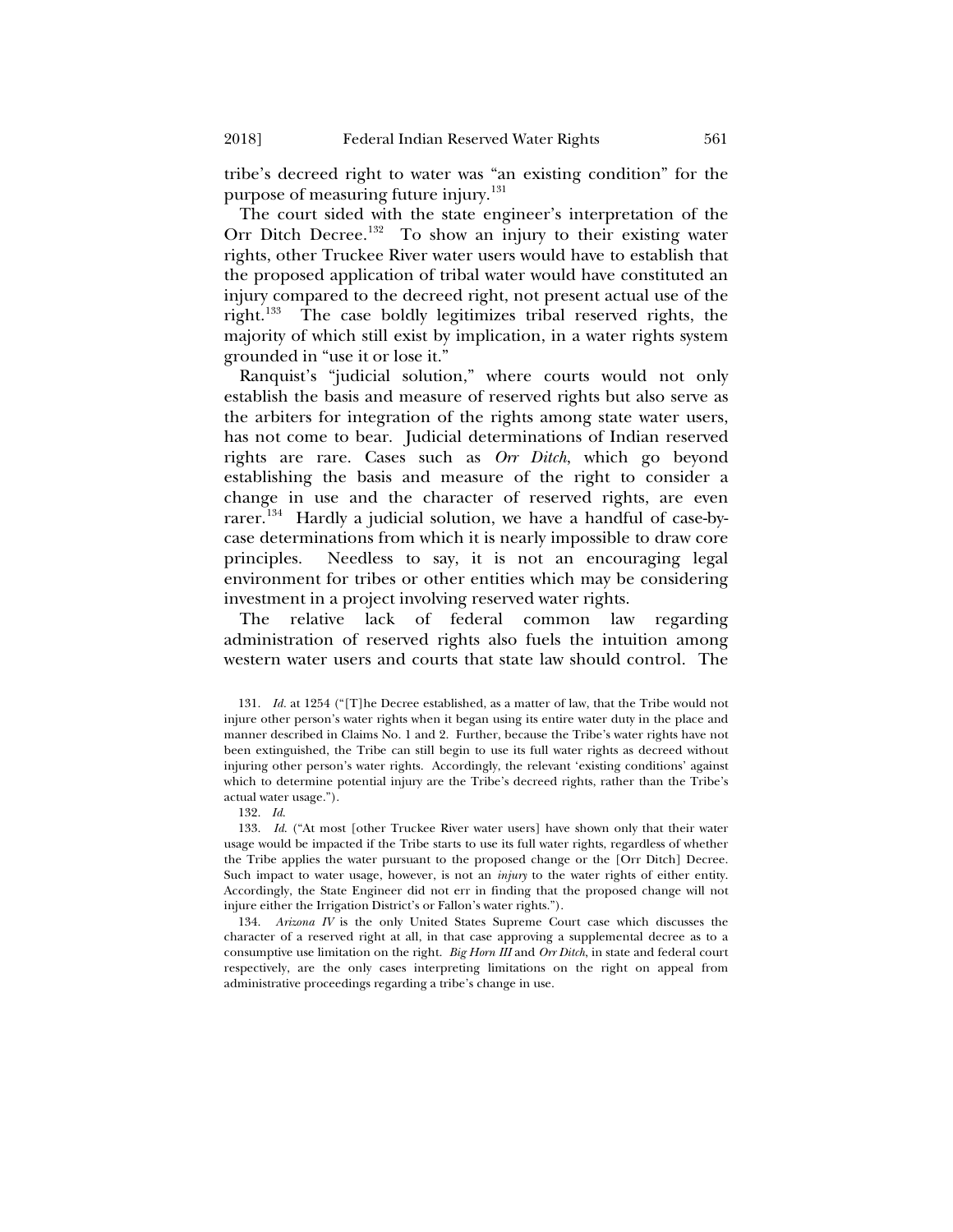tribe's decreed right to water was "an existing condition" for the purpose of measuring future injury.[131]

The court sided with the state engineer's interpretation of the Orr Ditch Decree.[132] To show an injury to their existing water rights, other Truckee River water users would have to establish that the proposed application of tribal water would have constituted an injury compared to the decreed right, not present actual use of the right.[133] The case boldly legitimizes tribal reserved rights, the majority of which still exist by implication, in a water rights system grounded in "use it or lose it."

Ranquist's "judicial solution," where courts would not only establish the basis and measure of reserved rights but also serve as the arbiters for integration of the rights among state water users, has not come to bear. Judicial determinations of Indian reserved rights are rare. Cases such as *Orr Ditch*, which go beyond establishing the basis and measure of the right to consider a change in use and the character of reserved rights, are even rarer.[134] Hardly a judicial solution, we have a handful of case-by-case determinations from which it is nearly impossible to draw core principles. Needless to say, it is not an encouraging legal environment for tribes or other entities which may be considering investment in a project involving reserved water rights.

The relative lack of federal common law regarding administration of reserved rights also fuels the intuition among western water users and courts that state law should control. The

131. *Id.* at 1254 ("[T]he Decree established, as a matter of law, that the Tribe would not injure other person's water rights when it began using its entire water duty in the place and manner described in Claims No. 1 and 2. Further, because the Tribe's water rights have not been extinguished, the Tribe can still begin to use its full water rights as decreed without injuring other person's water rights. Accordingly, the relevant 'existing conditions' against which to determine potential injury are the Tribe's decreed rights, rather than the Tribe's actual water usage.").

132. *Id.*

133. *Id.* ("At most [other Truckee River water users] have shown only that their water usage would be impacted if the Tribe starts to use its full water rights, regardless of whether the Tribe applies the water pursuant to the proposed change or the [Orr Ditch] Decree. Such impact to water usage, however, is not an *injury* to the water rights of either entity. Accordingly, the State Engineer did not err in finding that the proposed change will not injure either the Irrigation District's or Fallon's water rights.").

134. *Arizona IV* is the only United States Supreme Court case which discusses the character of a reserved right at all, in that case approving a supplemental decree as to a consumptive use limitation on the right. *Big Horn III* and *Orr Ditch*, in state and federal court respectively, are the only cases interpreting limitations on the right on appeal from administrative proceedings regarding a tribe's change in use.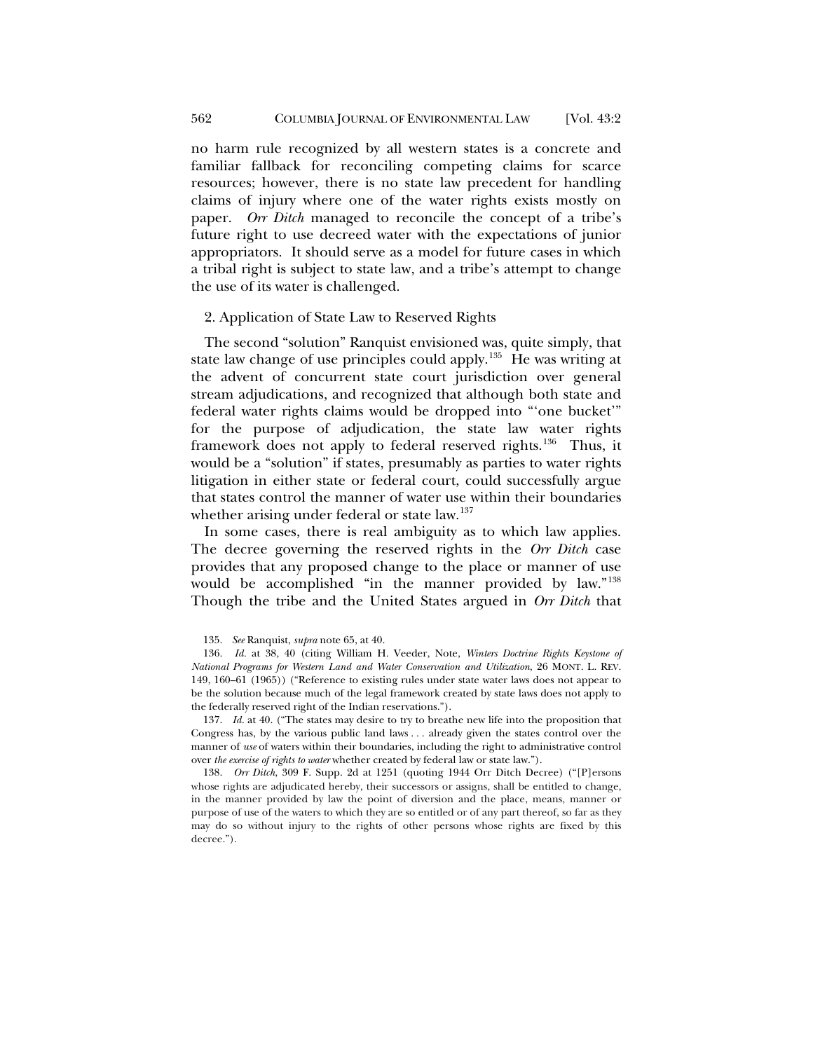no harm rule recognized by all western states is a concrete and familiar fallback for reconciling competing claims for scarce resources; however, there is no state law precedent for handling claims of injury where one of the water rights exists mostly on paper. *Orr Ditch* managed to reconcile the concept of a tribe's future right to use decreed water with the expectations of junior appropriators. It should serve as a model for future cases in which a tribal right is subject to state law, and a tribe's attempt to change the use of its water is challenged.

### 2. Application of State Law to Reserved Rights

The second "solution" Ranquist envisioned was, quite simply, that state law change of use principles could apply.[135] He was writing at the advent of concurrent state court jurisdiction over general stream adjudications, and recognized that although both state and federal water rights claims would be dropped into "'one bucket'" for the purpose of adjudication, the state law water rights framework does not apply to federal reserved rights.[136] Thus, it would be a "solution" if states, presumably as parties to water rights litigation in either state or federal court, could successfully argue that states control the manner of water use within their boundaries whether arising under federal or state law.[137]

In some cases, there is real ambiguity as to which law applies. The decree governing the reserved rights in the *Orr Ditch* case provides that any proposed change to the place or manner of use would be accomplished "in the manner provided by law."[138] Though the tribe and the United States argued in *Orr Ditch* that

---

135. *See* Ranquist, *supra* note 65, at 40.

136. *Id.* at 38, 40 (citing William H. Veeder, Note, *Winters Doctrine Rights Keystone of National Programs for Western Land and Water Conservation and Utilization*, 26 MONT. L. REV. 149, 160–61 (1965)) ("Reference to existing rules under state water laws does not appear to be the solution because much of the legal framework created by state laws does not apply to the federally reserved right of the Indian reservations.").

137. *Id.* at 40. ("The states may desire to try to breathe new life into the proposition that Congress has, by the various public land laws . . . already given the states control over the manner of *use* of waters within their boundaries, including the right to administrative control over *the exercise of rights to water* whether created by federal law or state law.").

138. *Orr Ditch*, 309 F. Supp. 2d at 1251 (quoting 1944 Orr Ditch Decree) ("[P]ersons whose rights are adjudicated hereby, their successors or assigns, shall be entitled to change, in the manner provided by law the point of diversion and the place, means, manner or purpose of use of the waters to which they are so entitled or of any part thereof, so far as they may do so without injury to the rights of other persons whose rights are fixed by this decree.").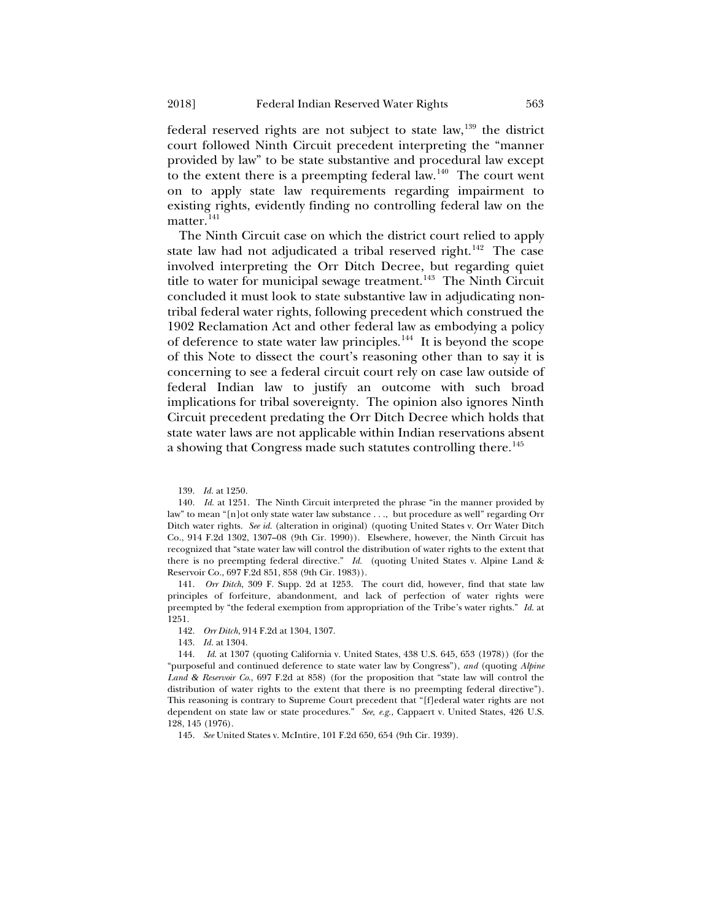federal reserved rights are not subject to state law,[139] the district court followed Ninth Circuit precedent interpreting the "manner provided by law" to be state substantive and procedural law except to the extent there is a preempting federal law.[140] The court went on to apply state law requirements regarding impairment to existing rights, evidently finding no controlling federal law on the matter.[141]

The Ninth Circuit case on which the district court relied to apply state law had not adjudicated a tribal reserved right.[142] The case involved interpreting the Orr Ditch Decree, but regarding quiet title to water for municipal sewage treatment.[143] The Ninth Circuit concluded it must look to state substantive law in adjudicating non-tribal federal water rights, following precedent which construed the 1902 Reclamation Act and other federal law as embodying a policy of deference to state water law principles.[144] It is beyond the scope of this Note to dissect the court's reasoning other than to say it is concerning to see a federal circuit court rely on case law outside of federal Indian law to justify an outcome with such broad implications for tribal sovereignty. The opinion also ignores Ninth Circuit precedent predating the Orr Ditch Decree which holds that state water laws are not applicable within Indian reservations absent a showing that Congress made such statutes controlling there.[145]

---

139. *Id.* at 1250.

140. *Id.* at 1251. The Ninth Circuit interpreted the phrase "in the manner provided by law" to mean "[n]ot only state water law substance . . ., but procedure as well" regarding Orr Ditch water rights. *See id.* (alteration in original) (quoting United States v. Orr Water Ditch Co., 914 F.2d 1302, 1307–08 (9th Cir. 1990)). Elsewhere, however, the Ninth Circuit has recognized that "state water law will control the distribution of water rights to the extent that there is no preempting federal directive." *Id.* (quoting United States v. Alpine Land & Reservoir Co., 697 F.2d 851, 858 (9th Cir. 1983)).

141. *Orr Ditch*, 309 F. Supp. 2d at 1253. The court did, however, find that state law principles of forfeiture, abandonment, and lack of perfection of water rights were preempted by "the federal exemption from appropriation of the Tribe's water rights." *Id.* at 1251.

142. *Orr Ditch*, 914 F.2d at 1304, 1307.

143. *Id.* at 1304.

144. *Id.* at 1307 (quoting California v. United States, 438 U.S. 645, 653 (1978)) (for the "purposeful and continued deference to state water law by Congress"), *and* (quoting *Alpine Land & Reservoir Co.*, 697 F.2d at 858) (for the proposition that "state law will control the distribution of water rights to the extent that there is no preempting federal directive"). This reasoning is contrary to Supreme Court precedent that "[f]ederal water rights are not dependent on state law or state procedures." *See, e.g.*, Cappaert v. United States, 426 U.S. 128, 145 (1976).

145. *See* United States v. McIntire, 101 F.2d 650, 654 (9th Cir. 1939).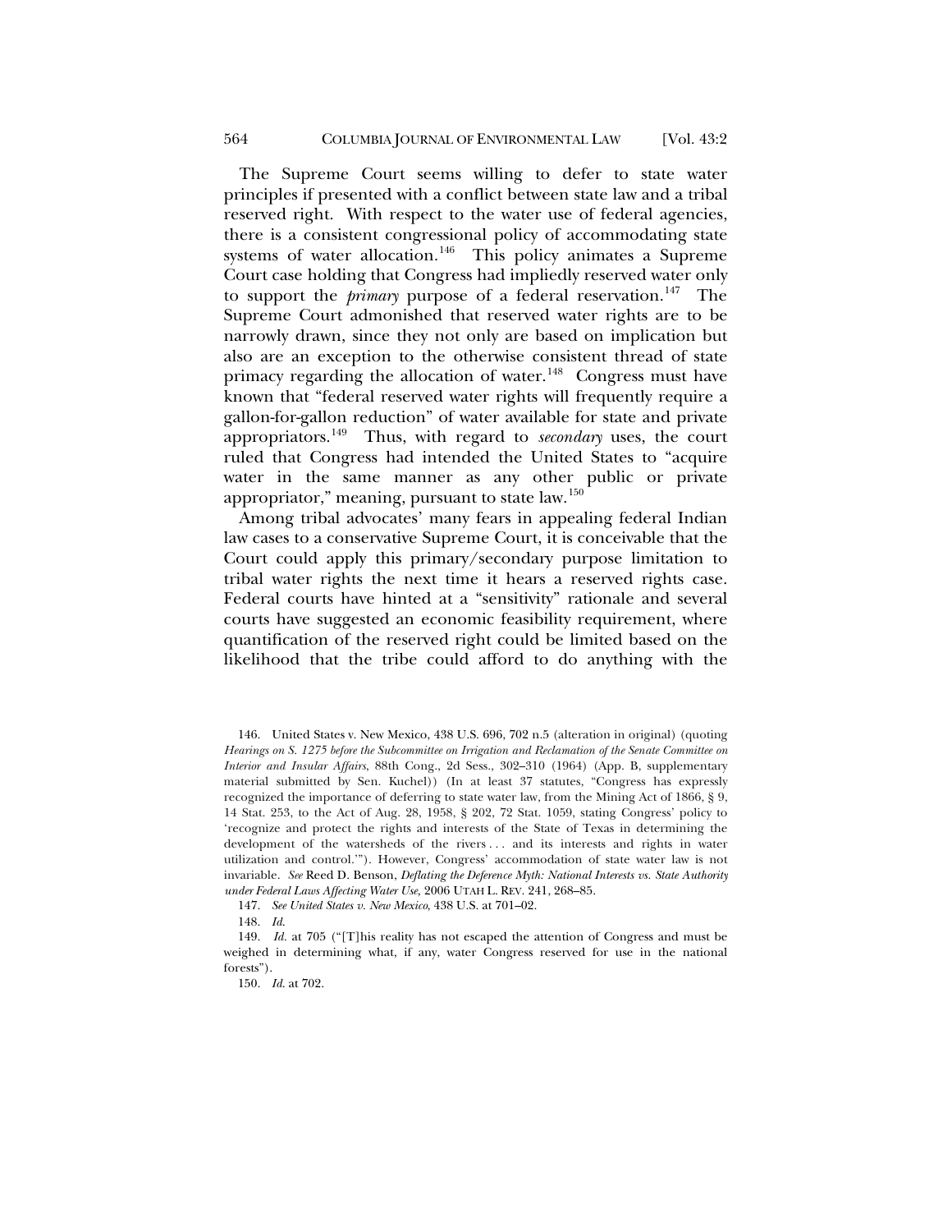The Supreme Court seems willing to defer to state water principles if presented with a conflict between state law and a tribal reserved right. With respect to the water use of federal agencies, there is a consistent congressional policy of accommodating state systems of water allocation.[146] This policy animates a Supreme Court case holding that Congress had impliedly reserved water only to support the *primary* purpose of a federal reservation.[147] The Supreme Court admonished that reserved water rights are to be narrowly drawn, since they not only are based on implication but also are an exception to the otherwise consistent thread of state primacy regarding the allocation of water.[148] Congress must have known that "federal reserved water rights will frequently require a gallon-for-gallon reduction" of water available for state and private appropriators.[149] Thus, with regard to *secondary* uses, the court ruled that Congress had intended the United States to "acquire water in the same manner as any other public or private appropriator," meaning, pursuant to state law.[150]

Among tribal advocates' many fears in appealing federal Indian law cases to a conservative Supreme Court, it is conceivable that the Court could apply this primary/secondary purpose limitation to tribal water rights the next time it hears a reserved rights case. Federal courts have hinted at a "sensitivity" rationale and several courts have suggested an economic feasibility requirement, where quantification of the reserved right could be limited based on the likelihood that the tribe could afford to do anything with the

146. United States v. New Mexico, 438 U.S. 696, 702 n.5 (alteration in original) (quoting *Hearings on S. 1275 before the Subcommittee on Irrigation and Reclamation of the Senate Committee on Interior and Insular Affairs*, 88th Cong., 2d Sess., 302–310 (1964) (App. B, supplementary material submitted by Sen. Kuchel)) (In at least 37 statutes, "Congress has expressly recognized the importance of deferring to state water law, from the Mining Act of 1866, § 9, 14 Stat. 253, to the Act of Aug. 28, 1958, § 202, 72 Stat. 1059, stating Congress' policy to 'recognize and protect the rights and interests of the State of Texas in determining the development of the watersheds of the rivers . . . and its interests and rights in water utilization and control.'"). However, Congress' accommodation of state water law is not invariable. *See* Reed D. Benson, *Deflating the Deference Myth: National Interests vs. State Authority under Federal Laws Affecting Water Use,* 2006 UTAH L. REV. 241, 268–85.

147. *See United States v. New Mexico*, 438 U.S. at 701–02.

148. *Id.*

149. *Id.* at 705 ("[T]his reality has not escaped the attention of Congress and must be weighed in determining what, if any, water Congress reserved for use in the national forests").

150. *Id.* at 702.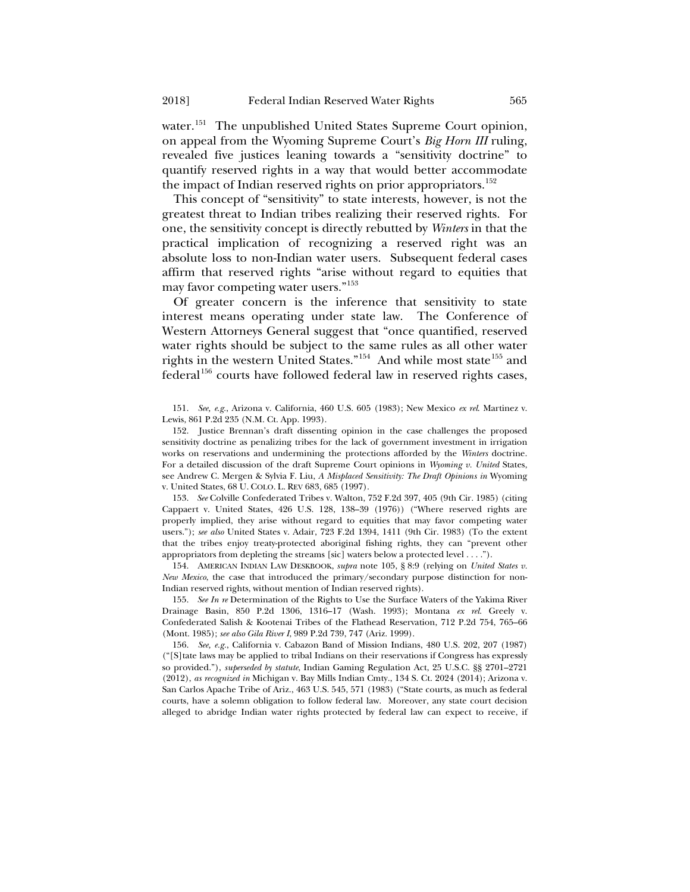water.[151] The unpublished United States Supreme Court opinion, on appeal from the Wyoming Supreme Court's *Big Horn III* ruling, revealed five justices leaning towards a "sensitivity doctrine" to quantify reserved rights in a way that would better accommodate the impact of Indian reserved rights on prior appropriators.[152]

This concept of "sensitivity" to state interests, however, is not the greatest threat to Indian tribes realizing their reserved rights. For one, the sensitivity concept is directly rebutted by *Winters* in that the practical implication of recognizing a reserved right was an absolute loss to non-Indian water users. Subsequent federal cases affirm that reserved rights "arise without regard to equities that may favor competing water users."[153]

Of greater concern is the inference that sensitivity to state interest means operating under state law. The Conference of Western Attorneys General suggest that "once quantified, reserved water rights should be subject to the same rules as all other water rights in the western United States."[154] And while most state[155] and federal[156] courts have followed federal law in reserved rights cases,

151. *See, e.g.*, Arizona v. California, 460 U.S. 605 (1983); New Mexico *ex rel.* Martinez v. Lewis, 861 P.2d 235 (N.M. Ct. App. 1993).

152. Justice Brennan's draft dissenting opinion in the case challenges the proposed sensitivity doctrine as penalizing tribes for the lack of government investment in irrigation works on reservations and undermining the protections afforded by the *Winters* doctrine. For a detailed discussion of the draft Supreme Court opinions in *Wyoming v. United* States, see Andrew C. Mergen & Sylvia F. Liu, *A Misplaced Sensitivity: The Draft Opinions in* Wyoming v. United States, 68 U. COLO. L. REV 683, 685 (1997).

153. *See* Colville Confederated Tribes v. Walton, 752 F.2d 397, 405 (9th Cir. 1985) (citing Cappaert v. United States, 426 U.S. 128, 138–39 (1976)) ("Where reserved rights are properly implied, they arise without regard to equities that may favor competing water users."); *see also* United States v. Adair, 723 F.2d 1394, 1411 (9th Cir. 1983) (To the extent that the tribes enjoy treaty-protected aboriginal fishing rights, they can "prevent other appropriators from depleting the streams [sic] waters below a protected level . . . .").

154. AMERICAN INDIAN LAW DESKBOOK, *supra* note 105, § 8:9 (relying on *United States v. New Mexico*, the case that introduced the primary/secondary purpose distinction for non-Indian reserved rights, without mention of Indian reserved rights).

155. *See In re* Determination of the Rights to Use the Surface Waters of the Yakima River Drainage Basin, 850 P.2d 1306, 1316–17 (Wash. 1993); Montana *ex rel.* Greely v. Confederated Salish & Kootenai Tribes of the Flathead Reservation, 712 P.2d 754, 765–66 (Mont. 1985); *see also Gila River I*, 989 P.2d 739, 747 (Ariz. 1999).

156. *See, e.g.*, California v. Cabazon Band of Mission Indians, 480 U.S. 202, 207 (1987) ("[S]tate laws may be applied to tribal Indians on their reservations if Congress has expressly so provided."), *superseded by statute*, Indian Gaming Regulation Act, 25 U.S.C. §§ 2701–2721 (2012), *as recognized in* Michigan v. Bay Mills Indian Cmty., 134 S. Ct. 2024 (2014); Arizona v. San Carlos Apache Tribe of Ariz., 463 U.S. 545, 571 (1983) ("State courts, as much as federal courts, have a solemn obligation to follow federal law. Moreover, any state court decision alleged to abridge Indian water rights protected by federal law can expect to receive, if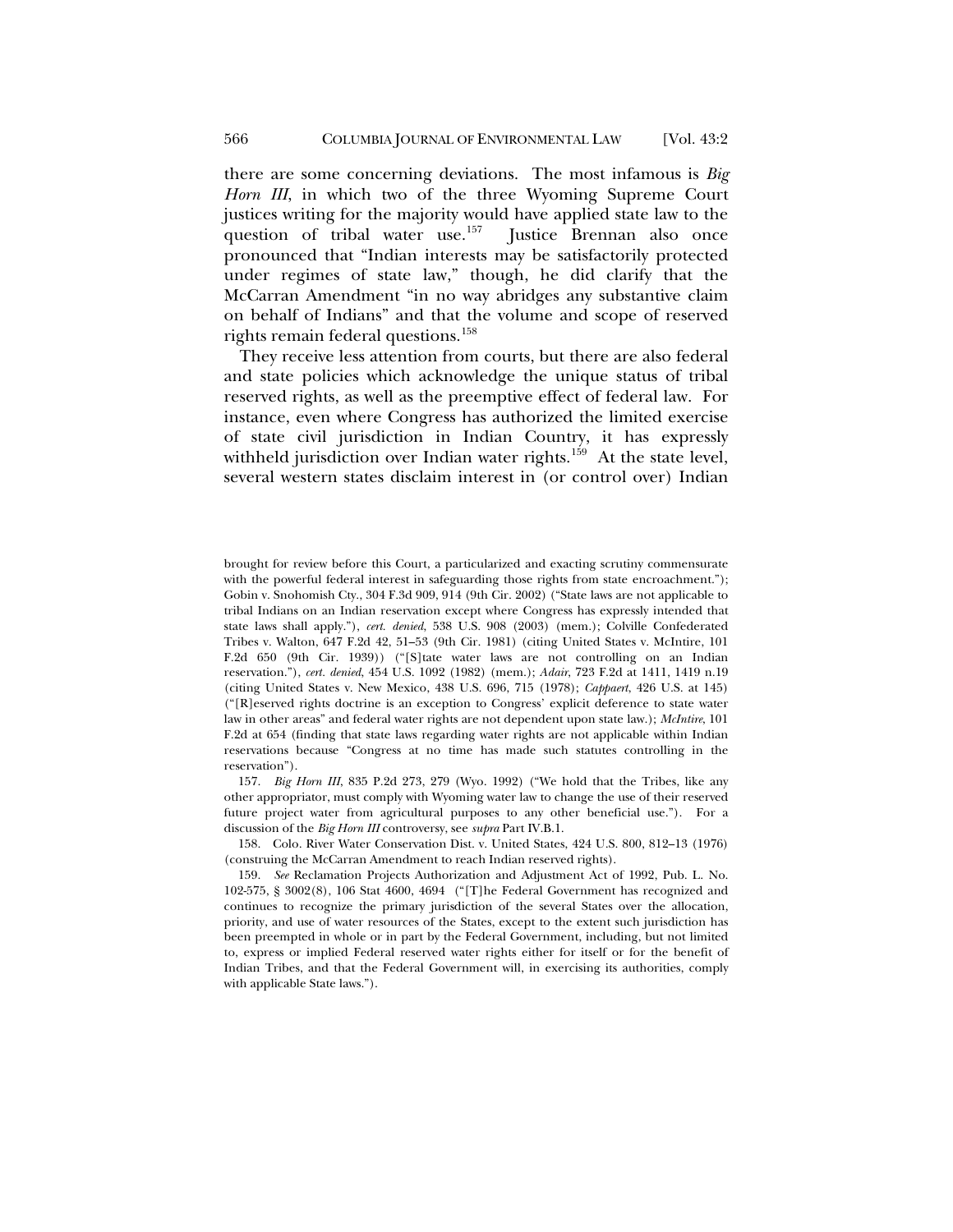there are some concerning deviations. The most infamous is *Big Horn III*, in which two of the three Wyoming Supreme Court justices writing for the majority would have applied state law to the question of tribal water use.[157] Justice Brennan also once pronounced that "Indian interests may be satisfactorily protected under regimes of state law," though, he did clarify that the McCarran Amendment "in no way abridges any substantive claim on behalf of Indians" and that the volume and scope of reserved rights remain federal questions.[158]

They receive less attention from courts, but there are also federal and state policies which acknowledge the unique status of tribal reserved rights, as well as the preemptive effect of federal law. For instance, even where Congress has authorized the limited exercise of state civil jurisdiction in Indian Country, it has expressly withheld jurisdiction over Indian water rights.[159] At the state level, several western states disclaim interest in (or control over) Indian

---

brought for review before this Court, a particularized and exacting scrutiny commensurate with the powerful federal interest in safeguarding those rights from state encroachment."); Gobin v. Snohomish Cty., 304 F.3d 909, 914 (9th Cir. 2002) ("State laws are not applicable to tribal Indians on an Indian reservation except where Congress has expressly intended that state laws shall apply."), *cert. denied*, 538 U.S. 908 (2003) (mem.); Colville Confederated Tribes v. Walton, 647 F.2d 42, 51–53 (9th Cir. 1981) (citing United States v. McIntire, 101 F.2d 650 (9th Cir. 1939)) ("[S]tate water laws are not controlling on an Indian reservation."), *cert. denied*, 454 U.S. 1092 (1982) (mem.); *Adair*, 723 F.2d at 1411, 1419 n.19 (citing United States v. New Mexico, 438 U.S. 696, 715 (1978); *Cappaert*, 426 U.S. at 145) ("[R]eserved rights doctrine is an exception to Congress' explicit deference to state water law in other areas" and federal water rights are not dependent upon state law.); *McIntire*, 101 F.2d at 654 (finding that state laws regarding water rights are not applicable within Indian reservations because "Congress at no time has made such statutes controlling in the reservation").

157. *Big Horn III*, 835 P.2d 273, 279 (Wyo. 1992) ("We hold that the Tribes, like any other appropriator, must comply with Wyoming water law to change the use of their reserved future project water from agricultural purposes to any other beneficial use."). For a discussion of the *Big Horn III* controversy, see *supra* Part IV.B.1.

158. Colo. River Water Conservation Dist. v. United States, 424 U.S. 800, 812–13 (1976) (construing the McCarran Amendment to reach Indian reserved rights).

159. *See* Reclamation Projects Authorization and Adjustment Act of 1992, Pub. L. No. 102-575, § 3002(8), 106 Stat 4600, 4694 ("[T]he Federal Government has recognized and continues to recognize the primary jurisdiction of the several States over the allocation, priority, and use of water resources of the States, except to the extent such jurisdiction has been preempted in whole or in part by the Federal Government, including, but not limited to, express or implied Federal reserved water rights either for itself or for the benefit of Indian Tribes, and that the Federal Government will, in exercising its authorities, comply with applicable State laws.").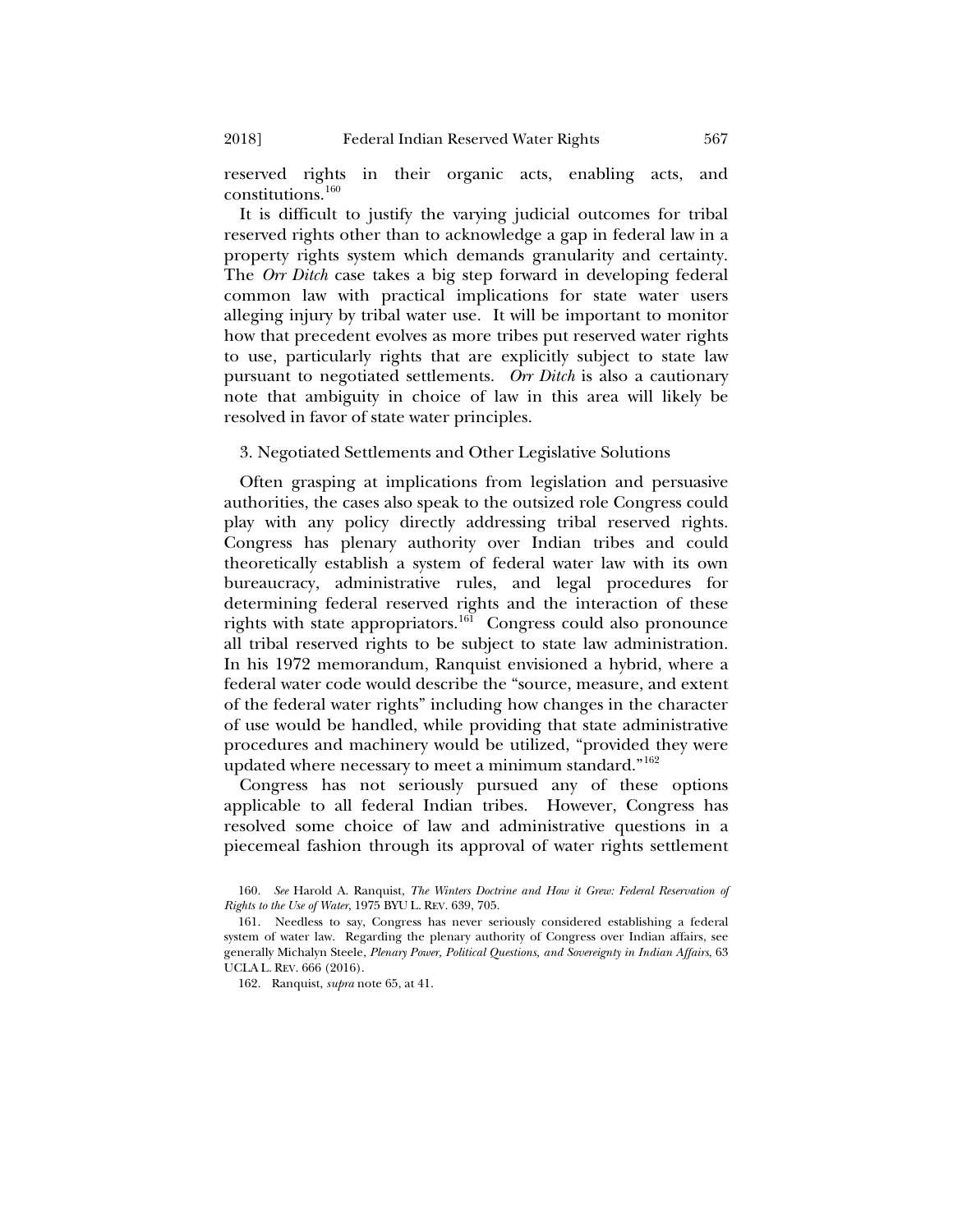reserved rights in their organic acts, enabling acts, and constitutions.[160]

It is difficult to justify the varying judicial outcomes for tribal reserved rights other than to acknowledge a gap in federal law in a property rights system which demands granularity and certainty. The *Orr Ditch* case takes a big step forward in developing federal common law with practical implications for state water users alleging injury by tribal water use. It will be important to monitor how that precedent evolves as more tribes put reserved water rights to use, particularly rights that are explicitly subject to state law pursuant to negotiated settlements. *Orr Ditch* is also a cautionary note that ambiguity in choice of law in this area will likely be resolved in favor of state water principles.

### 3. Negotiated Settlements and Other Legislative Solutions

Often grasping at implications from legislation and persuasive authorities, the cases also speak to the outsized role Congress could play with any policy directly addressing tribal reserved rights. Congress has plenary authority over Indian tribes and could theoretically establish a system of federal water law with its own bureaucracy, administrative rules, and legal procedures for determining federal reserved rights and the interaction of these rights with state appropriators.[161] Congress could also pronounce all tribal reserved rights to be subject to state law administration. In his 1972 memorandum, Ranquist envisioned a hybrid, where a federal water code would describe the "source, measure, and extent of the federal water rights" including how changes in the character of use would be handled, while providing that state administrative procedures and machinery would be utilized, "provided they were updated where necessary to meet a minimum standard."[162]

Congress has not seriously pursued any of these options applicable to all federal Indian tribes. However, Congress has resolved some choice of law and administrative questions in a piecemeal fashion through its approval of water rights settlement

160. *See* Harold A. Ranquist, *The Winters Doctrine and How it Grew: Federal Reservation of Rights to the Use of Water*, 1975 BYU L. REV. 639, 705.

161. Needless to say, Congress has never seriously considered establishing a federal system of water law. Regarding the plenary authority of Congress over Indian affairs, see generally Michalyn Steele, *Plenary Power, Political Questions, and Sovereignty in Indian Affairs*, 63 UCLA L. REV. 666 (2016).

162. Ranquist, *supra* note 65, at 41.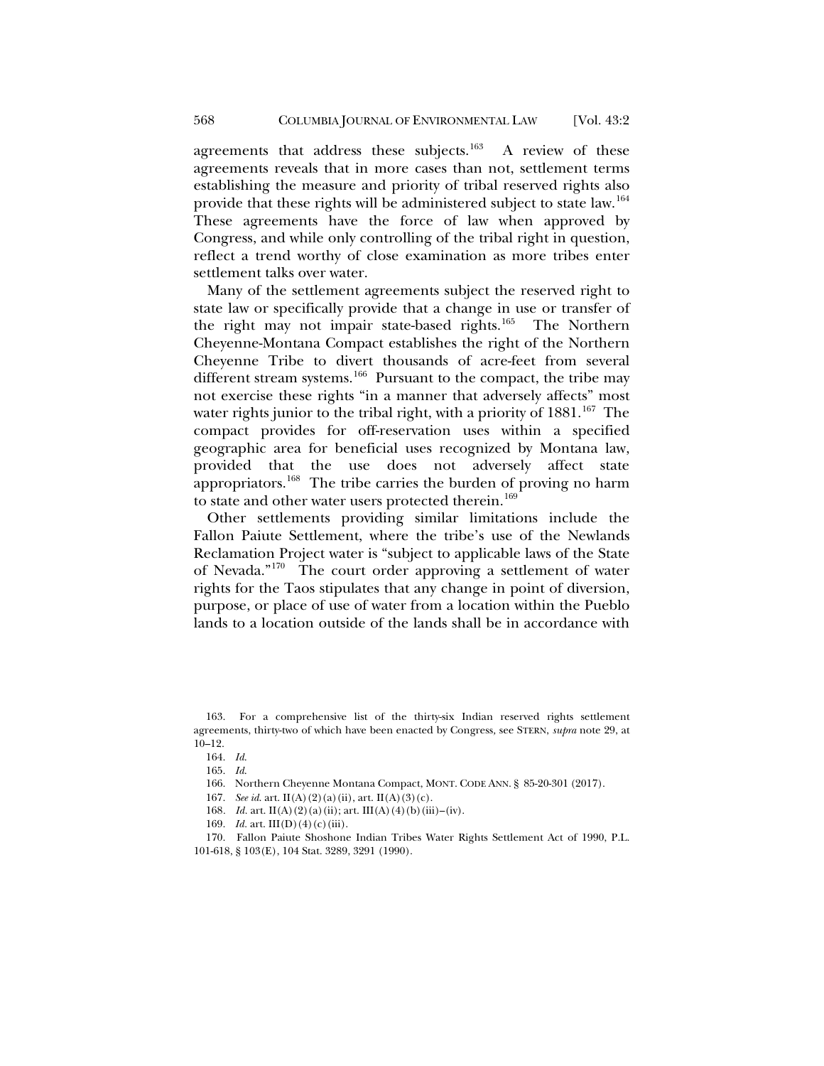agreements that address these subjects.[163] A review of these agreements reveals that in more cases than not, settlement terms establishing the measure and priority of tribal reserved rights also provide that these rights will be administered subject to state law.[164] These agreements have the force of law when approved by Congress, and while only controlling of the tribal right in question, reflect a trend worthy of close examination as more tribes enter settlement talks over water.

Many of the settlement agreements subject the reserved right to state law or specifically provide that a change in use or transfer of the right may not impair state-based rights.[165] The Northern Cheyenne-Montana Compact establishes the right of the Northern Cheyenne Tribe to divert thousands of acre-feet from several different stream systems.[166] Pursuant to the compact, the tribe may not exercise these rights "in a manner that adversely affects" most water rights junior to the tribal right, with a priority of 1881.[167] The compact provides for off-reservation uses within a specified geographic area for beneficial uses recognized by Montana law, provided that the use does not adversely affect state appropriators.[168] The tribe carries the burden of proving no harm to state and other water users protected therein.[169]

Other settlements providing similar limitations include the Fallon Paiute Settlement, where the tribe's use of the Newlands Reclamation Project water is "subject to applicable laws of the State of Nevada."[170] The court order approving a settlement of water rights for the Taos stipulates that any change in point of diversion, purpose, or place of use of water from a location within the Pueblo lands to a location outside of the lands shall be in accordance with

---

163. For a comprehensive list of the thirty-six Indian reserved rights settlement agreements, thirty-two of which have been enacted by Congress, see STERN, *supra* note 29, at 10–12.

164. *Id.*

165. *Id.*

166. Northern Cheyenne Montana Compact, MONT. CODE ANN. § 85-20-301 (2017).

167. *See id.* art. II(A)(2)(a)(ii), art. II(A)(3)(c).

168. *Id.* art. II(A)(2)(a)(ii); art. III(A)(4)(b)(iii)–(iv).

169. *Id.* art. III(D)(4)(c)(iii).

170. Fallon Paiute Shoshone Indian Tribes Water Rights Settlement Act of 1990, P.L. 101-618, § 103(E), 104 Stat. 3289, 3291 (1990).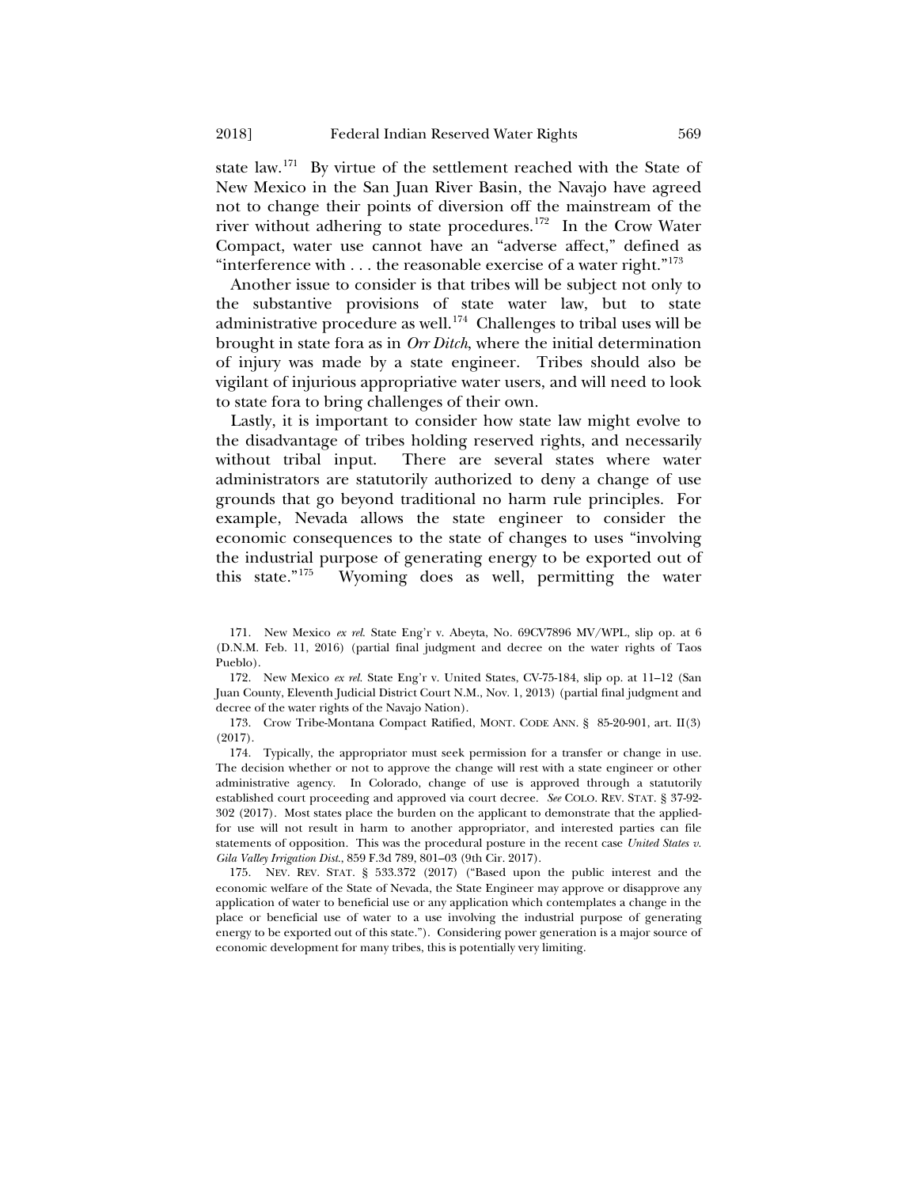state law.[171] By virtue of the settlement reached with the State of New Mexico in the San Juan River Basin, the Navajo have agreed not to change their points of diversion off the mainstream of the river without adhering to state procedures.[172] In the Crow Water Compact, water use cannot have an "adverse affect," defined as "interference with . . . the reasonable exercise of a water right."[173]

Another issue to consider is that tribes will be subject not only to the substantive provisions of state water law, but to state administrative procedure as well.[174] Challenges to tribal uses will be brought in state fora as in *Orr Ditch*, where the initial determination of injury was made by a state engineer. Tribes should also be vigilant of injurious appropriative water users, and will need to look to state fora to bring challenges of their own.

Lastly, it is important to consider how state law might evolve to the disadvantage of tribes holding reserved rights, and necessarily without tribal input. There are several states where water administrators are statutorily authorized to deny a change of use grounds that go beyond traditional no harm rule principles. For example, Nevada allows the state engineer to consider the economic consequences to the state of changes to uses "involving the industrial purpose of generating energy to be exported out of this state."[175] Wyoming does as well, permitting the water

---

171. New Mexico *ex rel.* State Eng'r v. Abeyta, No. 69CV7896 MV/WPL, slip op. at 6 (D.N.M. Feb. 11, 2016) (partial final judgment and decree on the water rights of Taos Pueblo).

172. New Mexico *ex rel.* State Eng'r v. United States, CV-75-184, slip op. at 11–12 (San Juan County, Eleventh Judicial District Court N.M., Nov. 1, 2013) (partial final judgment and decree of the water rights of the Navajo Nation).

173. Crow Tribe-Montana Compact Ratified, MONT. CODE ANN. § 85-20-901, art. II(3) (2017).

174. Typically, the appropriator must seek permission for a transfer or change in use. The decision whether or not to approve the change will rest with a state engineer or other administrative agency. In Colorado, change of use is approved through a statutorily established court proceeding and approved via court decree. *See* COLO. REV. STAT. § 37-92-302 (2017). Most states place the burden on the applicant to demonstrate that the applied-for use will not result in harm to another appropriator, and interested parties can file statements of opposition. This was the procedural posture in the recent case *United States v. Gila Valley Irrigation Dist.*, 859 F.3d 789, 801–03 (9th Cir. 2017).

175. NEV. REV. STAT. § 533.372 (2017) ("Based upon the public interest and the economic welfare of the State of Nevada, the State Engineer may approve or disapprove any application of water to beneficial use or any application which contemplates a change in the place or beneficial use of water to a use involving the industrial purpose of generating energy to be exported out of this state."). Considering power generation is a major source of economic development for many tribes, this is potentially very limiting.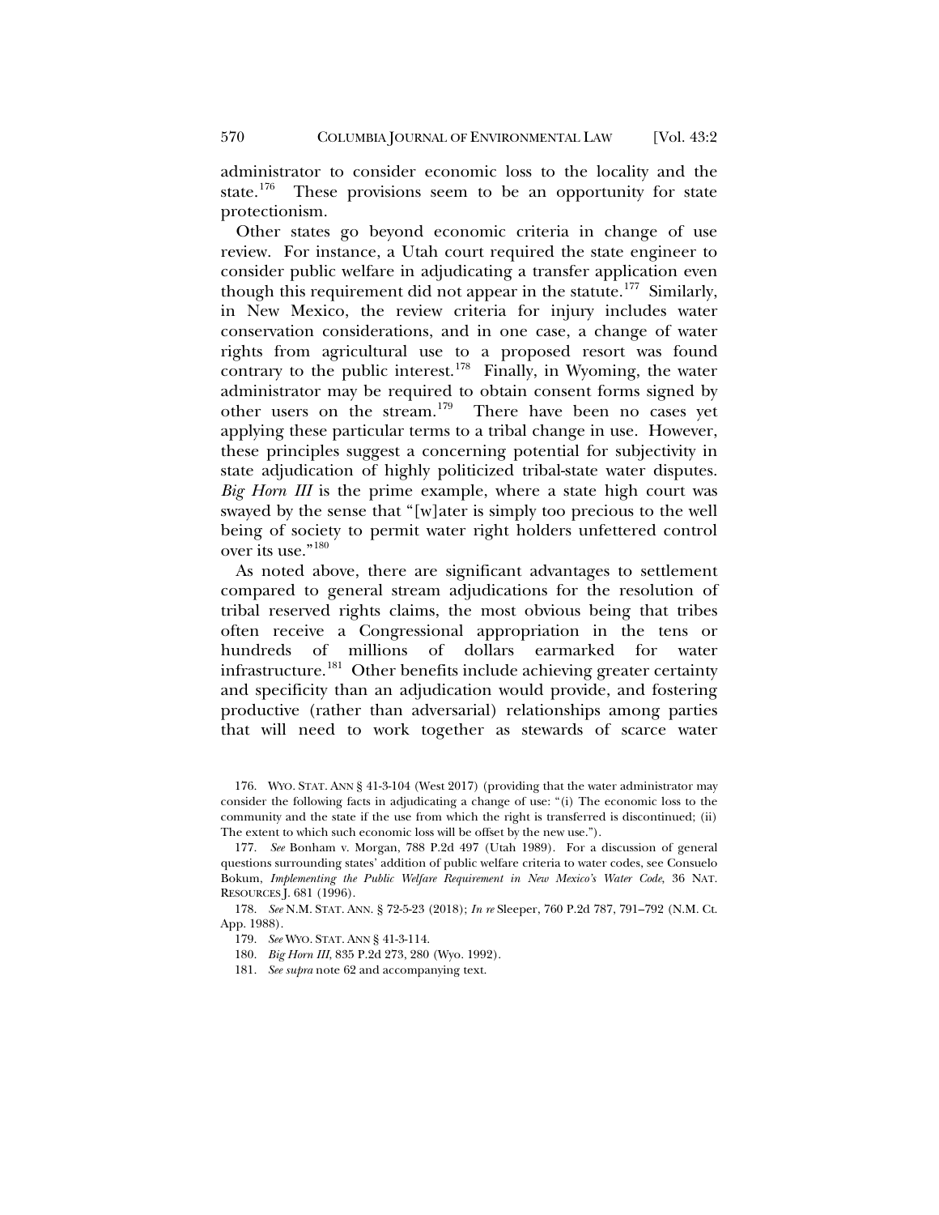administrator to consider economic loss to the locality and the state.[176] These provisions seem to be an opportunity for state protectionism.

Other states go beyond economic criteria in change of use review. For instance, a Utah court required the state engineer to consider public welfare in adjudicating a transfer application even though this requirement did not appear in the statute.[177] Similarly, in New Mexico, the review criteria for injury includes water conservation considerations, and in one case, a change of water rights from agricultural use to a proposed resort was found contrary to the public interest.[178] Finally, in Wyoming, the water administrator may be required to obtain consent forms signed by other users on the stream.[179] There have been no cases yet applying these particular terms to a tribal change in use. However, these principles suggest a concerning potential for subjectivity in state adjudication of highly politicized tribal-state water disputes. *Big Horn III* is the prime example, where a state high court was swayed by the sense that "[w]ater is simply too precious to the well being of society to permit water right holders unfettered control over its use."[180]

As noted above, there are significant advantages to settlement compared to general stream adjudications for the resolution of tribal reserved rights claims, the most obvious being that tribes often receive a Congressional appropriation in the tens or hundreds of millions of dollars earmarked for water infrastructure.[181] Other benefits include achieving greater certainty and specificity than an adjudication would provide, and fostering productive (rather than adversarial) relationships among parties that will need to work together as stewards of scarce water

---

176. WYO. STAT. ANN § 41-3-104 (West 2017) (providing that the water administrator may consider the following facts in adjudicating a change of use: "(i) The economic loss to the community and the state if the use from which the right is transferred is discontinued; (ii) The extent to which such economic loss will be offset by the new use.").

177. *See* Bonham v. Morgan, 788 P.2d 497 (Utah 1989). For a discussion of general questions surrounding states' addition of public welfare criteria to water codes, see Consuelo Bokum, *Implementing the Public Welfare Requirement in New Mexico's Water Code*, 36 NAT. RESOURCES J. 681 (1996).

178. *See* N.M. STAT. ANN. § 72-5-23 (2018); *In re* Sleeper, 760 P.2d 787, 791–792 (N.M. Ct. App. 1988).

179. *See* WYO. STAT. ANN § 41-3-114.

180. *Big Horn III*, 835 P.2d 273, 280 (Wyo. 1992).

181. *See supra* note 62 and accompanying text.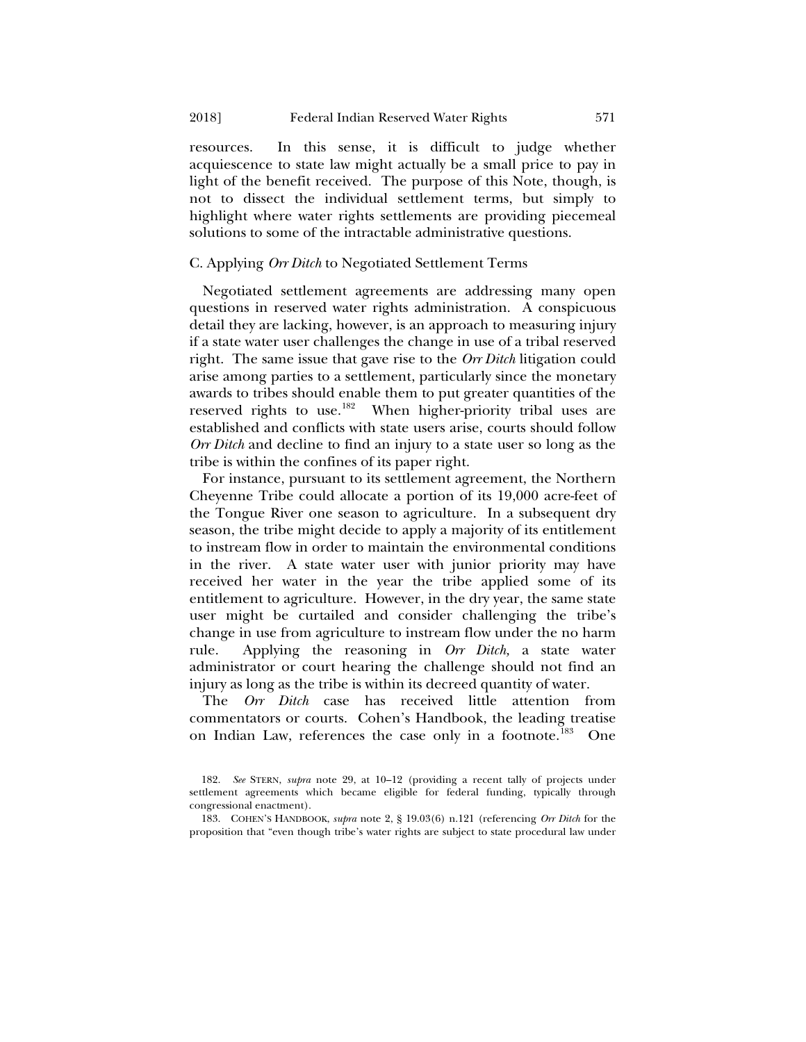resources. In this sense, it is difficult to judge whether acquiescence to state law might actually be a small price to pay in light of the benefit received. The purpose of this Note, though, is not to dissect the individual settlement terms, but simply to highlight where water rights settlements are providing piecemeal solutions to some of the intractable administrative questions.

### C. Applying *Orr Ditch* to Negotiated Settlement Terms

Negotiated settlement agreements are addressing many open questions in reserved water rights administration. A conspicuous detail they are lacking, however, is an approach to measuring injury if a state water user challenges the change in use of a tribal reserved right. The same issue that gave rise to the *Orr Ditch* litigation could arise among parties to a settlement, particularly since the monetary awards to tribes should enable them to put greater quantities of the reserved rights to use.[182] When higher-priority tribal uses are established and conflicts with state users arise, courts should follow *Orr Ditch* and decline to find an injury to a state user so long as the tribe is within the confines of its paper right.

For instance, pursuant to its settlement agreement, the Northern Cheyenne Tribe could allocate a portion of its 19,000 acre-feet of the Tongue River one season to agriculture. In a subsequent dry season, the tribe might decide to apply a majority of its entitlement to instream flow in order to maintain the environmental conditions in the river. A state water user with junior priority may have received her water in the year the tribe applied some of its entitlement to agriculture. However, in the dry year, the same state user might be curtailed and consider challenging the tribe's change in use from agriculture to instream flow under the no harm rule. Applying the reasoning in *Orr Ditch,* a state water administrator or court hearing the challenge should not find an injury as long as the tribe is within its decreed quantity of water.

The *Orr Ditch* case has received little attention from commentators or courts. Cohen's Handbook, the leading treatise on Indian Law, references the case only in a footnote.[183] One

---

182. *See* STERN, *supra* note 29, at 10–12 (providing a recent tally of projects under settlement agreements which became eligible for federal funding, typically through congressional enactment).

183. COHEN'S HANDBOOK, *supra* note 2, § 19.03(6) n.121 (referencing *Orr Ditch* for the proposition that "even though tribe's water rights are subject to state procedural law under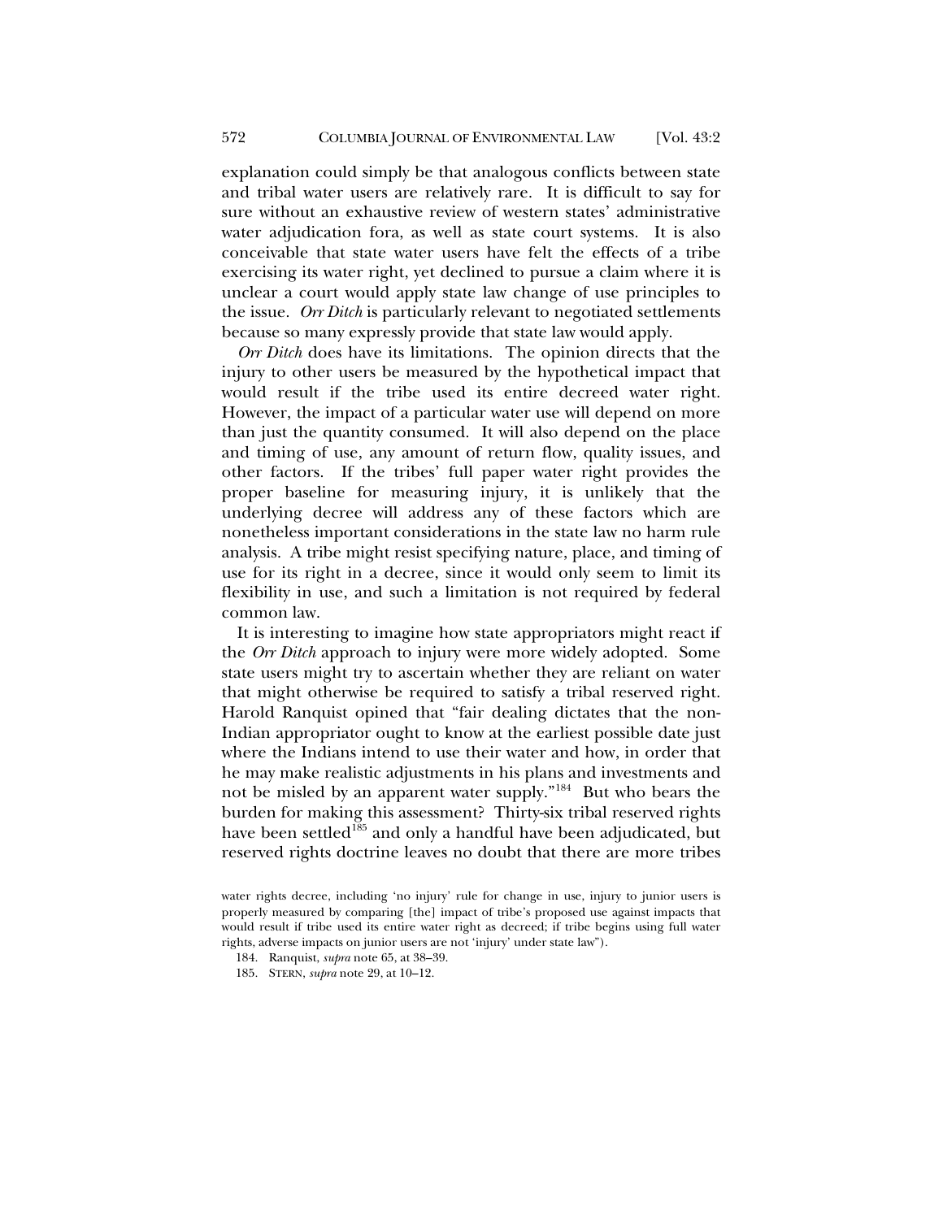explanation could simply be that analogous conflicts between state and tribal water users are relatively rare. It is difficult to say for sure without an exhaustive review of western states' administrative water adjudication fora, as well as state court systems. It is also conceivable that state water users have felt the effects of a tribe exercising its water right, yet declined to pursue a claim where it is unclear a court would apply state law change of use principles to the issue. *Orr Ditch* is particularly relevant to negotiated settlements because so many expressly provide that state law would apply.

*Orr Ditch* does have its limitations. The opinion directs that the injury to other users be measured by the hypothetical impact that would result if the tribe used its entire decreed water right. However, the impact of a particular water use will depend on more than just the quantity consumed. It will also depend on the place and timing of use, any amount of return flow, quality issues, and other factors. If the tribes' full paper water right provides the proper baseline for measuring injury, it is unlikely that the underlying decree will address any of these factors which are nonetheless important considerations in the state law no harm rule analysis. A tribe might resist specifying nature, place, and timing of use for its right in a decree, since it would only seem to limit its flexibility in use, and such a limitation is not required by federal common law.

It is interesting to imagine how state appropriators might react if the *Orr Ditch* approach to injury were more widely adopted. Some state users might try to ascertain whether they are reliant on water that might otherwise be required to satisfy a tribal reserved right. Harold Ranquist opined that "fair dealing dictates that the non-Indian appropriator ought to know at the earliest possible date just where the Indians intend to use their water and how, in order that he may make realistic adjustments in his plans and investments and not be misled by an apparent water supply."[184] But who bears the burden for making this assessment? Thirty-six tribal reserved rights have been settled[185] and only a handful have been adjudicated, but reserved rights doctrine leaves no doubt that there are more tribes

water rights decree, including 'no injury' rule for change in use, injury to junior users is properly measured by comparing [the] impact of tribe's proposed use against impacts that would result if tribe used its entire water right as decreed; if tribe begins using full water rights, adverse impacts on junior users are not 'injury' under state law").

184. Ranquist, *supra* note 65, at 38–39.

185. STERN, *supra* note 29, at 10–12.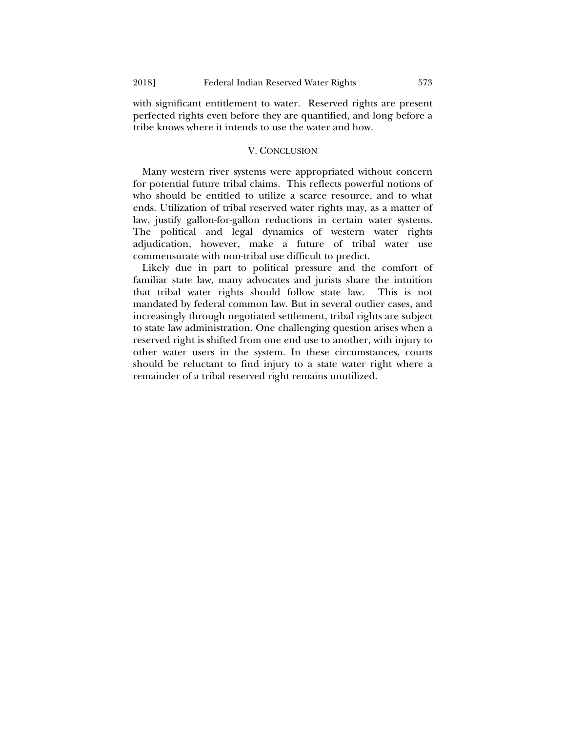with significant entitlement to water. Reserved rights are present perfected rights even before they are quantified, and long before a tribe knows where it intends to use the water and how.

## V. CONCLUSION

Many western river systems were appropriated without concern for potential future tribal claims. This reflects powerful notions of who should be entitled to utilize a scarce resource, and to what ends. Utilization of tribal reserved water rights may, as a matter of law, justify gallon-for-gallon reductions in certain water systems. The political and legal dynamics of western water rights adjudication, however, make a future of tribal water use commensurate with non-tribal use difficult to predict.

Likely due in part to political pressure and the comfort of familiar state law, many advocates and jurists share the intuition that tribal water rights should follow state law. This is not mandated by federal common law. But in several outlier cases, and increasingly through negotiated settlement, tribal rights are subject to state law administration. One challenging question arises when a reserved right is shifted from one end use to another, with injury to other water users in the system. In these circumstances, courts should be reluctant to find injury to a state water right where a remainder of a tribal reserved right remains unutilized.